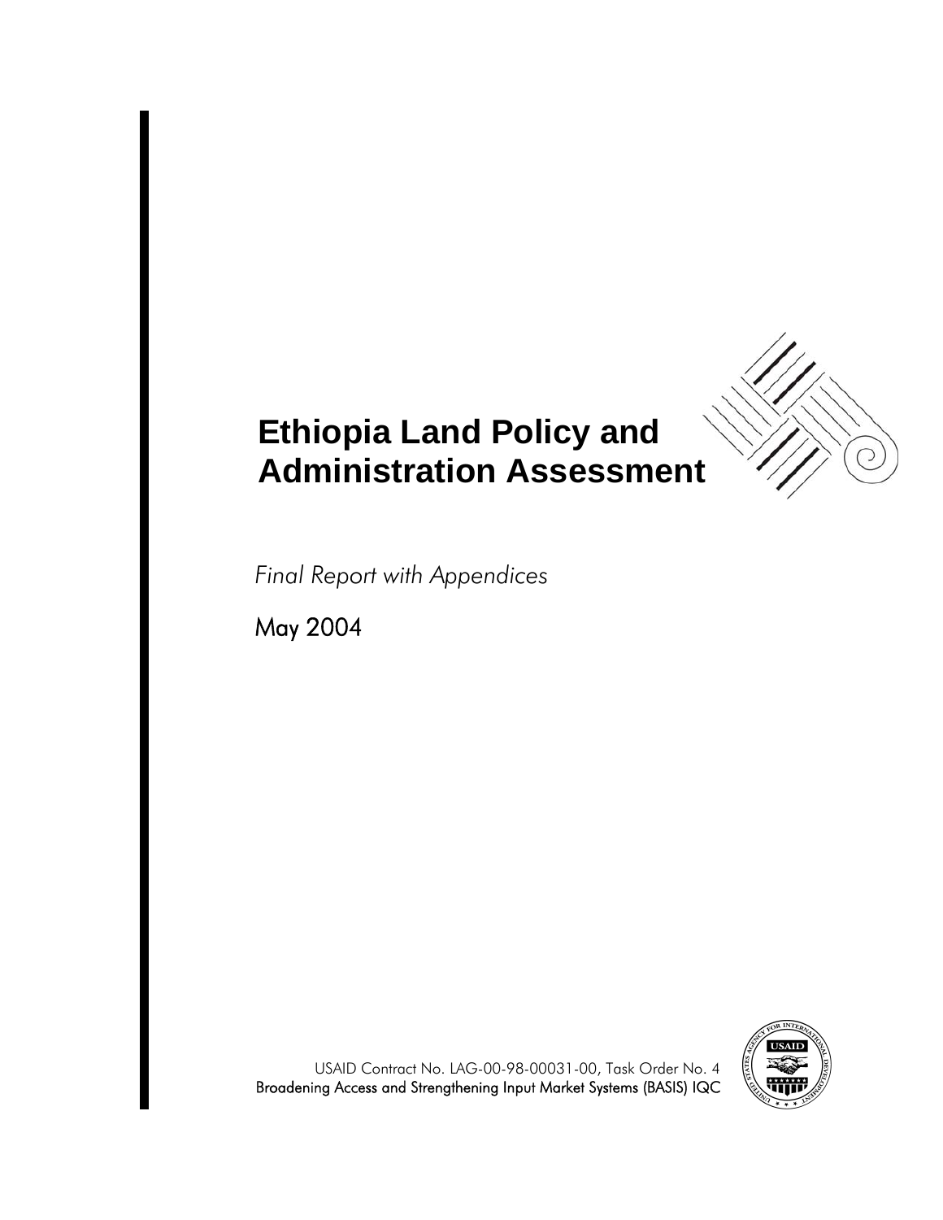# Ethiopia Land Policy and Administration Assessment

*Final Report with Appendices*

May 2004

USAID Contract No. LAG-00-98-00031-00, Task Order No. 4
Broadening Access and Strengthening Input Market Systems (BASIS) IQC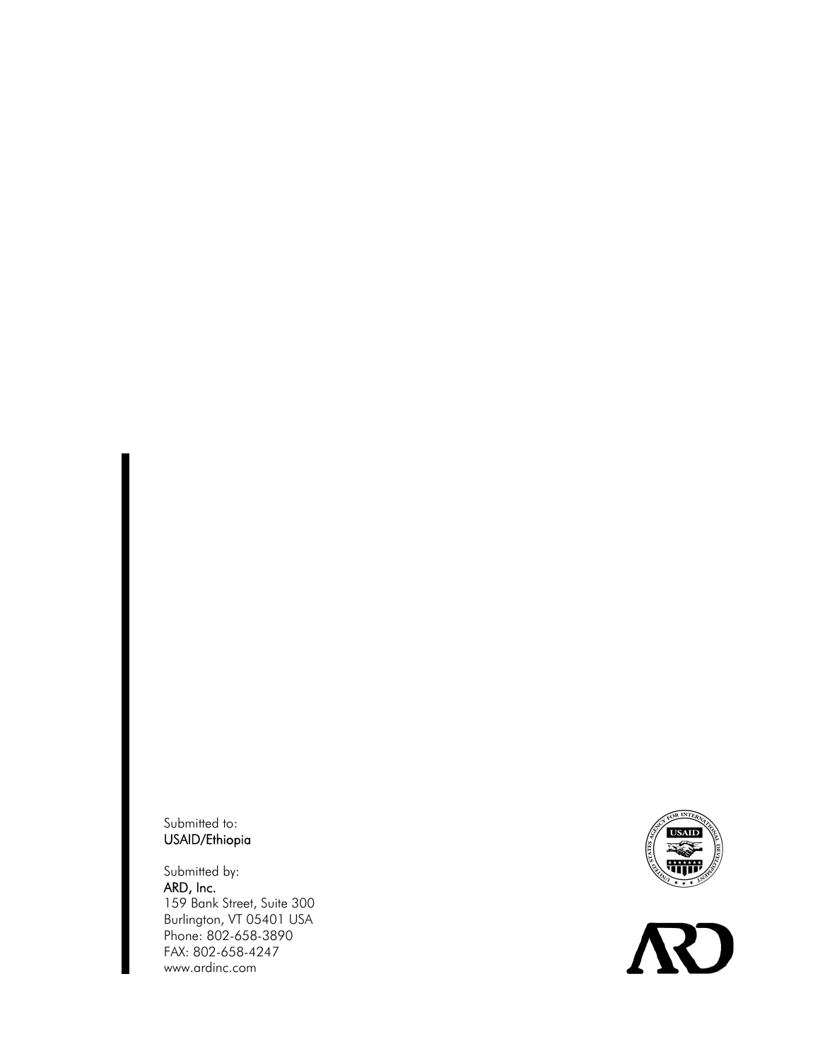Submitted to:
USAID/Ethiopia

Submitted by:
ARD, Inc.
159 Bank Street, Suite 300
Burlington, VT 05401 USA
Phone: 802-658-3890
FAX: 802-658-4247
www.ardinc.com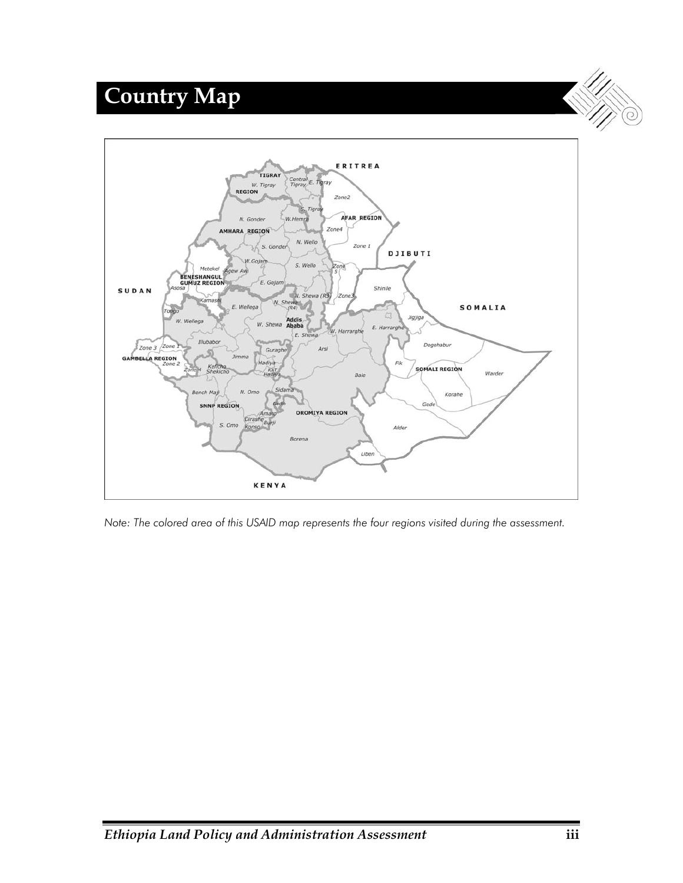# Country Map

*Note: The colored area of this USAID map represents the four regions visited during the assessment.*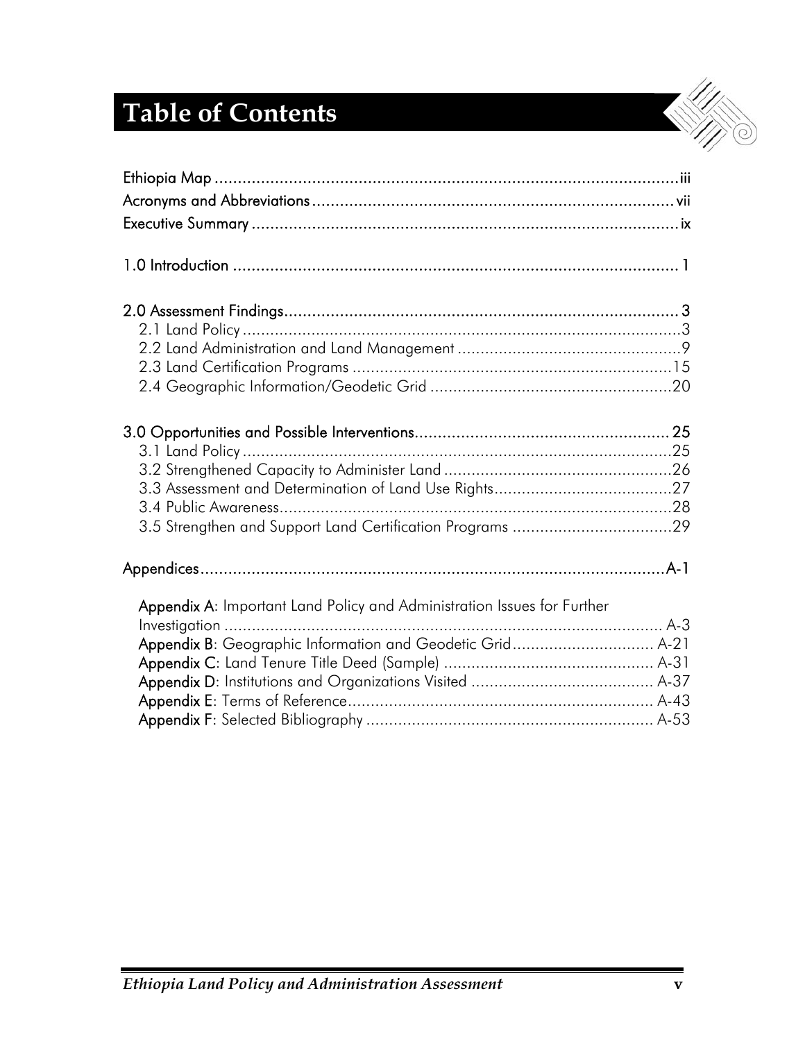# Table of Contents

Ethiopia Map ........................................................................................................iii
Acronyms and Abbreviations ............................................................................. vii
Executive Summary ............................................................................................ ix

1.0 Introduction ................................................................................................ 1

2.0 Assessment Findings..................................................................................... 3
- 2.1 Land Policy ................................................................................................3
- 2.2 Land Administration and Land Management .................................................9
- 2.3 Land Certification Programs ......................................................................15
- 2.4 Geographic Information/Geodetic Grid .....................................................20

3.0 Opportunities and Possible Interventions...................................................... 25
- 3.1 Land Policy ..............................................................................................25
- 3.2 Strengthened Capacity to Administer Land ..................................................26
- 3.3 Assessment and Determination of Land Use Rights.......................................27
- 3.4 Public Awareness......................................................................................28
- 3.5 Strengthen and Support Land Certification Programs ...................................29

Appendices....................................................................................................A-1

- **Appendix A**: Important Land Policy and Administration Issues for Further Investigation ................................................................................................ A-3
- **Appendix B**: Geographic Information and Geodetic Grid............................... A-21
- **Appendix C**: Land Tenure Title Deed (Sample) .............................................. A-31
- **Appendix D**: Institutions and Organizations Visited ....................................... A-37
- **Appendix E**: Terms of Reference.................................................................. A-43
- **Appendix F**: Selected Bibliography .............................................................. A-53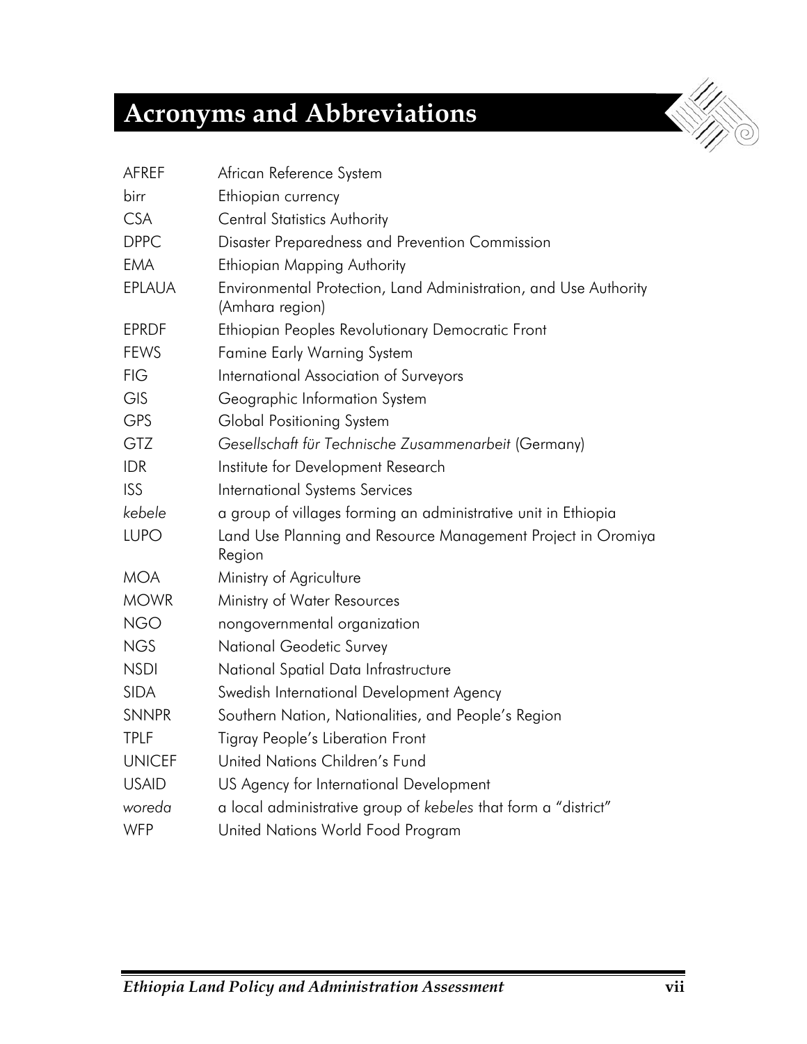# Acronyms and Abbreviations

| | |
|---|---|
| AFREF | African Reference System |
| birr | Ethiopian currency |
| CSA | Central Statistics Authority |
| DPPC | Disaster Preparedness and Prevention Commission |
| EMA | Ethiopian Mapping Authority |
| EPLAUA | Environmental Protection, Land Administration, and Use Authority (Amhara region) |
| EPRDF | Ethiopian Peoples Revolutionary Democratic Front |
| FEWS | Famine Early Warning System |
| FIG | International Association of Surveyors |
| GIS | Geographic Information System |
| GPS | Global Positioning System |
| GTZ | *Gesellschaft für Technische Zusammenarbeit* (Germany) |
| IDR | Institute for Development Research |
| ISS | International Systems Services |
| *kebele* | a group of villages forming an administrative unit in Ethiopia |
| LUPO | Land Use Planning and Resource Management Project in Oromiya Region |
| MOA | Ministry of Agriculture |
| MOWR | Ministry of Water Resources |
| NGO | nongovernmental organization |
| NGS | National Geodetic Survey |
| NSDI | National Spatial Data Infrastructure |
| SIDA | Swedish International Development Agency |
| SNNPR | Southern Nation, Nationalities, and People's Region |
| TPLF | Tigray People's Liberation Front |
| UNICEF | United Nations Children's Fund |
| USAID | US Agency for International Development |
| *woreda* | a local administrative group of *kebeles* that form a "district" |
| WFP | United Nations World Food Program |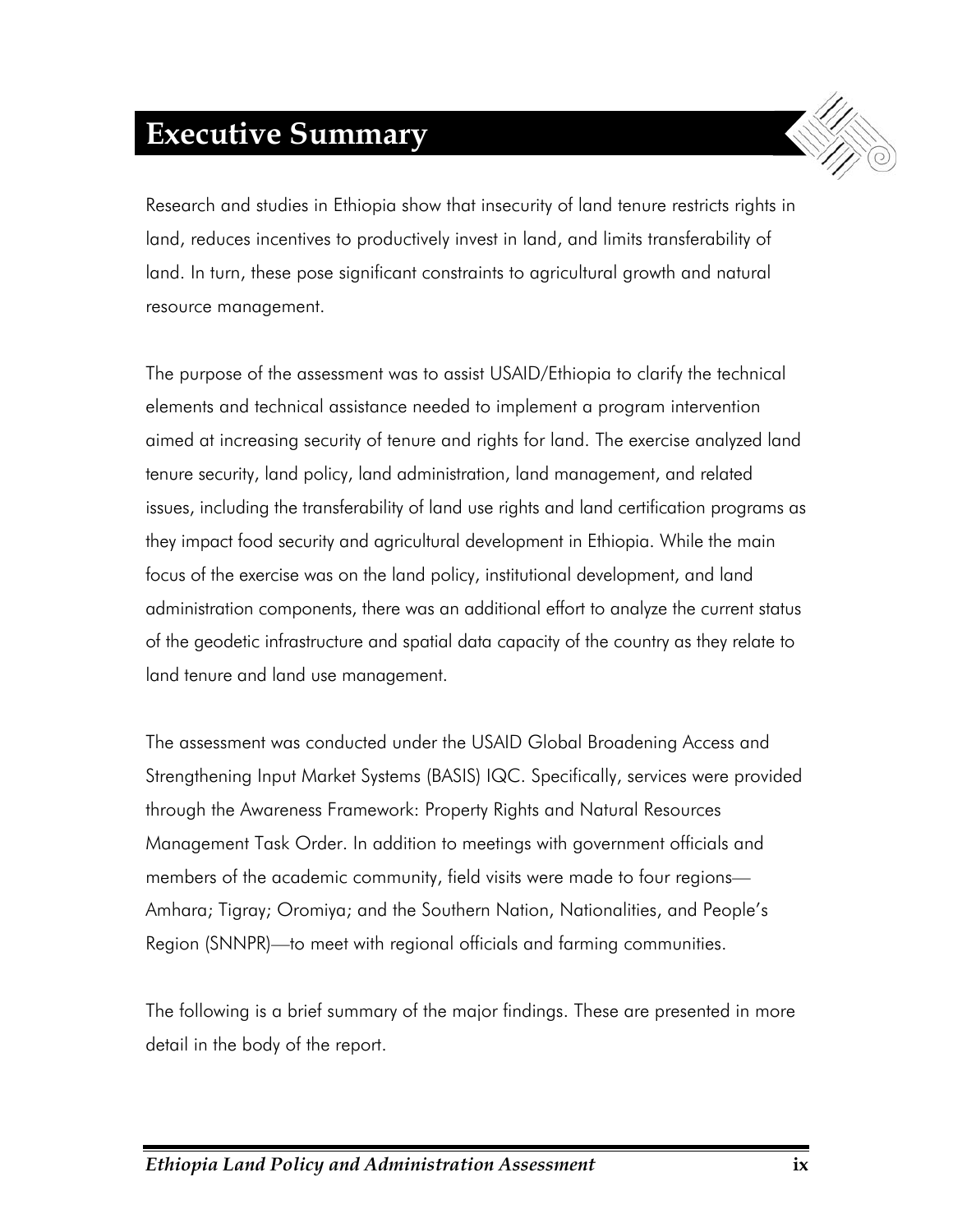# Executive Summary

Research and studies in Ethiopia show that insecurity of land tenure restricts rights in land, reduces incentives to productively invest in land, and limits transferability of land. In turn, these pose significant constraints to agricultural growth and natural resource management.

The purpose of the assessment was to assist USAID/Ethiopia to clarify the technical elements and technical assistance needed to implement a program intervention aimed at increasing security of tenure and rights for land. The exercise analyzed land tenure security, land policy, land administration, land management, and related issues, including the transferability of land use rights and land certification programs as they impact food security and agricultural development in Ethiopia. While the main focus of the exercise was on the land policy, institutional development, and land administration components, there was an additional effort to analyze the current status of the geodetic infrastructure and spatial data capacity of the country as they relate to land tenure and land use management.

The assessment was conducted under the USAID Global Broadening Access and Strengthening Input Market Systems (BASIS) IQC. Specifically, services were provided through the Awareness Framework: Property Rights and Natural Resources Management Task Order. In addition to meetings with government officials and members of the academic community, field visits were made to four regions—Amhara; Tigray; Oromiya; and the Southern Nation, Nationalities, and People's Region (SNNPR)—to meet with regional officials and farming communities.

The following is a brief summary of the major findings. These are presented in more detail in the body of the report.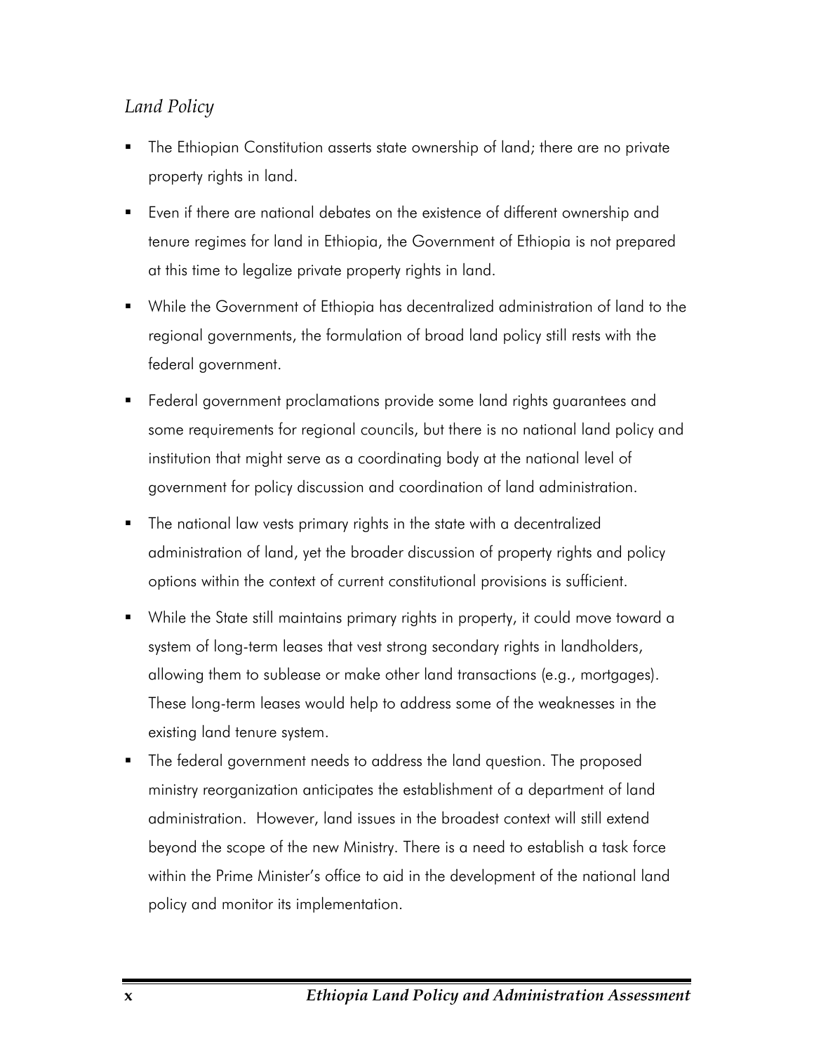*Land Policy*

- The Ethiopian Constitution asserts state ownership of land; there are no private property rights in land.
- Even if there are national debates on the existence of different ownership and tenure regimes for land in Ethiopia, the Government of Ethiopia is not prepared at this time to legalize private property rights in land.
- While the Government of Ethiopia has decentralized administration of land to the regional governments, the formulation of broad land policy still rests with the federal government.
- Federal government proclamations provide some land rights guarantees and some requirements for regional councils, but there is no national land policy and institution that might serve as a coordinating body at the national level of government for policy discussion and coordination of land administration.
- The national law vests primary rights in the state with a decentralized administration of land, yet the broader discussion of property rights and policy options within the context of current constitutional provisions is sufficient.
- While the State still maintains primary rights in property, it could move toward a system of long-term leases that vest strong secondary rights in landholders, allowing them to sublease or make other land transactions (e.g., mortgages). These long-term leases would help to address some of the weaknesses in the existing land tenure system.
- The federal government needs to address the land question. The proposed ministry reorganization anticipates the establishment of a department of land administration. However, land issues in the broadest context will still extend beyond the scope of the new Ministry. There is a need to establish a task force within the Prime Minister's office to aid in the development of the national land policy and monitor its implementation.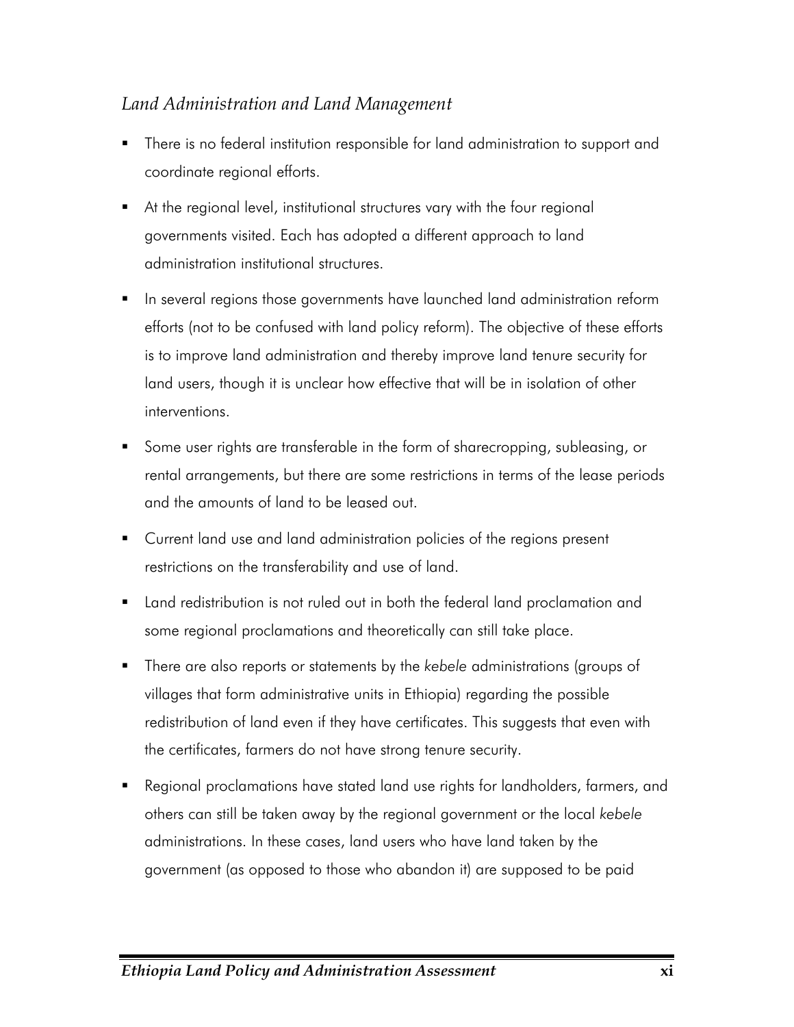*Land Administration and Land Management*

- There is no federal institution responsible for land administration to support and coordinate regional efforts.
- At the regional level, institutional structures vary with the four regional governments visited. Each has adopted a different approach to land administration institutional structures.
- In several regions those governments have launched land administration reform efforts (not to be confused with land policy reform). The objective of these efforts is to improve land administration and thereby improve land tenure security for land users, though it is unclear how effective that will be in isolation of other interventions.
- Some user rights are transferable in the form of sharecropping, subleasing, or rental arrangements, but there are some restrictions in terms of the lease periods and the amounts of land to be leased out.
- Current land use and land administration policies of the regions present restrictions on the transferability and use of land.
- Land redistribution is not ruled out in both the federal land proclamation and some regional proclamations and theoretically can still take place.
- There are also reports or statements by the *kebele* administrations (groups of villages that form administrative units in Ethiopia) regarding the possible redistribution of land even if they have certificates. This suggests that even with the certificates, farmers do not have strong tenure security.
- Regional proclamations have stated land use rights for landholders, farmers, and others can still be taken away by the regional government or the local *kebele* administrations. In these cases, land users who have land taken by the government (as opposed to those who abandon it) are supposed to be paid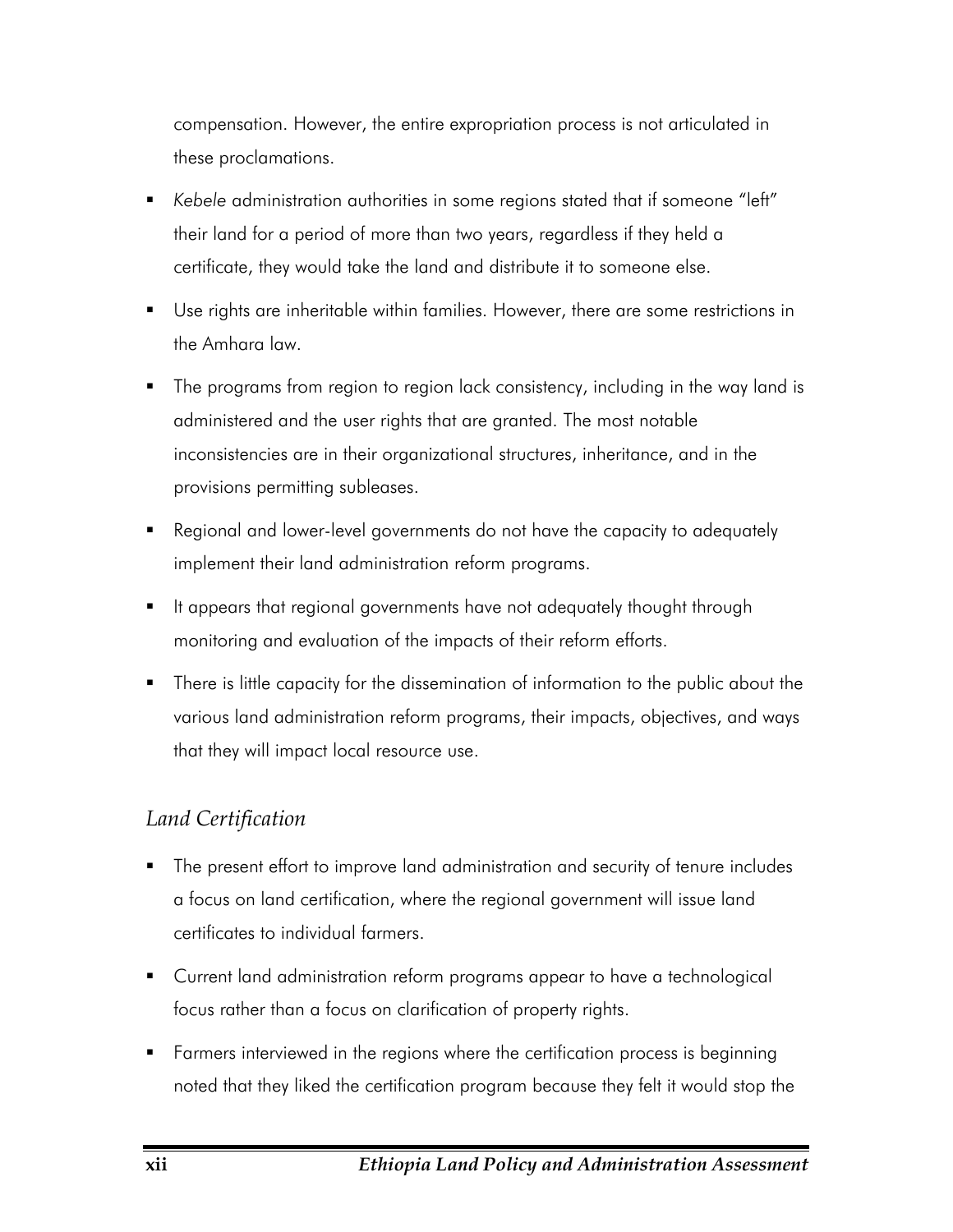compensation. However, the entire expropriation process is not articulated in these proclamations.

- *Kebele* administration authorities in some regions stated that if someone "left" their land for a period of more than two years, regardless if they held a certificate, they would take the land and distribute it to someone else.
- Use rights are inheritable within families. However, there are some restrictions in the Amhara law.
- The programs from region to region lack consistency, including in the way land is administered and the user rights that are granted. The most notable inconsistencies are in their organizational structures, inheritance, and in the provisions permitting subleases.
- Regional and lower-level governments do not have the capacity to adequately implement their land administration reform programs.
- It appears that regional governments have not adequately thought through monitoring and evaluation of the impacts of their reform efforts.
- There is little capacity for the dissemination of information to the public about the various land administration reform programs, their impacts, objectives, and ways that they will impact local resource use.

### *Land Certification*

- The present effort to improve land administration and security of tenure includes a focus on land certification, where the regional government will issue land certificates to individual farmers.
- Current land administration reform programs appear to have a technological focus rather than a focus on clarification of property rights.
- Farmers interviewed in the regions where the certification process is beginning noted that they liked the certification program because they felt it would stop the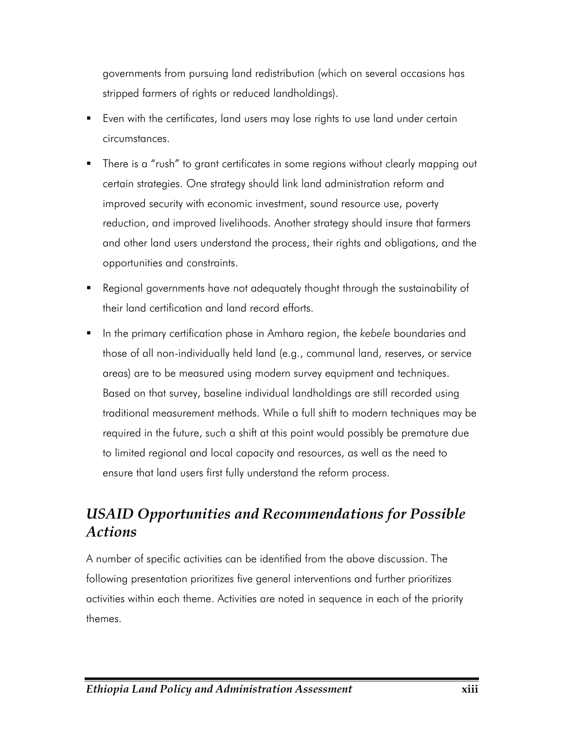governments from pursuing land redistribution (which on several occasions has stripped farmers of rights or reduced landholdings).

- Even with the certificates, land users may lose rights to use land under certain circumstances.
- There is a "rush" to grant certificates in some regions without clearly mapping out certain strategies. One strategy should link land administration reform and improved security with economic investment, sound resource use, poverty reduction, and improved livelihoods. Another strategy should insure that farmers and other land users understand the process, their rights and obligations, and the opportunities and constraints.
- Regional governments have not adequately thought through the sustainability of their land certification and land record efforts.
- In the primary certification phase in Amhara region, the *kebele* boundaries and those of all non-individually held land (e.g., communal land, reserves, or service areas) are to be measured using modern survey equipment and techniques. Based on that survey, baseline individual landholdings are still recorded using traditional measurement methods. While a full shift to modern techniques may be required in the future, such a shift at this point would possibly be premature due to limited regional and local capacity and resources, as well as the need to ensure that land users first fully understand the reform process.

## *USAID Opportunities and Recommendations for Possible Actions*

A number of specific activities can be identified from the above discussion. The following presentation prioritizes five general interventions and further prioritizes activities within each theme. Activities are noted in sequence in each of the priority themes.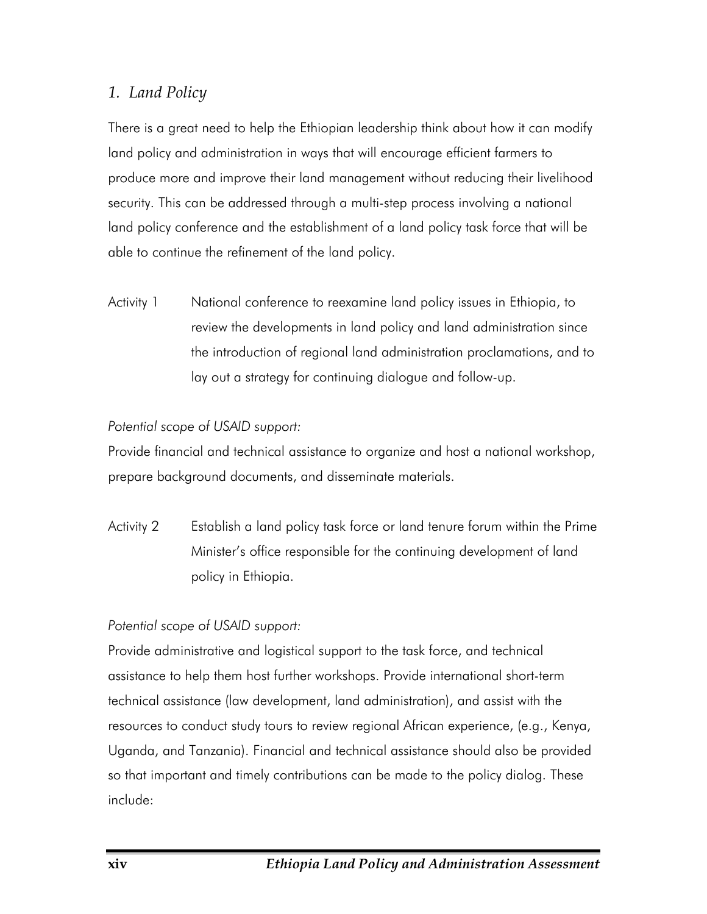## *1. Land Policy*

There is a great need to help the Ethiopian leadership think about how it can modify land policy and administration in ways that will encourage efficient farmers to produce more and improve their land management without reducing their livelihood security. This can be addressed through a multi-step process involving a national land policy conference and the establishment of a land policy task force that will be able to continue the refinement of the land policy.

Activity 1 National conference to reexamine land policy issues in Ethiopia, to review the developments in land policy and land administration since the introduction of regional land administration proclamations, and to lay out a strategy for continuing dialogue and follow-up.

*Potential scope of USAID support:*
Provide financial and technical assistance to organize and host a national workshop, prepare background documents, and disseminate materials.

Activity 2 Establish a land policy task force or land tenure forum within the Prime Minister's office responsible for the continuing development of land policy in Ethiopia.

*Potential scope of USAID support:*
Provide administrative and logistical support to the task force, and technical assistance to help them host further workshops. Provide international short-term technical assistance (law development, land administration), and assist with the resources to conduct study tours to review regional African experience, (e.g., Kenya, Uganda, and Tanzania). Financial and technical assistance should also be provided so that important and timely contributions can be made to the policy dialog. These include: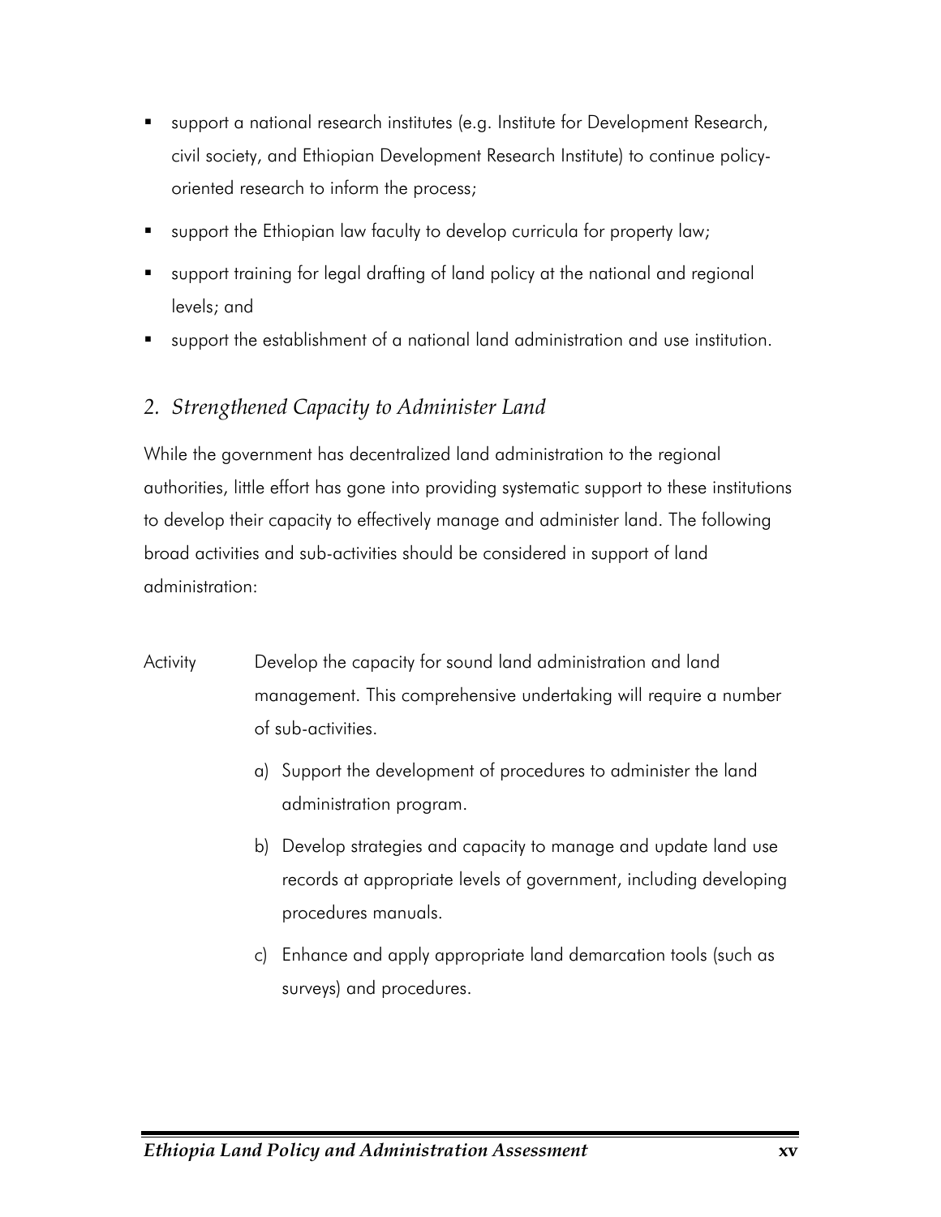- support a national research institutes (e.g. Institute for Development Research, civil society, and Ethiopian Development Research Institute) to continue policy-oriented research to inform the process;
- support the Ethiopian law faculty to develop curricula for property law;
- support training for legal drafting of land policy at the national and regional levels; and
- support the establishment of a national land administration and use institution.

## 2. *Strengthened Capacity to Administer Land*

While the government has decentralized land administration to the regional authorities, little effort has gone into providing systematic support to these institutions to develop their capacity to effectively manage and administer land. The following broad activities and sub-activities should be considered in support of land administration:

Activity Develop the capacity for sound land administration and land management. This comprehensive undertaking will require a number of sub-activities.

a) Support the development of procedures to administer the land administration program.

b) Develop strategies and capacity to manage and update land use records at appropriate levels of government, including developing procedures manuals.

c) Enhance and apply appropriate land demarcation tools (such as surveys) and procedures.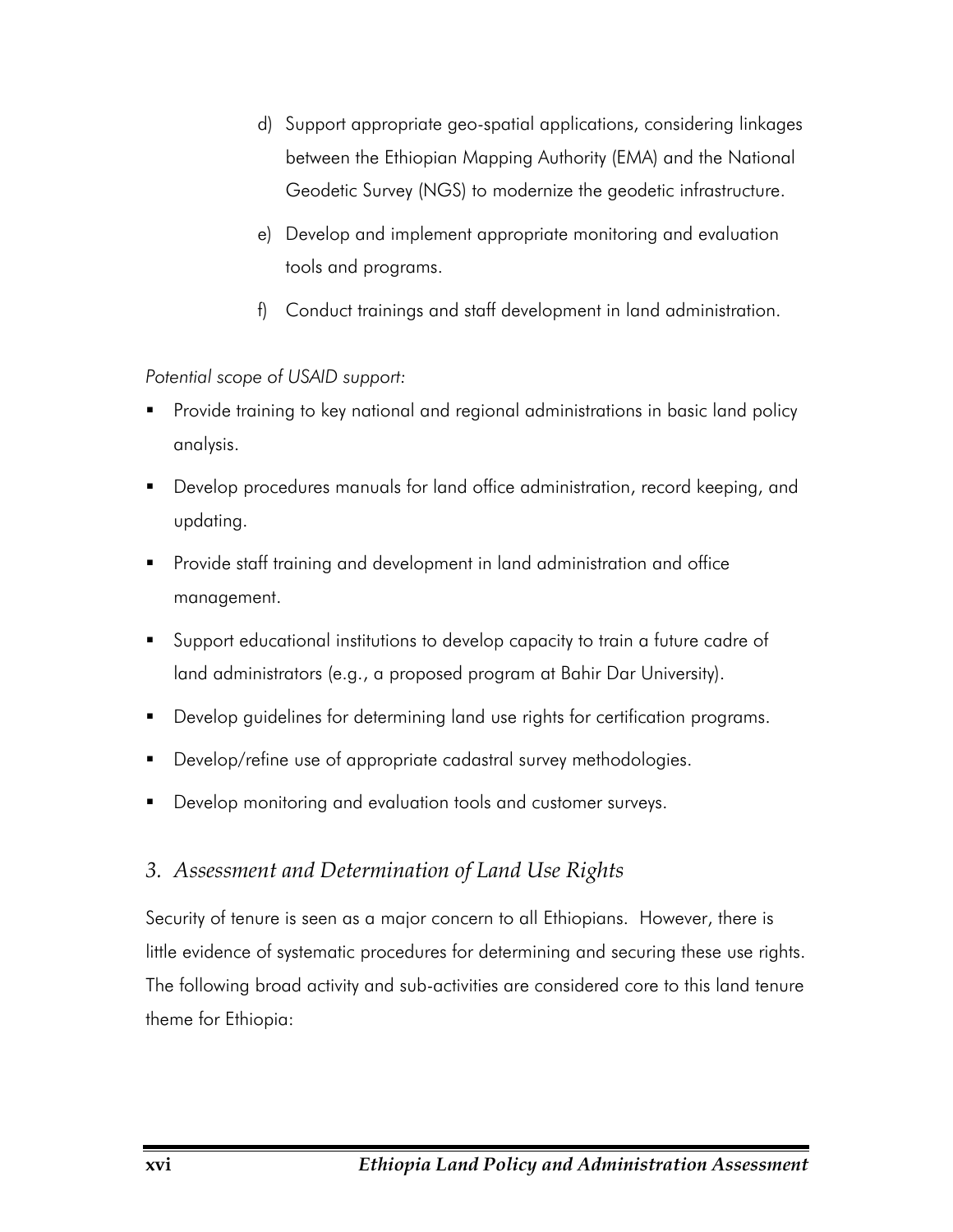d) Support appropriate geo-spatial applications, considering linkages between the Ethiopian Mapping Authority (EMA) and the National Geodetic Survey (NGS) to modernize the geodetic infrastructure.

e) Develop and implement appropriate monitoring and evaluation tools and programs.

f) Conduct trainings and staff development in land administration.

*Potential scope of USAID support:*

- Provide training to key national and regional administrations in basic land policy analysis.
- Develop procedures manuals for land office administration, record keeping, and updating.
- Provide staff training and development in land administration and office management.
- Support educational institutions to develop capacity to train a future cadre of land administrators (e.g., a proposed program at Bahir Dar University).
- Develop guidelines for determining land use rights for certification programs.
- Develop/refine use of appropriate cadastral survey methodologies.
- Develop monitoring and evaluation tools and customer surveys.

### *3. Assessment and Determination of Land Use Rights*

Security of tenure is seen as a major concern to all Ethiopians. However, there is little evidence of systematic procedures for determining and securing these use rights. The following broad activity and sub-activities are considered core to this land tenure theme for Ethiopia: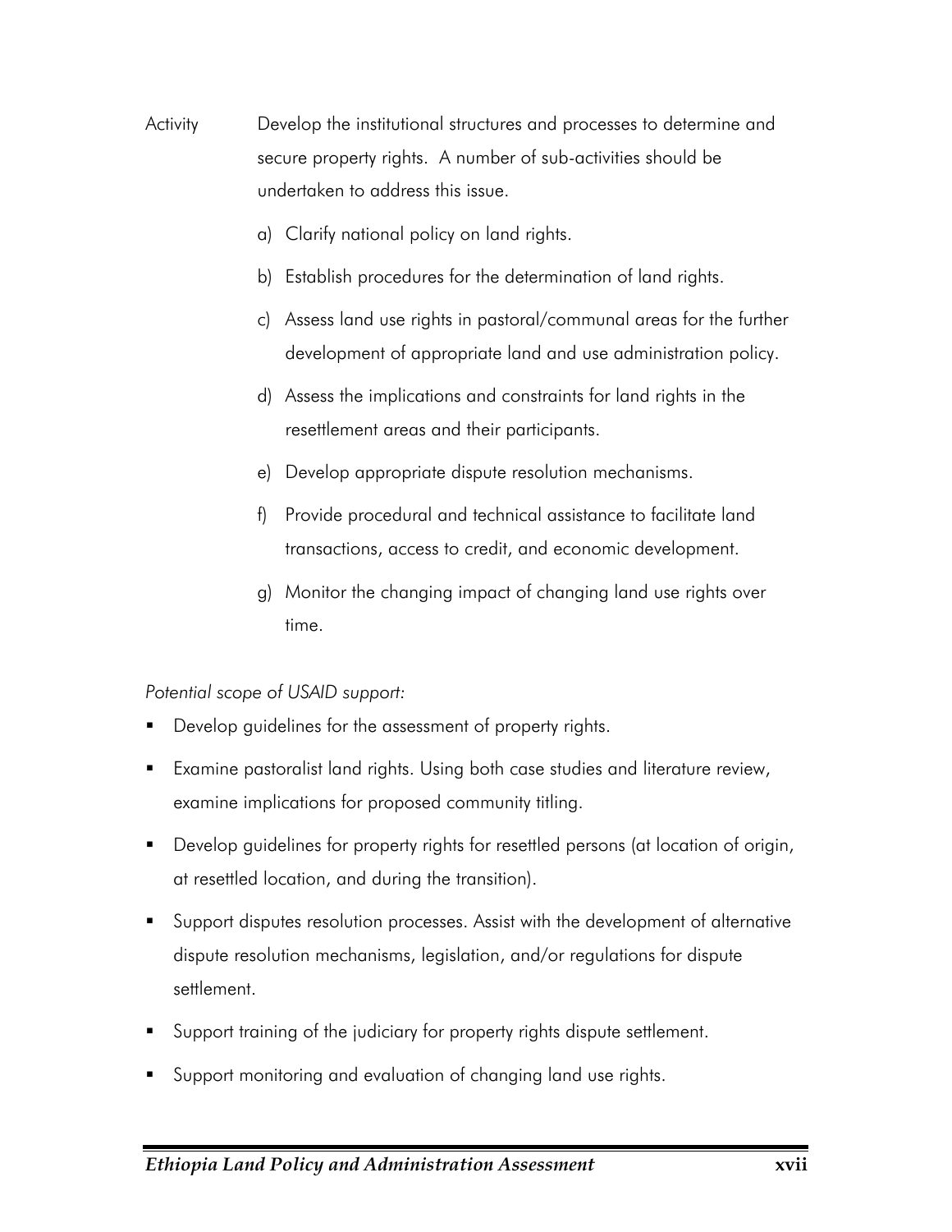Activity Develop the institutional structures and processes to determine and secure property rights. A number of sub-activities should be undertaken to address this issue.

a) Clarify national policy on land rights.

b) Establish procedures for the determination of land rights.

c) Assess land use rights in pastoral/communal areas for the further development of appropriate land and use administration policy.

d) Assess the implications and constraints for land rights in the resettlement areas and their participants.

e) Develop appropriate dispute resolution mechanisms.

f) Provide procedural and technical assistance to facilitate land transactions, access to credit, and economic development.

g) Monitor the changing impact of changing land use rights over time.

*Potential scope of USAID support:*

- Develop guidelines for the assessment of property rights.
- Examine pastoralist land rights. Using both case studies and literature review, examine implications for proposed community titling.
- Develop guidelines for property rights for resettled persons (at location of origin, at resettled location, and during the transition).
- Support disputes resolution processes. Assist with the development of alternative dispute resolution mechanisms, legislation, and/or regulations for dispute settlement.
- Support training of the judiciary for property rights dispute settlement.
- Support monitoring and evaluation of changing land use rights.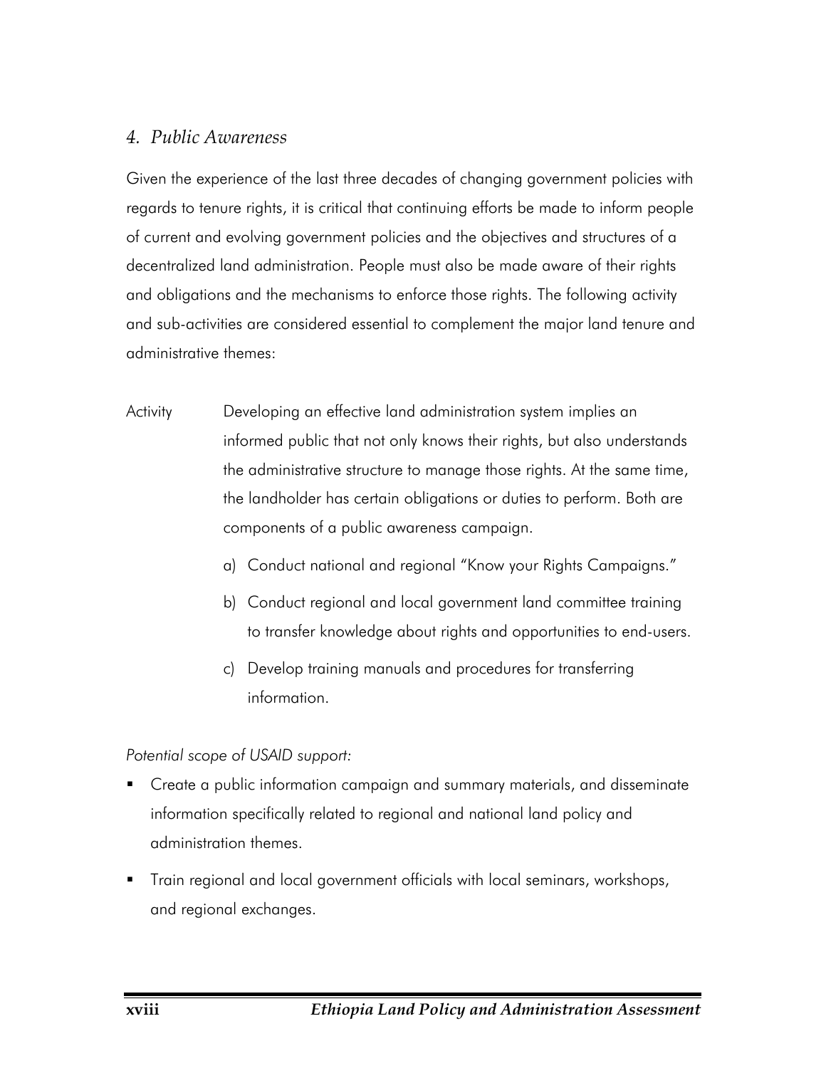### *4. Public Awareness*

Given the experience of the last three decades of changing government policies with regards to tenure rights, it is critical that continuing efforts be made to inform people of current and evolving government policies and the objectives and structures of a decentralized land administration. People must also be made aware of their rights and obligations and the mechanisms to enforce those rights. The following activity and sub-activities are considered essential to complement the major land tenure and administrative themes:

Activity  Developing an effective land administration system implies an informed public that not only knows their rights, but also understands the administrative structure to manage those rights. At the same time, the landholder has certain obligations or duties to perform. Both are components of a public awareness campaign.

a) Conduct national and regional "Know your Rights Campaigns."

b) Conduct regional and local government land committee training to transfer knowledge about rights and opportunities to end-users.

c) Develop training manuals and procedures for transferring information.

*Potential scope of USAID support:*

- Create a public information campaign and summary materials, and disseminate information specifically related to regional and national land policy and administration themes.
- Train regional and local government officials with local seminars, workshops, and regional exchanges.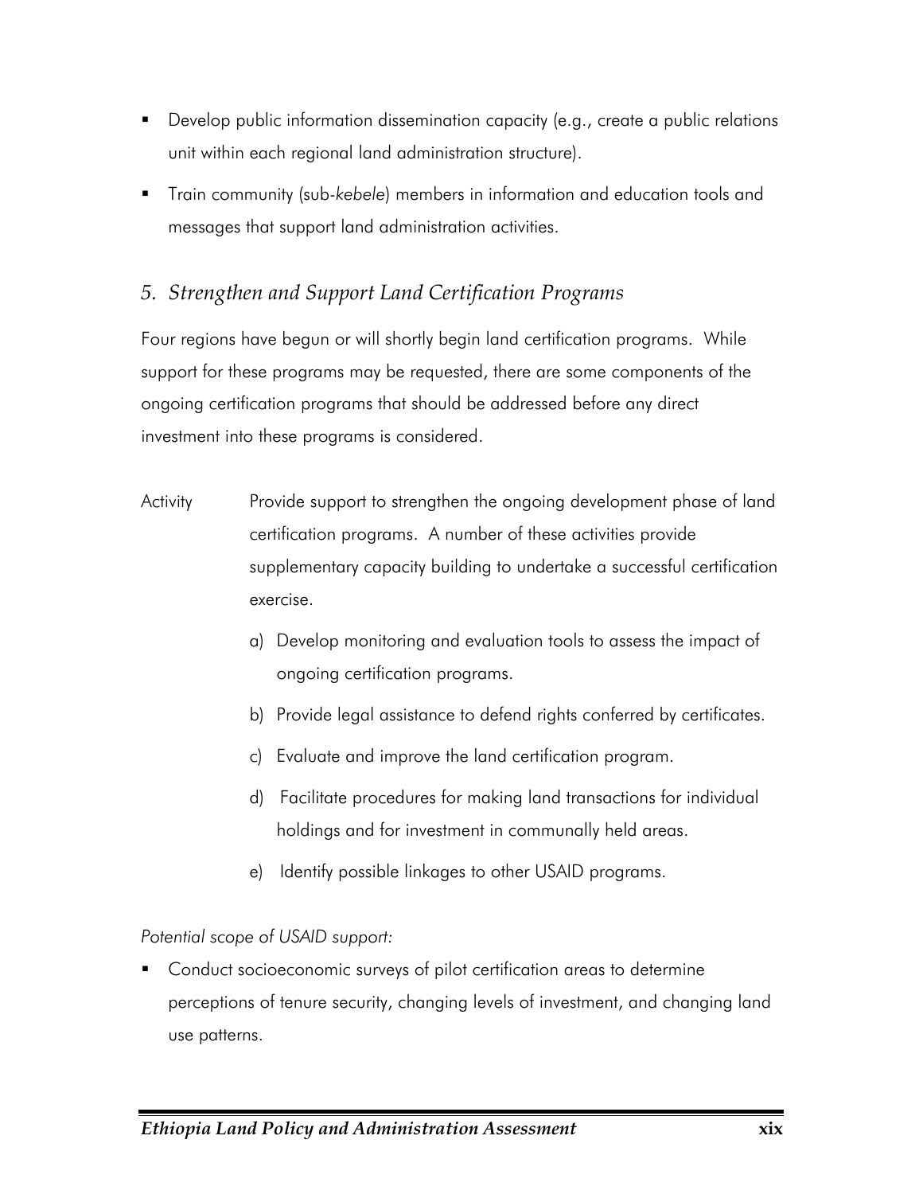- Develop public information dissemination capacity (e.g., create a public relations unit within each regional land administration structure).
- Train community (sub-*kebele*) members in information and education tools and messages that support land administration activities.

### *5. Strengthen and Support Land Certification Programs*

Four regions have begun or will shortly begin land certification programs. While support for these programs may be requested, there are some components of the ongoing certification programs that should be addressed before any direct investment into these programs is considered.

Activity Provide support to strengthen the ongoing development phase of land certification programs. A number of these activities provide supplementary capacity building to undertake a successful certification exercise.

a) Develop monitoring and evaluation tools to assess the impact of ongoing certification programs.

b) Provide legal assistance to defend rights conferred by certificates.

c) Evaluate and improve the land certification program.

d) Facilitate procedures for making land transactions for individual holdings and for investment in communally held areas.

e) Identify possible linkages to other USAID programs.

*Potential scope of USAID support:*

- Conduct socioeconomic surveys of pilot certification areas to determine perceptions of tenure security, changing levels of investment, and changing land use patterns.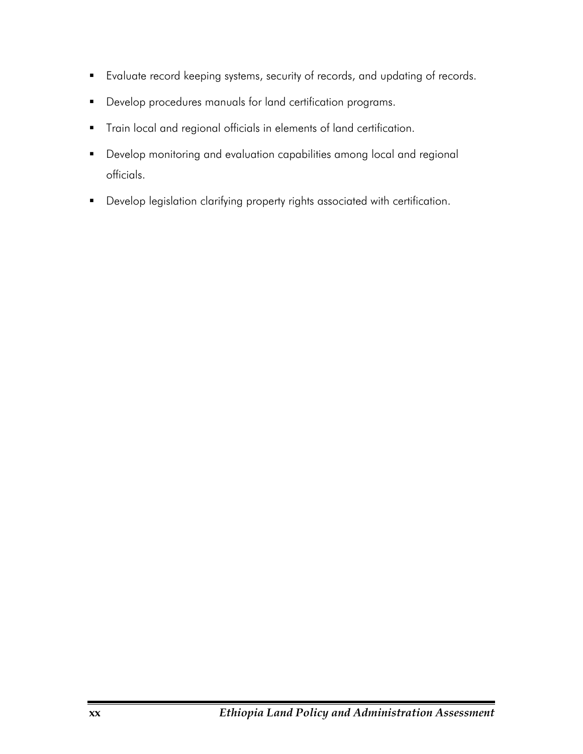- Evaluate record keeping systems, security of records, and updating of records.
- Develop procedures manuals for land certification programs.
- Train local and regional officials in elements of land certification.
- Develop monitoring and evaluation capabilities among local and regional officials.
- Develop legislation clarifying property rights associated with certification.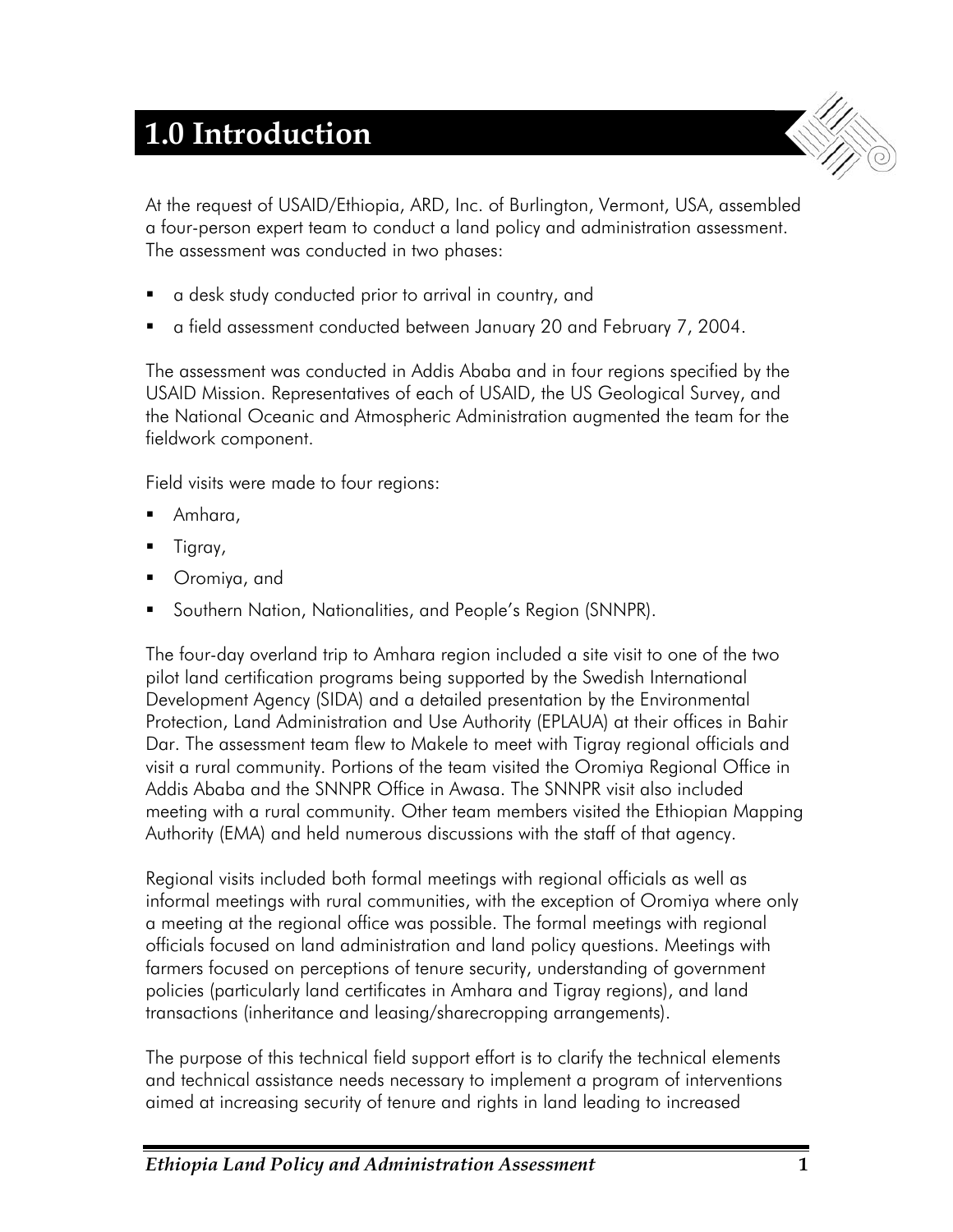# 1.0 Introduction

At the request of USAID/Ethiopia, ARD, Inc. of Burlington, Vermont, USA, assembled a four-person expert team to conduct a land policy and administration assessment. The assessment was conducted in two phases:

- a desk study conducted prior to arrival in country, and
- a field assessment conducted between January 20 and February 7, 2004.

The assessment was conducted in Addis Ababa and in four regions specified by the USAID Mission. Representatives of each of USAID, the US Geological Survey, and the National Oceanic and Atmospheric Administration augmented the team for the fieldwork component.

Field visits were made to four regions:

- Amhara,
- Tigray,
- Oromiya, and
- Southern Nation, Nationalities, and People's Region (SNNPR).

The four-day overland trip to Amhara region included a site visit to one of the two pilot land certification programs being supported by the Swedish International Development Agency (SIDA) and a detailed presentation by the Environmental Protection, Land Administration and Use Authority (EPLAUA) at their offices in Bahir Dar. The assessment team flew to Makele to meet with Tigray regional officials and visit a rural community. Portions of the team visited the Oromiya Regional Office in Addis Ababa and the SNNPR Office in Awasa. The SNNPR visit also included meeting with a rural community. Other team members visited the Ethiopian Mapping Authority (EMA) and held numerous discussions with the staff of that agency.

Regional visits included both formal meetings with regional officials as well as informal meetings with rural communities, with the exception of Oromiya where only a meeting at the regional office was possible. The formal meetings with regional officials focused on land administration and land policy questions. Meetings with farmers focused on perceptions of tenure security, understanding of government policies (particularly land certificates in Amhara and Tigray regions), and land transactions (inheritance and leasing/sharecropping arrangements).

The purpose of this technical field support effort is to clarify the technical elements and technical assistance needs necessary to implement a program of interventions aimed at increasing security of tenure and rights in land leading to increased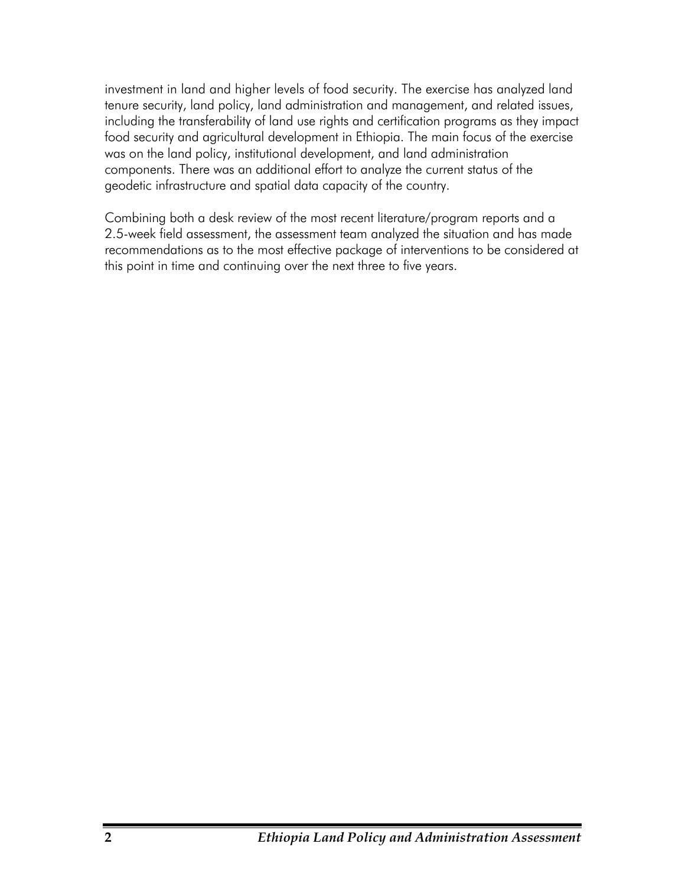investment in land and higher levels of food security. The exercise has analyzed land tenure security, land policy, land administration and management, and related issues, including the transferability of land use rights and certification programs as they impact food security and agricultural development in Ethiopia. The main focus of the exercise was on the land policy, institutional development, and land administration components. There was an additional effort to analyze the current status of the geodetic infrastructure and spatial data capacity of the country.

Combining both a desk review of the most recent literature/program reports and a 2.5-week field assessment, the assessment team analyzed the situation and has made recommendations as to the most effective package of interventions to be considered at this point in time and continuing over the next three to five years.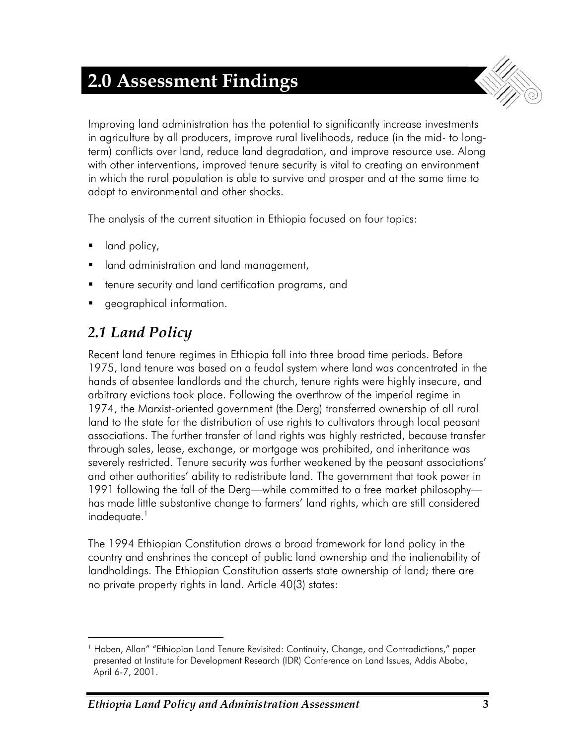# 2.0 Assessment Findings

Improving land administration has the potential to significantly increase investments in agriculture by all producers, improve rural livelihoods, reduce (in the mid- to long-term) conflicts over land, reduce land degradation, and improve resource use. Along with other interventions, improved tenure security is vital to creating an environment in which the rural population is able to survive and prosper and at the same time to adapt to environmental and other shocks.

The analysis of the current situation in Ethiopia focused on four topics:

- land policy,
- land administration and land management,
- tenure security and land certification programs, and
- geographical information.

## *2.1 Land Policy*

Recent land tenure regimes in Ethiopia fall into three broad time periods. Before 1975, land tenure was based on a feudal system where land was concentrated in the hands of absentee landlords and the church, tenure rights were highly insecure, and arbitrary evictions took place. Following the overthrow of the imperial regime in 1974, the Marxist-oriented government (the Derg) transferred ownership of all rural land to the state for the distribution of use rights to cultivators through local peasant associations. The further transfer of land rights was highly restricted, because transfer through sales, lease, exchange, or mortgage was prohibited, and inheritance was severely restricted. Tenure security was further weakened by the peasant associations' and other authorities' ability to redistribute land. The government that took power in 1991 following the fall of the Derg—while committed to a free market philosophy—has made little substantive change to farmers' land rights, which are still considered inadequate.[1]

The 1994 Ethiopian Constitution draws a broad framework for land policy in the country and enshrines the concept of public land ownership and the inalienability of landholdings. The Ethiopian Constitution asserts state ownership of land; there are no private property rights in land. Article 40(3) states:

---

[1] Hoben, Allan" "Ethiopian Land Tenure Revisited: Continuity, Change, and Contradictions," paper presented at Institute for Development Research (IDR) Conference on Land Issues, Addis Ababa, April 6-7, 2001.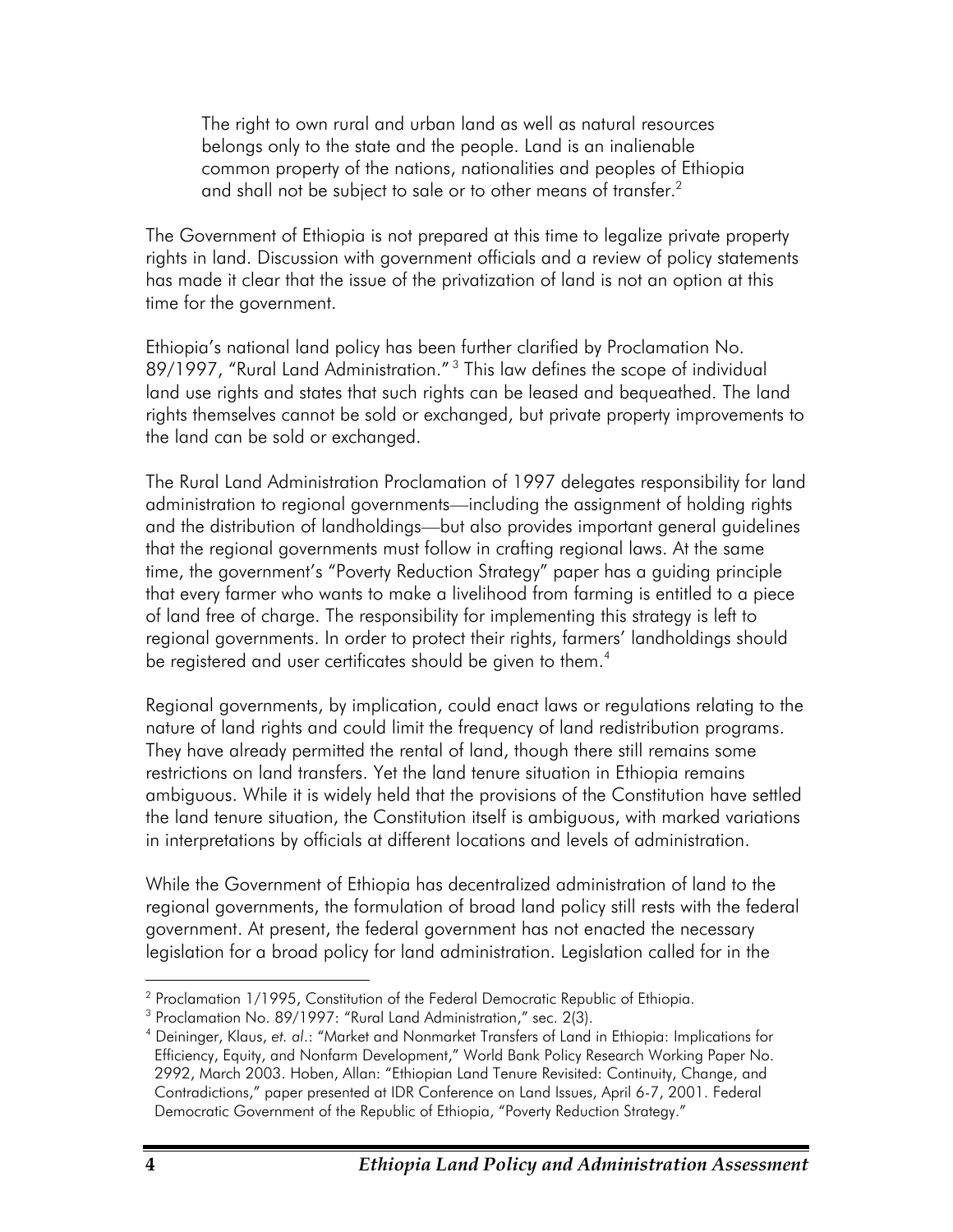> The right to own rural and urban land as well as natural resources belongs only to the state and the people. Land is an inalienable common property of the nations, nationalities and peoples of Ethiopia and shall not be subject to sale or to other means of transfer.[2]

The Government of Ethiopia is not prepared at this time to legalize private property rights in land. Discussion with government officials and a review of policy statements has made it clear that the issue of the privatization of land is not an option at this time for the government.

Ethiopia's national land policy has been further clarified by Proclamation No. 89/1997, "Rural Land Administration."[3] This law defines the scope of individual land use rights and states that such rights can be leased and bequeathed. The land rights themselves cannot be sold or exchanged, but private property improvements to the land can be sold or exchanged.

The Rural Land Administration Proclamation of 1997 delegates responsibility for land administration to regional governments—including the assignment of holding rights and the distribution of landholdings—but also provides important general guidelines that the regional governments must follow in crafting regional laws. At the same time, the government's "Poverty Reduction Strategy" paper has a guiding principle that every farmer who wants to make a livelihood from farming is entitled to a piece of land free of charge. The responsibility for implementing this strategy is left to regional governments. In order to protect their rights, farmers' landholdings should be registered and user certificates should be given to them.[4]

Regional governments, by implication, could enact laws or regulations relating to the nature of land rights and could limit the frequency of land redistribution programs. They have already permitted the rental of land, though there still remains some restrictions on land transfers. Yet the land tenure situation in Ethiopia remains ambiguous. While it is widely held that the provisions of the Constitution have settled the land tenure situation, the Constitution itself is ambiguous, with marked variations in interpretations by officials at different locations and levels of administration.

While the Government of Ethiopia has decentralized administration of land to the regional governments, the formulation of broad land policy still rests with the federal government. At present, the federal government has not enacted the necessary legislation for a broad policy for land administration. Legislation called for in the

---

[2] Proclamation 1/1995, Constitution of the Federal Democratic Republic of Ethiopia.

[3] Proclamation No. 89/1997: "Rural Land Administration," sec. 2(3).

[4] Deininger, Klaus, *et. al*.: "Market and Nonmarket Transfers of Land in Ethiopia: Implications for Efficiency, Equity, and Nonfarm Development," World Bank Policy Research Working Paper No. 2992, March 2003. Hoben, Allan: "Ethiopian Land Tenure Revisited: Continuity, Change, and Contradictions," paper presented at IDR Conference on Land Issues, April 6-7, 2001. Federal Democratic Government of the Republic of Ethiopia, "Poverty Reduction Strategy."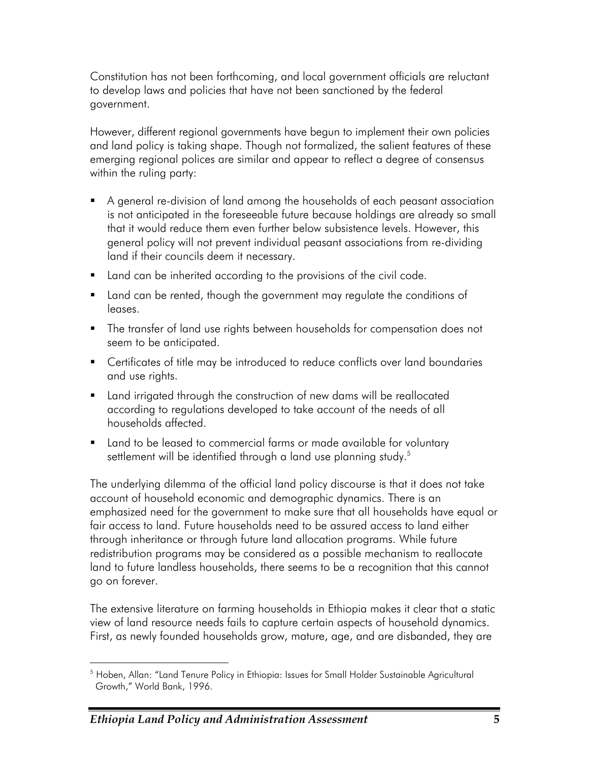Constitution has not been forthcoming, and local government officials are reluctant to develop laws and policies that have not been sanctioned by the federal government.

However, different regional governments have begun to implement their own policies and land policy is taking shape. Though not formalized, the salient features of these emerging regional polices are similar and appear to reflect a degree of consensus within the ruling party:

- A general re-division of land among the households of each peasant association is not anticipated in the foreseeable future because holdings are already so small that it would reduce them even further below subsistence levels. However, this general policy will not prevent individual peasant associations from re-dividing land if their councils deem it necessary.
- Land can be inherited according to the provisions of the civil code.
- Land can be rented, though the government may regulate the conditions of leases.
- The transfer of land use rights between households for compensation does not seem to be anticipated.
- Certificates of title may be introduced to reduce conflicts over land boundaries and use rights.
- Land irrigated through the construction of new dams will be reallocated according to regulations developed to take account of the needs of all households affected.
- Land to be leased to commercial farms or made available for voluntary settlement will be identified through a land use planning study.[5]

The underlying dilemma of the official land policy discourse is that it does not take account of household economic and demographic dynamics. There is an emphasized need for the government to make sure that all households have equal or fair access to land. Future households need to be assured access to land either through inheritance or through future land allocation programs. While future redistribution programs may be considered as a possible mechanism to reallocate land to future landless households, there seems to be a recognition that this cannot go on forever.

The extensive literature on farming households in Ethiopia makes it clear that a static view of land resource needs fails to capture certain aspects of household dynamics. First, as newly founded households grow, mature, age, and are disbanded, they are

[5] Hoben, Allan: "Land Tenure Policy in Ethiopia: Issues for Small Holder Sustainable Agricultural Growth," World Bank, 1996.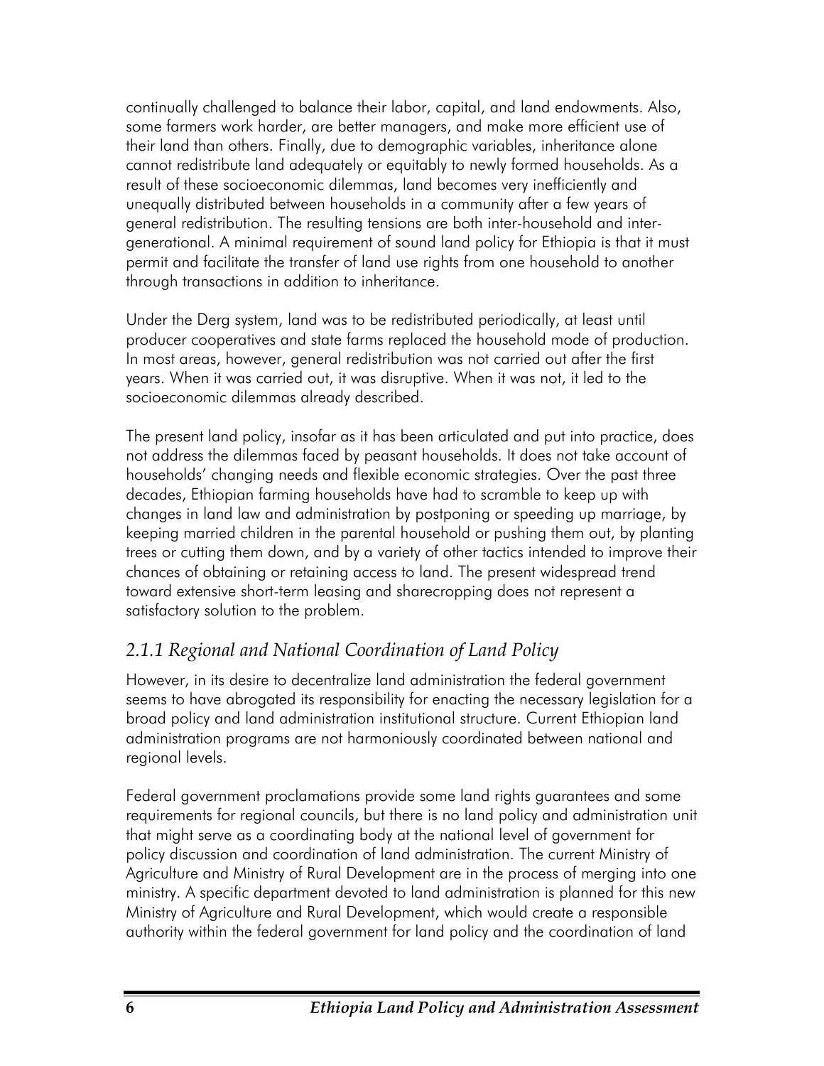continually challenged to balance their labor, capital, and land endowments. Also, some farmers work harder, are better managers, and make more efficient use of their land than others. Finally, due to demographic variables, inheritance alone cannot redistribute land adequately or equitably to newly formed households. As a result of these socioeconomic dilemmas, land becomes very inefficiently and unequally distributed between households in a community after a few years of general redistribution. The resulting tensions are both inter-household and inter-generational. A minimal requirement of sound land policy for Ethiopia is that it must permit and facilitate the transfer of land use rights from one household to another through transactions in addition to inheritance.

Under the Derg system, land was to be redistributed periodically, at least until producer cooperatives and state farms replaced the household mode of production. In most areas, however, general redistribution was not carried out after the first years. When it was carried out, it was disruptive. When it was not, it led to the socioeconomic dilemmas already described.

The present land policy, insofar as it has been articulated and put into practice, does not address the dilemmas faced by peasant households. It does not take account of households' changing needs and flexible economic strategies. Over the past three decades, Ethiopian farming households have had to scramble to keep up with changes in land law and administration by postponing or speeding up marriage, by keeping married children in the parental household or pushing them out, by planting trees or cutting them down, and by a variety of other tactics intended to improve their chances of obtaining or retaining access to land. The present widespread trend toward extensive short-term leasing and sharecropping does not represent a satisfactory solution to the problem.

### *2.1.1 Regional and National Coordination of Land Policy*

However, in its desire to decentralize land administration the federal government seems to have abrogated its responsibility for enacting the necessary legislation for a broad policy and land administration institutional structure. Current Ethiopian land administration programs are not harmoniously coordinated between national and regional levels.

Federal government proclamations provide some land rights guarantees and some requirements for regional councils, but there is no land policy and administration unit that might serve as a coordinating body at the national level of government for policy discussion and coordination of land administration. The current Ministry of Agriculture and Ministry of Rural Development are in the process of merging into one ministry. A specific department devoted to land administration is planned for this new Ministry of Agriculture and Rural Development, which would create a responsible authority within the federal government for land policy and the coordination of land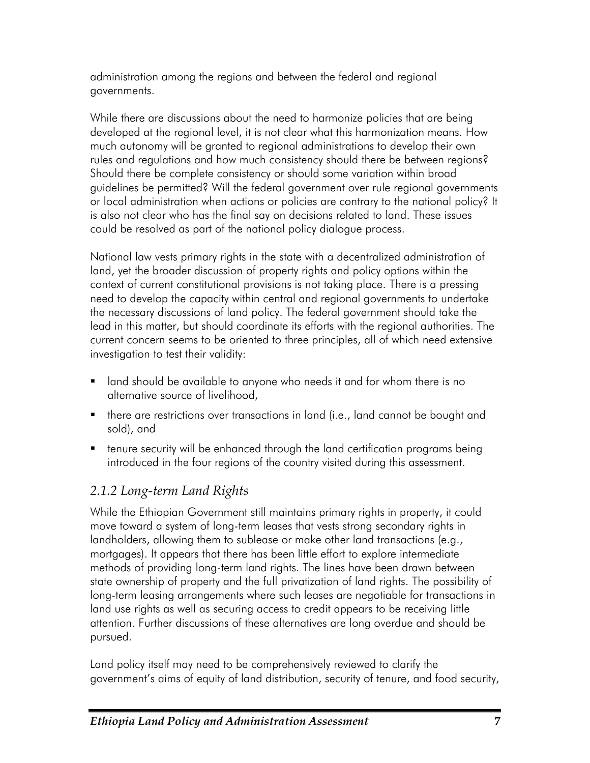administration among the regions and between the federal and regional governments.

While there are discussions about the need to harmonize policies that are being developed at the regional level, it is not clear what this harmonization means. How much autonomy will be granted to regional administrations to develop their own rules and regulations and how much consistency should there be between regions? Should there be complete consistency or should some variation within broad guidelines be permitted? Will the federal government over rule regional governments or local administration when actions or policies are contrary to the national policy? It is also not clear who has the final say on decisions related to land. These issues could be resolved as part of the national policy dialogue process.

National law vests primary rights in the state with a decentralized administration of land, yet the broader discussion of property rights and policy options within the context of current constitutional provisions is not taking place. There is a pressing need to develop the capacity within central and regional governments to undertake the necessary discussions of land policy. The federal government should take the lead in this matter, but should coordinate its efforts with the regional authorities. The current concern seems to be oriented to three principles, all of which need extensive investigation to test their validity:

- land should be available to anyone who needs it and for whom there is no alternative source of livelihood,
- there are restrictions over transactions in land (i.e., land cannot be bought and sold), and
- tenure security will be enhanced through the land certification programs being introduced in the four regions of the country visited during this assessment.

### *2.1.2 Long-term Land Rights*

While the Ethiopian Government still maintains primary rights in property, it could move toward a system of long-term leases that vests strong secondary rights in landholders, allowing them to sublease or make other land transactions (e.g., mortgages). It appears that there has been little effort to explore intermediate methods of providing long-term land rights. The lines have been drawn between state ownership of property and the full privatization of land rights. The possibility of long-term leasing arrangements where such leases are negotiable for transactions in land use rights as well as securing access to credit appears to be receiving little attention. Further discussions of these alternatives are long overdue and should be pursued.

Land policy itself may need to be comprehensively reviewed to clarify the government's aims of equity of land distribution, security of tenure, and food security,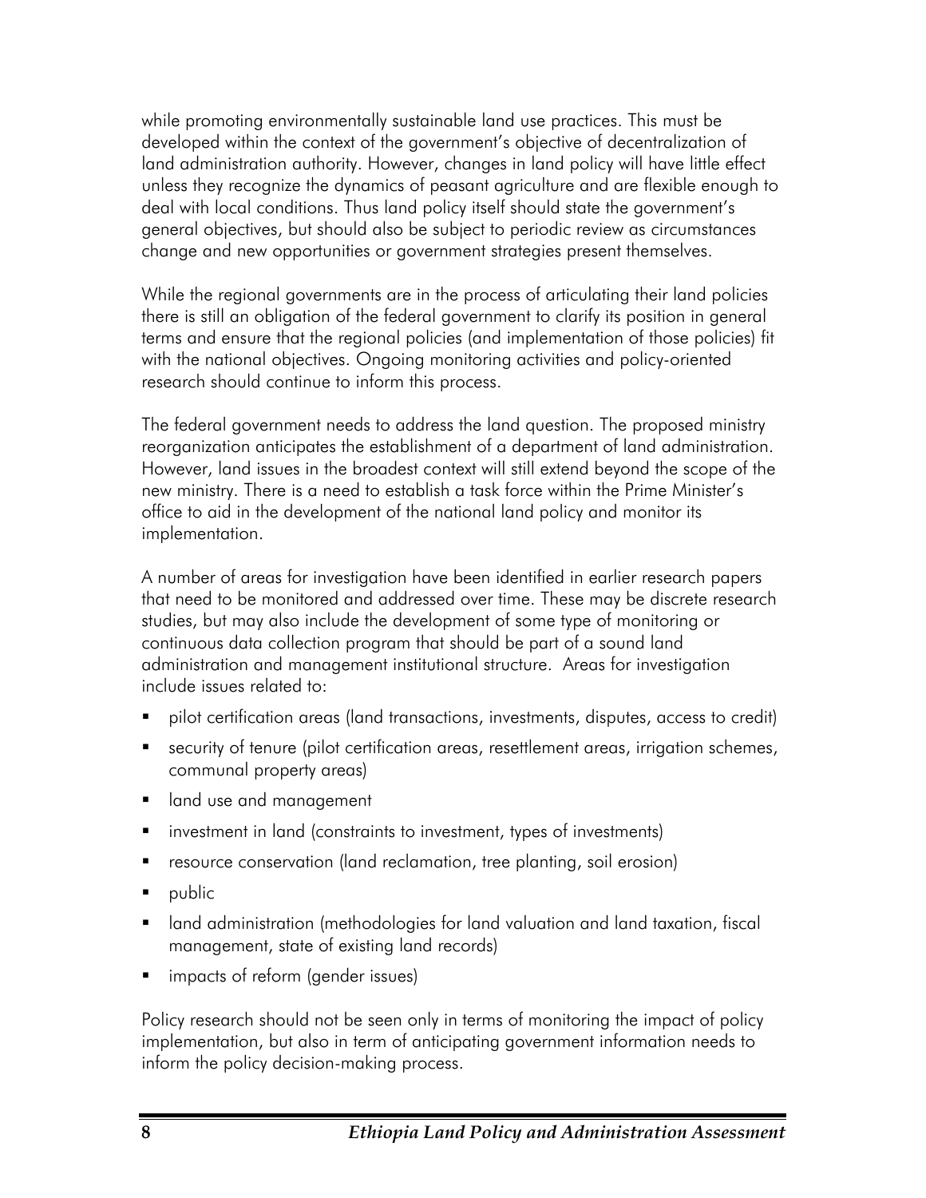while promoting environmentally sustainable land use practices. This must be developed within the context of the government's objective of decentralization of land administration authority. However, changes in land policy will have little effect unless they recognize the dynamics of peasant agriculture and are flexible enough to deal with local conditions. Thus land policy itself should state the government's general objectives, but should also be subject to periodic review as circumstances change and new opportunities or government strategies present themselves.

While the regional governments are in the process of articulating their land policies there is still an obligation of the federal government to clarify its position in general terms and ensure that the regional policies (and implementation of those policies) fit with the national objectives. Ongoing monitoring activities and policy-oriented research should continue to inform this process.

The federal government needs to address the land question. The proposed ministry reorganization anticipates the establishment of a department of land administration. However, land issues in the broadest context will still extend beyond the scope of the new ministry. There is a need to establish a task force within the Prime Minister's office to aid in the development of the national land policy and monitor its implementation.

A number of areas for investigation have been identified in earlier research papers that need to be monitored and addressed over time. These may be discrete research studies, but may also include the development of some type of monitoring or continuous data collection program that should be part of a sound land administration and management institutional structure. Areas for investigation include issues related to:

- pilot certification areas (land transactions, investments, disputes, access to credit)
- security of tenure (pilot certification areas, resettlement areas, irrigation schemes, communal property areas)
- land use and management
- investment in land (constraints to investment, types of investments)
- resource conservation (land reclamation, tree planting, soil erosion)
- public
- land administration (methodologies for land valuation and land taxation, fiscal management, state of existing land records)
- impacts of reform (gender issues)

Policy research should not be seen only in terms of monitoring the impact of policy implementation, but also in term of anticipating government information needs to inform the policy decision-making process.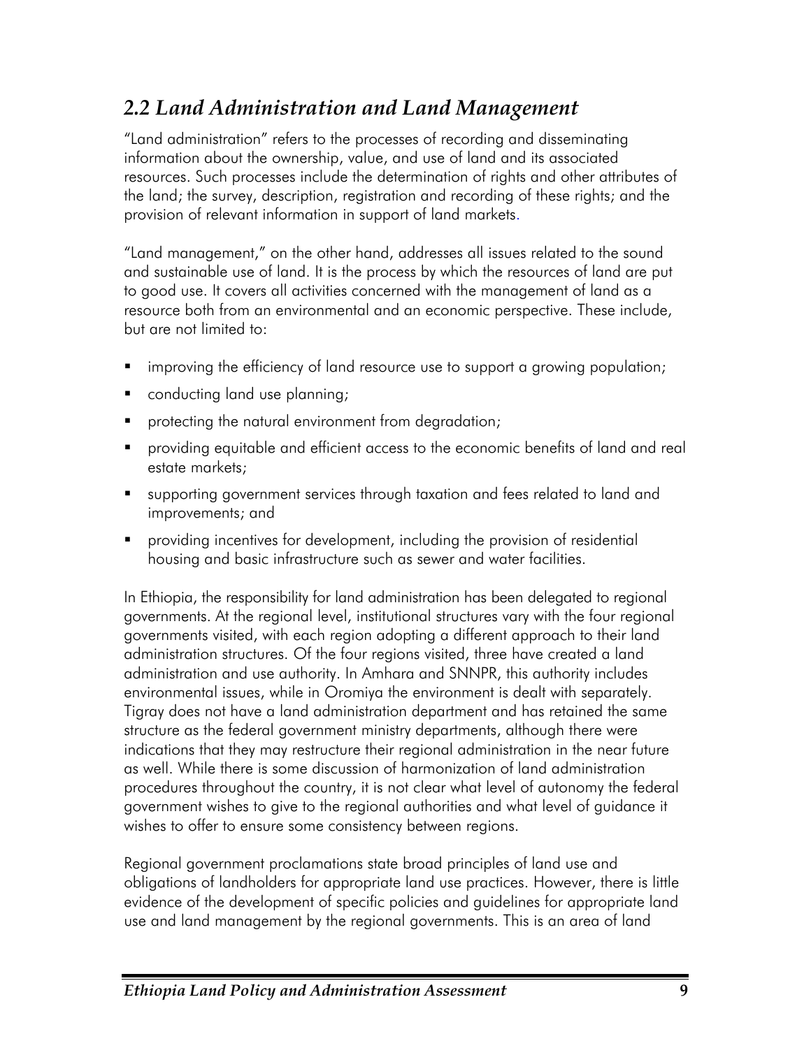## *2.2 Land Administration and Land Management*

"Land administration" refers to the processes of recording and disseminating information about the ownership, value, and use of land and its associated resources. Such processes include the determination of rights and other attributes of the land; the survey, description, registration and recording of these rights; and the provision of relevant information in support of land markets.

"Land management," on the other hand, addresses all issues related to the sound and sustainable use of land. It is the process by which the resources of land are put to good use. It covers all activities concerned with the management of land as a resource both from an environmental and an economic perspective. These include, but are not limited to:

- improving the efficiency of land resource use to support a growing population;
- conducting land use planning;
- protecting the natural environment from degradation;
- providing equitable and efficient access to the economic benefits of land and real estate markets;
- supporting government services through taxation and fees related to land and improvements; and
- providing incentives for development, including the provision of residential housing and basic infrastructure such as sewer and water facilities.

In Ethiopia, the responsibility for land administration has been delegated to regional governments. At the regional level, institutional structures vary with the four regional governments visited, with each region adopting a different approach to their land administration structures. Of the four regions visited, three have created a land administration and use authority. In Amhara and SNNPR, this authority includes environmental issues, while in Oromiya the environment is dealt with separately. Tigray does not have a land administration department and has retained the same structure as the federal government ministry departments, although there were indications that they may restructure their regional administration in the near future as well. While there is some discussion of harmonization of land administration procedures throughout the country, it is not clear what level of autonomy the federal government wishes to give to the regional authorities and what level of guidance it wishes to offer to ensure some consistency between regions.

Regional government proclamations state broad principles of land use and obligations of landholders for appropriate land use practices. However, there is little evidence of the development of specific policies and guidelines for appropriate land use and land management by the regional governments. This is an area of land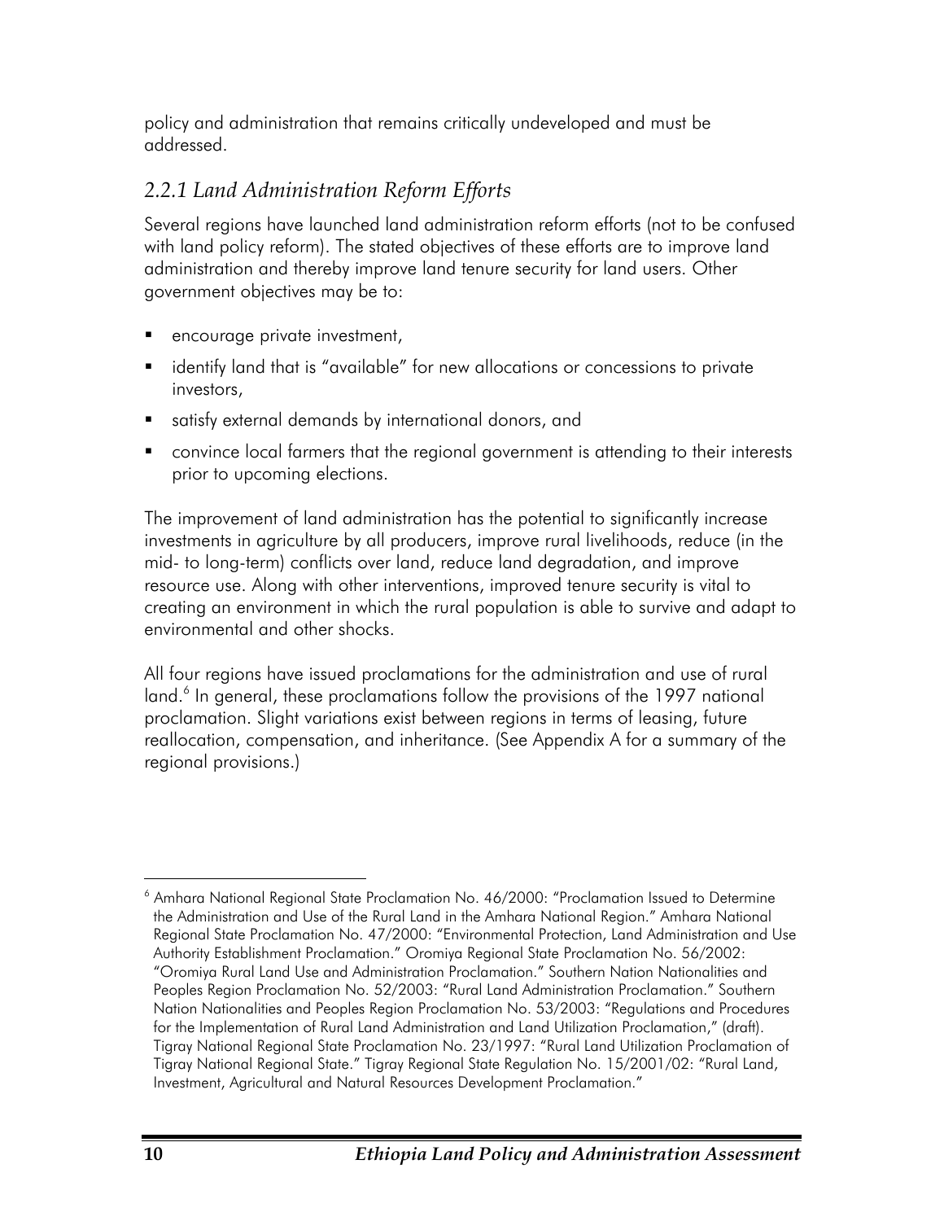policy and administration that remains critically undeveloped and must be addressed.

### *2.2.1 Land Administration Reform Efforts*

Several regions have launched land administration reform efforts (not to be confused with land policy reform). The stated objectives of these efforts are to improve land administration and thereby improve land tenure security for land users. Other government objectives may be to:

- encourage private investment,
- identify land that is "available" for new allocations or concessions to private investors,
- satisfy external demands by international donors, and
- convince local farmers that the regional government is attending to their interests prior to upcoming elections.

The improvement of land administration has the potential to significantly increase investments in agriculture by all producers, improve rural livelihoods, reduce (in the mid- to long-term) conflicts over land, reduce land degradation, and improve resource use. Along with other interventions, improved tenure security is vital to creating an environment in which the rural population is able to survive and adapt to environmental and other shocks.

All four regions have issued proclamations for the administration and use of rural land.[6] In general, these proclamations follow the provisions of the 1997 national proclamation. Slight variations exist between regions in terms of leasing, future reallocation, compensation, and inheritance. (See Appendix A for a summary of the regional provisions.)

---

[6] Amhara National Regional State Proclamation No. 46/2000: "Proclamation Issued to Determine the Administration and Use of the Rural Land in the Amhara National Region." Amhara National Regional State Proclamation No. 47/2000: "Environmental Protection, Land Administration and Use Authority Establishment Proclamation." Oromiya Regional State Proclamation No. 56/2002: "Oromiya Rural Land Use and Administration Proclamation." Southern Nation Nationalities and Peoples Region Proclamation No. 52/2003: "Rural Land Administration Proclamation." Southern Nation Nationalities and Peoples Region Proclamation No. 53/2003: "Regulations and Procedures for the Implementation of Rural Land Administration and Land Utilization Proclamation," (draft). Tigray National Regional State Proclamation No. 23/1997: "Rural Land Utilization Proclamation of Tigray National Regional State." Tigray Regional State Regulation No. 15/2001/02: "Rural Land, Investment, Agricultural and Natural Resources Development Proclamation."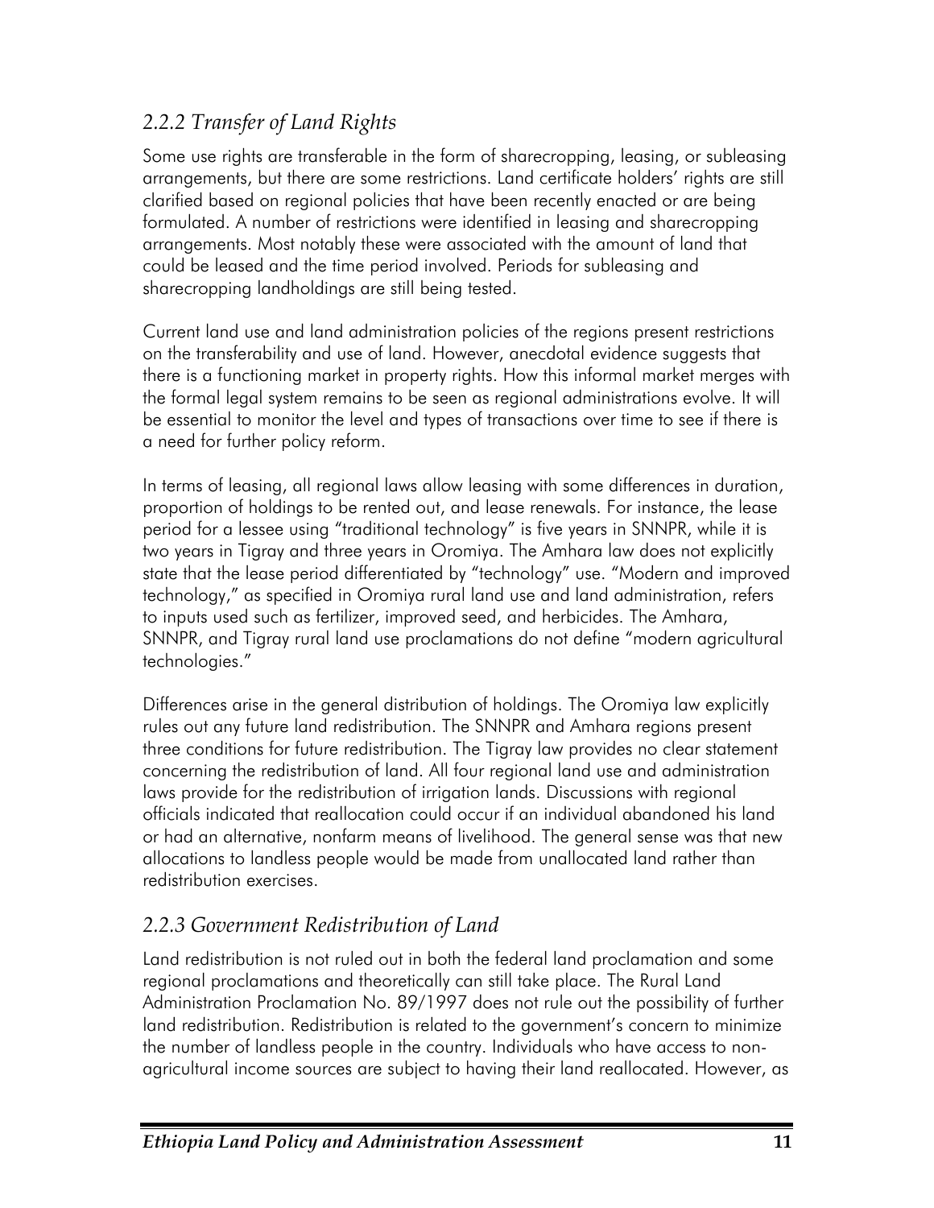### *2.2.2 Transfer of Land Rights*

Some use rights are transferable in the form of sharecropping, leasing, or subleasing arrangements, but there are some restrictions. Land certificate holders' rights are still clarified based on regional policies that have been recently enacted or are being formulated. A number of restrictions were identified in leasing and sharecropping arrangements. Most notably these were associated with the amount of land that could be leased and the time period involved. Periods for subleasing and sharecropping landholdings are still being tested.

Current land use and land administration policies of the regions present restrictions on the transferability and use of land. However, anecdotal evidence suggests that there is a functioning market in property rights. How this informal market merges with the formal legal system remains to be seen as regional administrations evolve. It will be essential to monitor the level and types of transactions over time to see if there is a need for further policy reform.

In terms of leasing, all regional laws allow leasing with some differences in duration, proportion of holdings to be rented out, and lease renewals. For instance, the lease period for a lessee using "traditional technology" is five years in SNNPR, while it is two years in Tigray and three years in Oromiya. The Amhara law does not explicitly state that the lease period differentiated by "technology" use. "Modern and improved technology," as specified in Oromiya rural land use and land administration, refers to inputs used such as fertilizer, improved seed, and herbicides. The Amhara, SNNPR, and Tigray rural land use proclamations do not define "modern agricultural technologies."

Differences arise in the general distribution of holdings. The Oromiya law explicitly rules out any future land redistribution. The SNNPR and Amhara regions present three conditions for future redistribution. The Tigray law provides no clear statement concerning the redistribution of land. All four regional land use and administration laws provide for the redistribution of irrigation lands. Discussions with regional officials indicated that reallocation could occur if an individual abandoned his land or had an alternative, nonfarm means of livelihood. The general sense was that new allocations to landless people would be made from unallocated land rather than redistribution exercises.

### *2.2.3 Government Redistribution of Land*

Land redistribution is not ruled out in both the federal land proclamation and some regional proclamations and theoretically can still take place. The Rural Land Administration Proclamation No. 89/1997 does not rule out the possibility of further land redistribution. Redistribution is related to the government's concern to minimize the number of landless people in the country. Individuals who have access to non-agricultural income sources are subject to having their land reallocated. However, as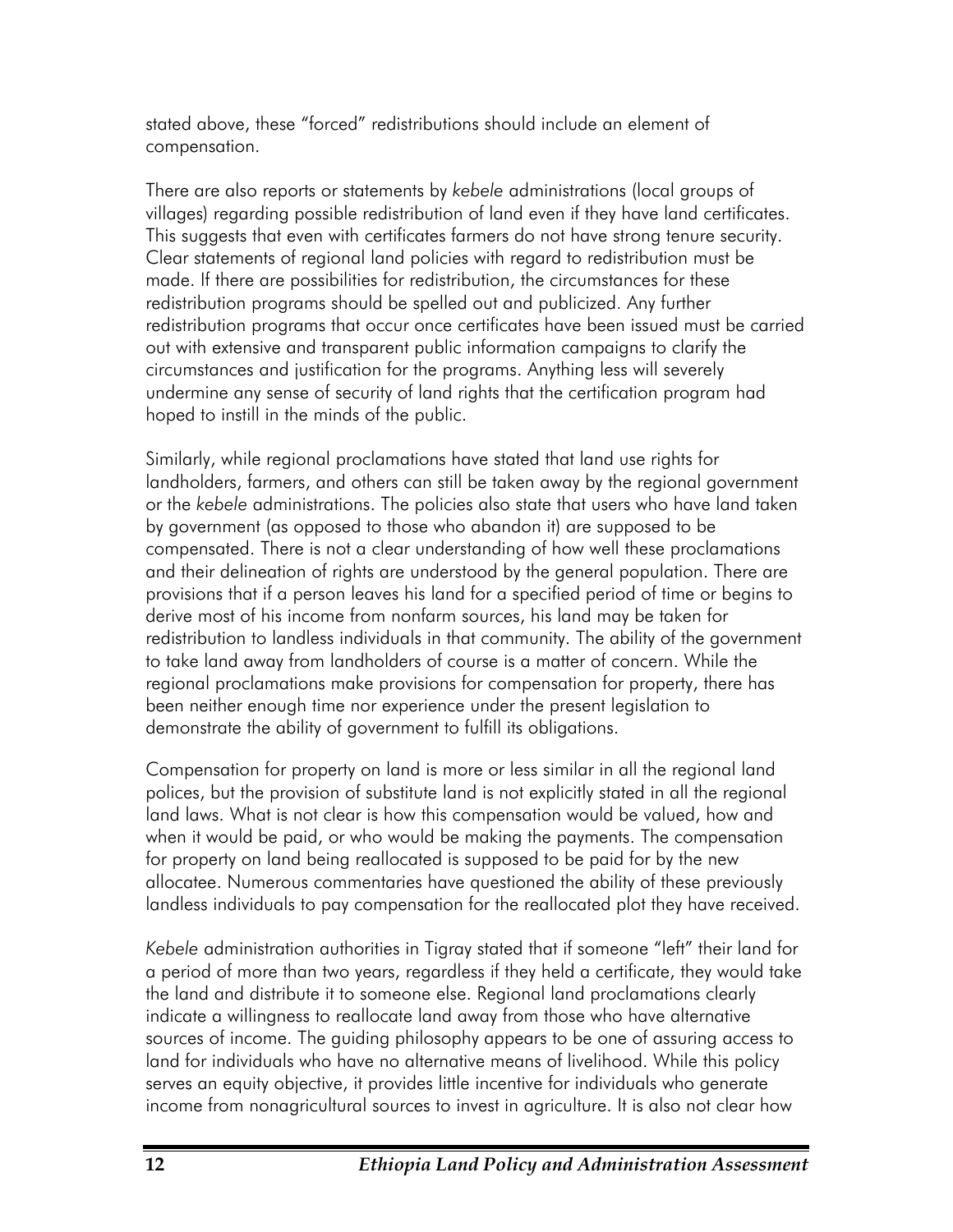stated above, these "forced" redistributions should include an element of compensation.

There are also reports or statements by *kebele* administrations (local groups of villages) regarding possible redistribution of land even if they have land certificates. This suggests that even with certificates farmers do not have strong tenure security. Clear statements of regional land policies with regard to redistribution must be made. If there are possibilities for redistribution, the circumstances for these redistribution programs should be spelled out and publicized. Any further redistribution programs that occur once certificates have been issued must be carried out with extensive and transparent public information campaigns to clarify the circumstances and justification for the programs. Anything less will severely undermine any sense of security of land rights that the certification program had hoped to instill in the minds of the public.

Similarly, while regional proclamations have stated that land use rights for landholders, farmers, and others can still be taken away by the regional government or the *kebele* administrations. The policies also state that users who have land taken by government (as opposed to those who abandon it) are supposed to be compensated. There is not a clear understanding of how well these proclamations and their delineation of rights are understood by the general population. There are provisions that if a person leaves his land for a specified period of time or begins to derive most of his income from nonfarm sources, his land may be taken for redistribution to landless individuals in that community. The ability of the government to take land away from landholders of course is a matter of concern. While the regional proclamations make provisions for compensation for property, there has been neither enough time nor experience under the present legislation to demonstrate the ability of government to fulfill its obligations.

Compensation for property on land is more or less similar in all the regional land polices, but the provision of substitute land is not explicitly stated in all the regional land laws. What is not clear is how this compensation would be valued, how and when it would be paid, or who would be making the payments. The compensation for property on land being reallocated is supposed to be paid for by the new allocatee. Numerous commentaries have questioned the ability of these previously landless individuals to pay compensation for the reallocated plot they have received.

*Kebele* administration authorities in Tigray stated that if someone "left" their land for a period of more than two years, regardless if they held a certificate, they would take the land and distribute it to someone else. Regional land proclamations clearly indicate a willingness to reallocate land away from those who have alternative sources of income. The guiding philosophy appears to be one of assuring access to land for individuals who have no alternative means of livelihood. While this policy serves an equity objective, it provides little incentive for individuals who generate income from nonagricultural sources to invest in agriculture. It is also not clear how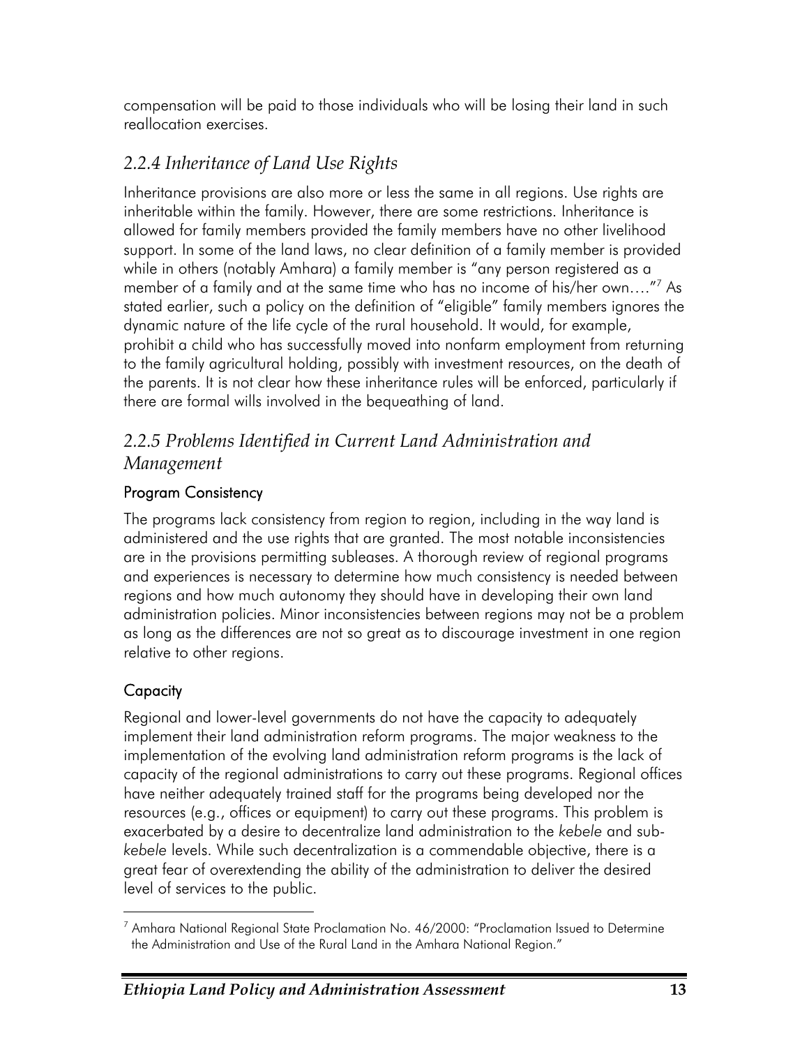compensation will be paid to those individuals who will be losing their land in such reallocation exercises.

### *2.2.4 Inheritance of Land Use Rights*

Inheritance provisions are also more or less the same in all regions. Use rights are inheritable within the family. However, there are some restrictions. Inheritance is allowed for family members provided the family members have no other livelihood support. In some of the land laws, no clear definition of a family member is provided while in others (notably Amhara) a family member is "any person registered as a member of a family and at the same time who has no income of his/her own…."[7] As stated earlier, such a policy on the definition of "eligible" family members ignores the dynamic nature of the life cycle of the rural household. It would, for example, prohibit a child who has successfully moved into nonfarm employment from returning to the family agricultural holding, possibly with investment resources, on the death of the parents. It is not clear how these inheritance rules will be enforced, particularly if there are formal wills involved in the bequeathing of land.

### *2.2.5 Problems Identified in Current Land Administration and Management*

#### Program Consistency

The programs lack consistency from region to region, including in the way land is administered and the use rights that are granted. The most notable inconsistencies are in the provisions permitting subleases. A thorough review of regional programs and experiences is necessary to determine how much consistency is needed between regions and how much autonomy they should have in developing their own land administration policies. Minor inconsistencies between regions may not be a problem as long as the differences are not so great as to discourage investment in one region relative to other regions.

#### Capacity

Regional and lower-level governments do not have the capacity to adequately implement their land administration reform programs. The major weakness to the implementation of the evolving land administration reform programs is the lack of capacity of the regional administrations to carry out these programs. Regional offices have neither adequately trained staff for the programs being developed nor the resources (e.g., offices or equipment) to carry out these programs. This problem is exacerbated by a desire to decentralize land administration to the *kebele* and sub-*kebele* levels. While such decentralization is a commendable objective, there is a great fear of overextending the ability of the administration to deliver the desired level of services to the public.

---

[7] Amhara National Regional State Proclamation No. 46/2000: "Proclamation Issued to Determine the Administration and Use of the Rural Land in the Amhara National Region."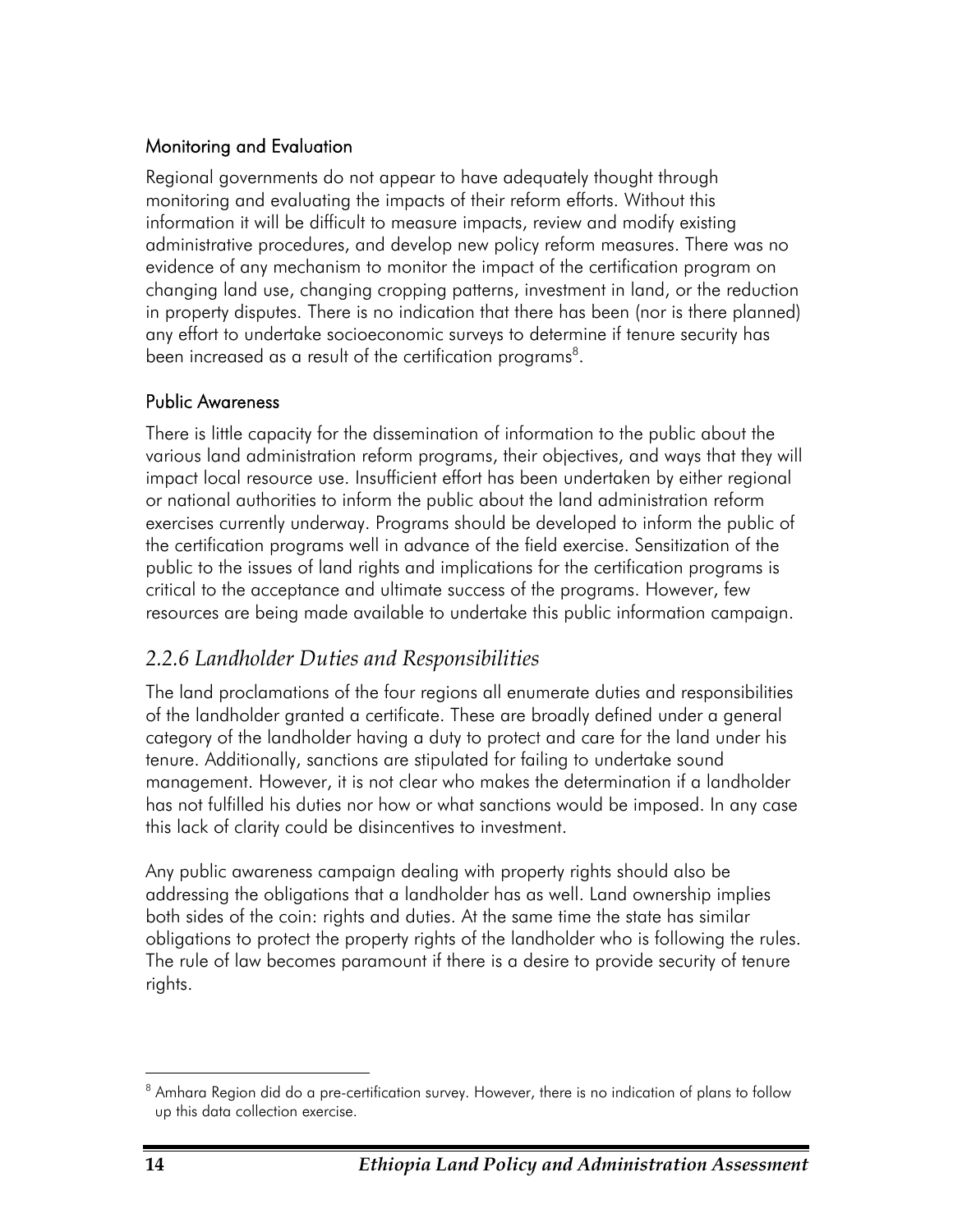#### Monitoring and Evaluation

Regional governments do not appear to have adequately thought through monitoring and evaluating the impacts of their reform efforts. Without this information it will be difficult to measure impacts, review and modify existing administrative procedures, and develop new policy reform measures. There was no evidence of any mechanism to monitor the impact of the certification program on changing land use, changing cropping patterns, investment in land, or the reduction in property disputes. There is no indication that there has been (nor is there planned) any effort to undertake socioeconomic surveys to determine if tenure security has been increased as a result of the certification programs[8].

#### Public Awareness

There is little capacity for the dissemination of information to the public about the various land administration reform programs, their objectives, and ways that they will impact local resource use. Insufficient effort has been undertaken by either regional or national authorities to inform the public about the land administration reform exercises currently underway. Programs should be developed to inform the public of the certification programs well in advance of the field exercise. Sensitization of the public to the issues of land rights and implications for the certification programs is critical to the acceptance and ultimate success of the programs. However, few resources are being made available to undertake this public information campaign.

### *2.2.6 Landholder Duties and Responsibilities*

The land proclamations of the four regions all enumerate duties and responsibilities of the landholder granted a certificate. These are broadly defined under a general category of the landholder having a duty to protect and care for the land under his tenure. Additionally, sanctions are stipulated for failing to undertake sound management. However, it is not clear who makes the determination if a landholder has not fulfilled his duties nor how or what sanctions would be imposed. In any case this lack of clarity could be disincentives to investment.

Any public awareness campaign dealing with property rights should also be addressing the obligations that a landholder has as well. Land ownership implies both sides of the coin: rights and duties. At the same time the state has similar obligations to protect the property rights of the landholder who is following the rules. The rule of law becomes paramount if there is a desire to provide security of tenure rights.

---

[8] Amhara Region did do a pre-certification survey. However, there is no indication of plans to follow up this data collection exercise.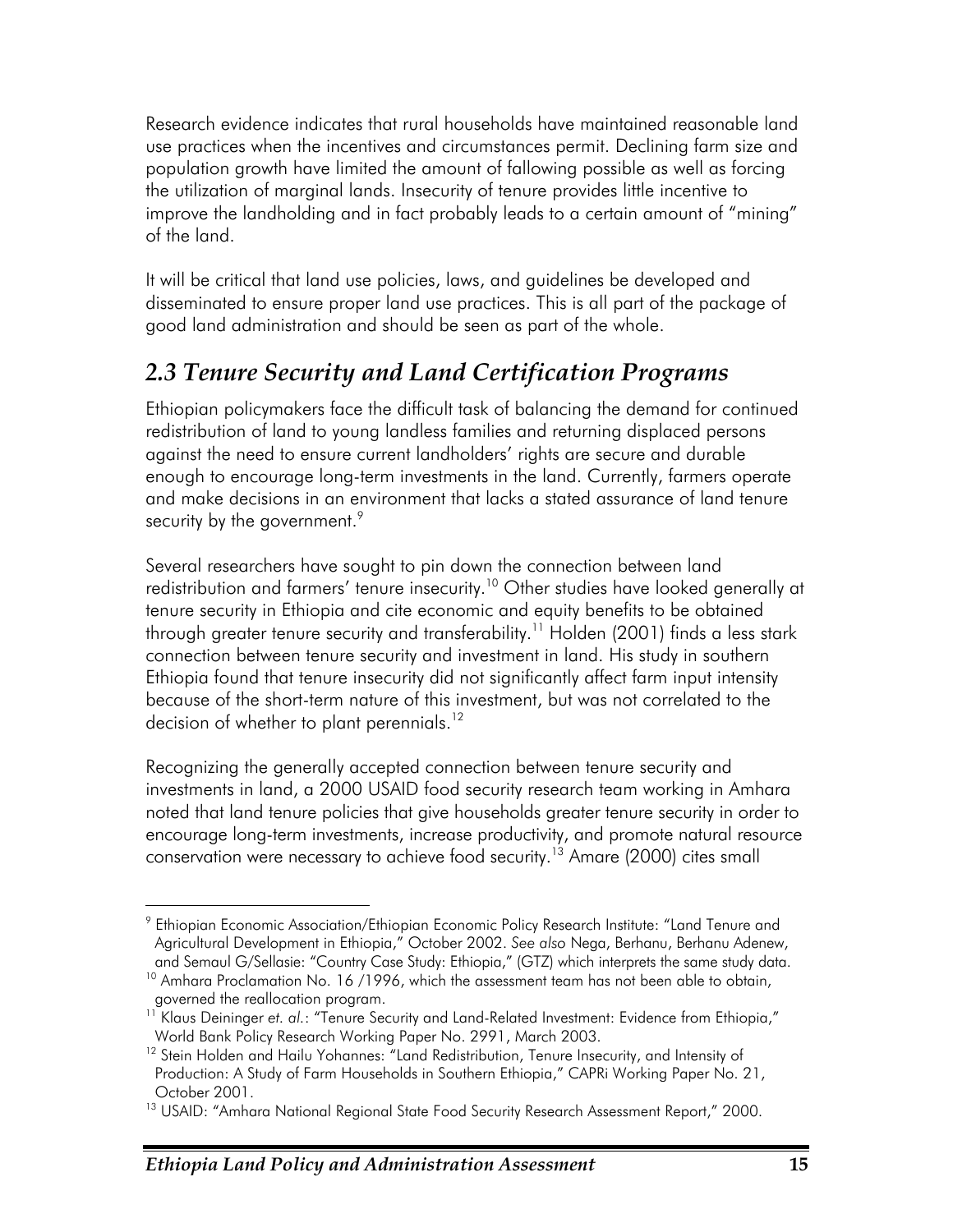Research evidence indicates that rural households have maintained reasonable land use practices when the incentives and circumstances permit. Declining farm size and population growth have limited the amount of fallowing possible as well as forcing the utilization of marginal lands. Insecurity of tenure provides little incentive to improve the landholding and in fact probably leads to a certain amount of "mining" of the land.

It will be critical that land use policies, laws, and guidelines be developed and disseminated to ensure proper land use practices. This is all part of the package of good land administration and should be seen as part of the whole.

## *2.3 Tenure Security and Land Certification Programs*

Ethiopian policymakers face the difficult task of balancing the demand for continued redistribution of land to young landless families and returning displaced persons against the need to ensure current landholders' rights are secure and durable enough to encourage long-term investments in the land. Currently, farmers operate and make decisions in an environment that lacks a stated assurance of land tenure security by the government.[9]

Several researchers have sought to pin down the connection between land redistribution and farmers' tenure insecurity.[10] Other studies have looked generally at tenure security in Ethiopia and cite economic and equity benefits to be obtained through greater tenure security and transferability.[11] Holden (2001) finds a less stark connection between tenure security and investment in land. His study in southern Ethiopia found that tenure insecurity did not significantly affect farm input intensity because of the short-term nature of this investment, but was not correlated to the decision of whether to plant perennials.[12]

Recognizing the generally accepted connection between tenure security and investments in land, a 2000 USAID food security research team working in Amhara noted that land tenure policies that give households greater tenure security in order to encourage long-term investments, increase productivity, and promote natural resource conservation were necessary to achieve food security.[13] Amare (2000) cites small

---

[9] Ethiopian Economic Association/Ethiopian Economic Policy Research Institute: "Land Tenure and Agricultural Development in Ethiopia," October 2002. *See also* Nega, Berhanu, Berhanu Adenew, and Semaul G/Sellasie: "Country Case Study: Ethiopia," (GTZ) which interprets the same study data.

[10] Amhara Proclamation No. 16 /1996, which the assessment team has not been able to obtain, governed the reallocation program.

[11] Klaus Deininger *et. al.*: "Tenure Security and Land-Related Investment: Evidence from Ethiopia," World Bank Policy Research Working Paper No. 2991, March 2003.

[12] Stein Holden and Hailu Yohannes: "Land Redistribution, Tenure Insecurity, and Intensity of Production: A Study of Farm Households in Southern Ethiopia," CAPRi Working Paper No. 21, October 2001.

[13] USAID: "Amhara National Regional State Food Security Research Assessment Report," 2000.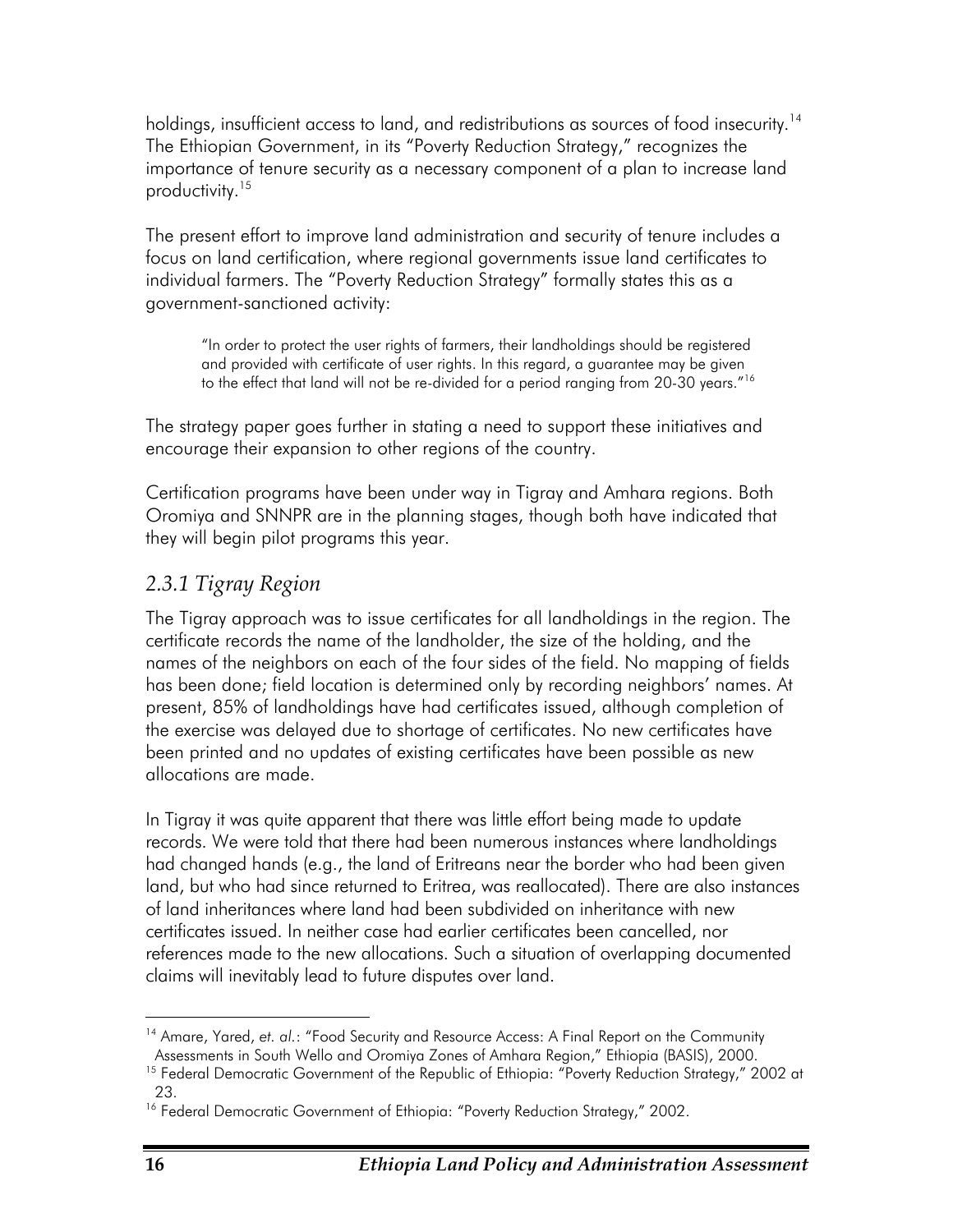holdings, insufficient access to land, and redistributions as sources of food insecurity.[14] The Ethiopian Government, in its "Poverty Reduction Strategy," recognizes the importance of tenure security as a necessary component of a plan to increase land productivity.[15]

The present effort to improve land administration and security of tenure includes a focus on land certification, where regional governments issue land certificates to individual farmers. The "Poverty Reduction Strategy" formally states this as a government-sanctioned activity:

> "In order to protect the user rights of farmers, their landholdings should be registered and provided with certificate of user rights. In this regard, a guarantee may be given to the effect that land will not be re-divided for a period ranging from 20-30 years."[16]

The strategy paper goes further in stating a need to support these initiatives and encourage their expansion to other regions of the country.

Certification programs have been under way in Tigray and Amhara regions. Both Oromiya and SNNPR are in the planning stages, though both have indicated that they will begin pilot programs this year.

### *2.3.1 Tigray Region*

The Tigray approach was to issue certificates for all landholdings in the region. The certificate records the name of the landholder, the size of the holding, and the names of the neighbors on each of the four sides of the field. No mapping of fields has been done; field location is determined only by recording neighbors' names. At present, 85% of landholdings have had certificates issued, although completion of the exercise was delayed due to shortage of certificates. No new certificates have been printed and no updates of existing certificates have been possible as new allocations are made.

In Tigray it was quite apparent that there was little effort being made to update records. We were told that there had been numerous instances where landholdings had changed hands (e.g., the land of Eritreans near the border who had been given land, but who had since returned to Eritrea, was reallocated). There are also instances of land inheritances where land had been subdivided on inheritance with new certificates issued. In neither case had earlier certificates been cancelled, nor references made to the new allocations. Such a situation of overlapping documented claims will inevitably lead to future disputes over land.

---

[14] Amare, Yared, *et. al.*: "Food Security and Resource Access: A Final Report on the Community Assessments in South Wello and Oromiya Zones of Amhara Region," Ethiopia (BASIS), 2000.

[15] Federal Democratic Government of the Republic of Ethiopia: "Poverty Reduction Strategy," 2002 at 23.

[16] Federal Democratic Government of Ethiopia: "Poverty Reduction Strategy," 2002.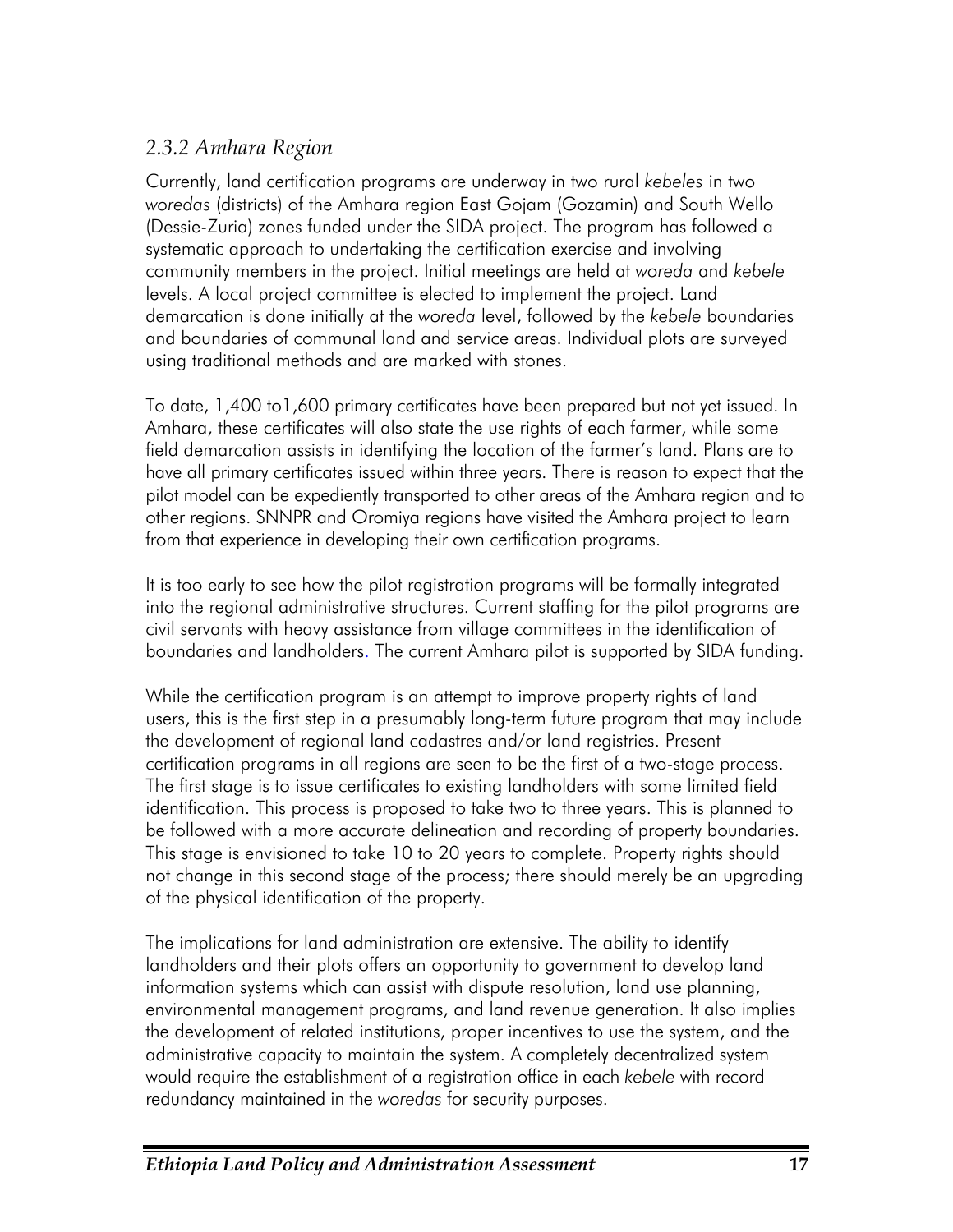### *2.3.2 Amhara Region*

Currently, land certification programs are underway in two rural *kebeles* in two *woredas* (districts) of the Amhara region East Gojam (Gozamin) and South Wello (Dessie-Zuria) zones funded under the SIDA project. The program has followed a systematic approach to undertaking the certification exercise and involving community members in the project. Initial meetings are held at *woreda* and *kebele* levels. A local project committee is elected to implement the project. Land demarcation is done initially at the *woreda* level, followed by the *kebele* boundaries and boundaries of communal land and service areas. Individual plots are surveyed using traditional methods and are marked with stones.

To date, 1,400 to1,600 primary certificates have been prepared but not yet issued. In Amhara, these certificates will also state the use rights of each farmer, while some field demarcation assists in identifying the location of the farmer's land. Plans are to have all primary certificates issued within three years. There is reason to expect that the pilot model can be expediently transported to other areas of the Amhara region and to other regions. SNNPR and Oromiya regions have visited the Amhara project to learn from that experience in developing their own certification programs.

It is too early to see how the pilot registration programs will be formally integrated into the regional administrative structures. Current staffing for the pilot programs are civil servants with heavy assistance from village committees in the identification of boundaries and landholders. The current Amhara pilot is supported by SIDA funding.

While the certification program is an attempt to improve property rights of land users, this is the first step in a presumably long-term future program that may include the development of regional land cadastres and/or land registries. Present certification programs in all regions are seen to be the first of a two-stage process. The first stage is to issue certificates to existing landholders with some limited field identification. This process is proposed to take two to three years. This is planned to be followed with a more accurate delineation and recording of property boundaries. This stage is envisioned to take 10 to 20 years to complete. Property rights should not change in this second stage of the process; there should merely be an upgrading of the physical identification of the property.

The implications for land administration are extensive. The ability to identify landholders and their plots offers an opportunity to government to develop land information systems which can assist with dispute resolution, land use planning, environmental management programs, and land revenue generation. It also implies the development of related institutions, proper incentives to use the system, and the administrative capacity to maintain the system. A completely decentralized system would require the establishment of a registration office in each *kebele* with record redundancy maintained in the *woredas* for security purposes.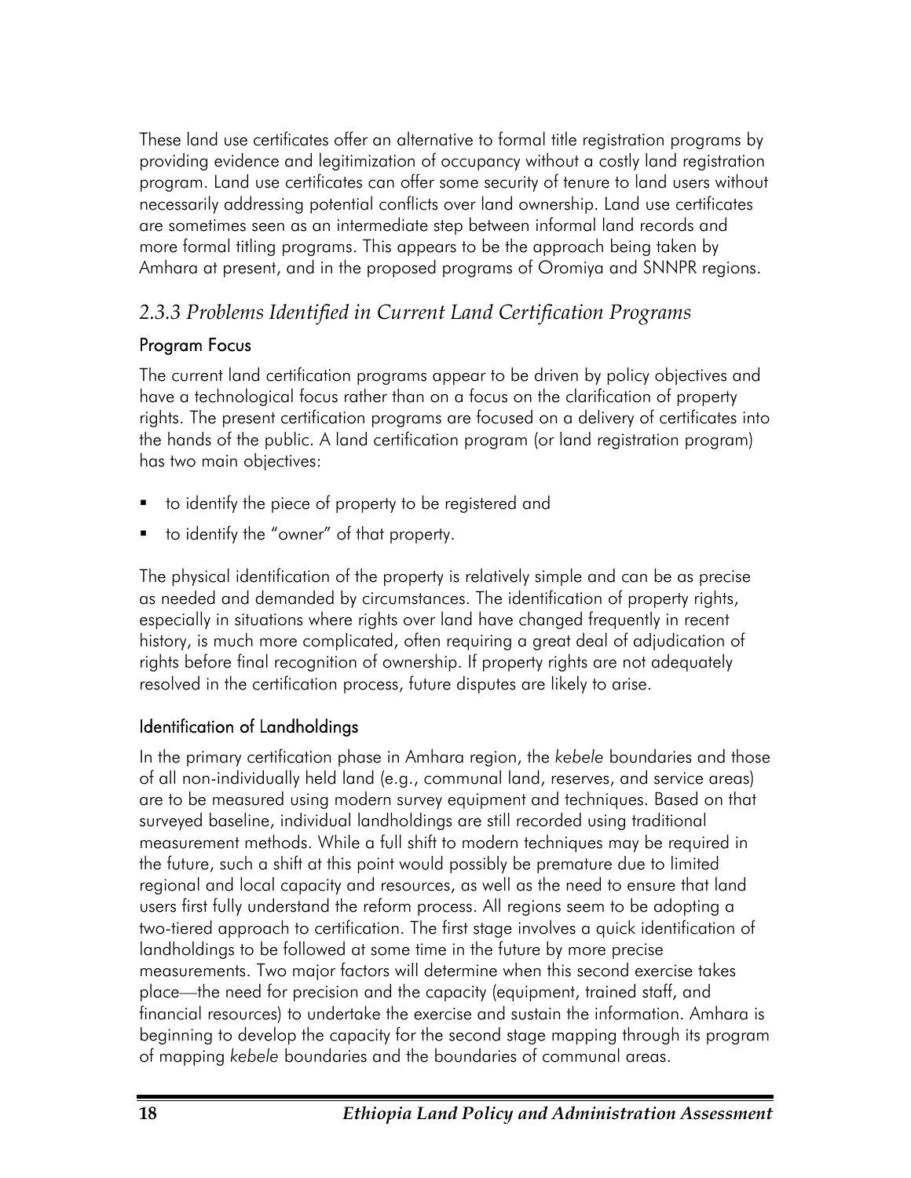These land use certificates offer an alternative to formal title registration programs by providing evidence and legitimization of occupancy without a costly land registration program. Land use certificates can offer some security of tenure to land users without necessarily addressing potential conflicts over land ownership. Land use certificates are sometimes seen as an intermediate step between informal land records and more formal titling programs. This appears to be the approach being taken by Amhara at present, and in the proposed programs of Oromiya and SNNPR regions.

### *2.3.3 Problems Identified in Current Land Certification Programs*

#### Program Focus

The current land certification programs appear to be driven by policy objectives and have a technological focus rather than on a focus on the clarification of property rights. The present certification programs are focused on a delivery of certificates into the hands of the public. A land certification program (or land registration program) has two main objectives:

- to identify the piece of property to be registered and
- to identify the "owner" of that property.

The physical identification of the property is relatively simple and can be as precise as needed and demanded by circumstances. The identification of property rights, especially in situations where rights over land have changed frequently in recent history, is much more complicated, often requiring a great deal of adjudication of rights before final recognition of ownership. If property rights are not adequately resolved in the certification process, future disputes are likely to arise.

#### Identification of Landholdings

In the primary certification phase in Amhara region, the *kebele* boundaries and those of all non-individually held land (e.g., communal land, reserves, and service areas) are to be measured using modern survey equipment and techniques. Based on that surveyed baseline, individual landholdings are still recorded using traditional measurement methods. While a full shift to modern techniques may be required in the future, such a shift at this point would possibly be premature due to limited regional and local capacity and resources, as well as the need to ensure that land users first fully understand the reform process. All regions seem to be adopting a two-tiered approach to certification. The first stage involves a quick identification of landholdings to be followed at some time in the future by more precise measurements. Two major factors will determine when this second exercise takes place—the need for precision and the capacity (equipment, trained staff, and financial resources) to undertake the exercise and sustain the information. Amhara is beginning to develop the capacity for the second stage mapping through its program of mapping *kebele* boundaries and the boundaries of communal areas.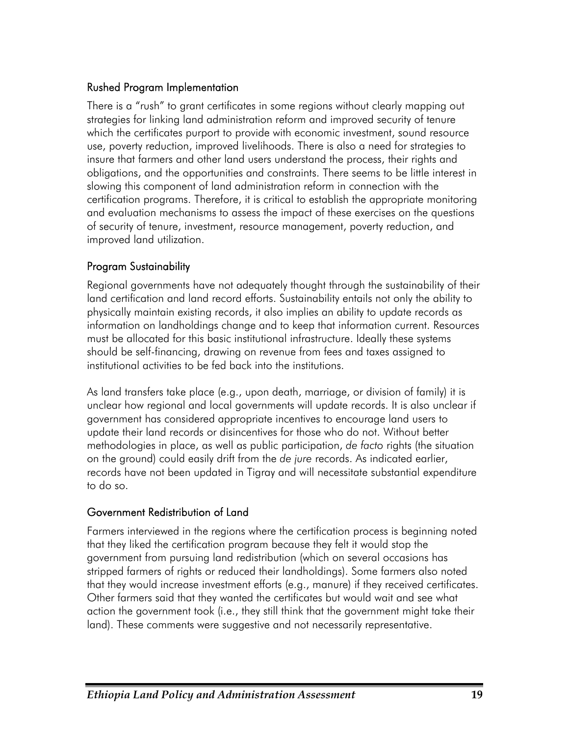### Rushed Program Implementation

There is a "rush" to grant certificates in some regions without clearly mapping out strategies for linking land administration reform and improved security of tenure which the certificates purport to provide with economic investment, sound resource use, poverty reduction, improved livelihoods. There is also a need for strategies to insure that farmers and other land users understand the process, their rights and obligations, and the opportunities and constraints. There seems to be little interest in slowing this component of land administration reform in connection with the certification programs. Therefore, it is critical to establish the appropriate monitoring and evaluation mechanisms to assess the impact of these exercises on the questions of security of tenure, investment, resource management, poverty reduction, and improved land utilization.

### Program Sustainability

Regional governments have not adequately thought through the sustainability of their land certification and land record efforts. Sustainability entails not only the ability to physically maintain existing records, it also implies an ability to update records as information on landholdings change and to keep that information current. Resources must be allocated for this basic institutional infrastructure. Ideally these systems should be self-financing, drawing on revenue from fees and taxes assigned to institutional activities to be fed back into the institutions.

As land transfers take place (e.g., upon death, marriage, or division of family) it is unclear how regional and local governments will update records. It is also unclear if government has considered appropriate incentives to encourage land users to update their land records or disincentives for those who do not. Without better methodologies in place, as well as public participation, *de facto* rights (the situation on the ground) could easily drift from the *de jure* records. As indicated earlier, records have not been updated in Tigray and will necessitate substantial expenditure to do so.

### Government Redistribution of Land

Farmers interviewed in the regions where the certification process is beginning noted that they liked the certification program because they felt it would stop the government from pursuing land redistribution (which on several occasions has stripped farmers of rights or reduced their landholdings). Some farmers also noted that they would increase investment efforts (e.g., manure) if they received certificates. Other farmers said that they wanted the certificates but would wait and see what action the government took (i.e., they still think that the government might take their land). These comments were suggestive and not necessarily representative.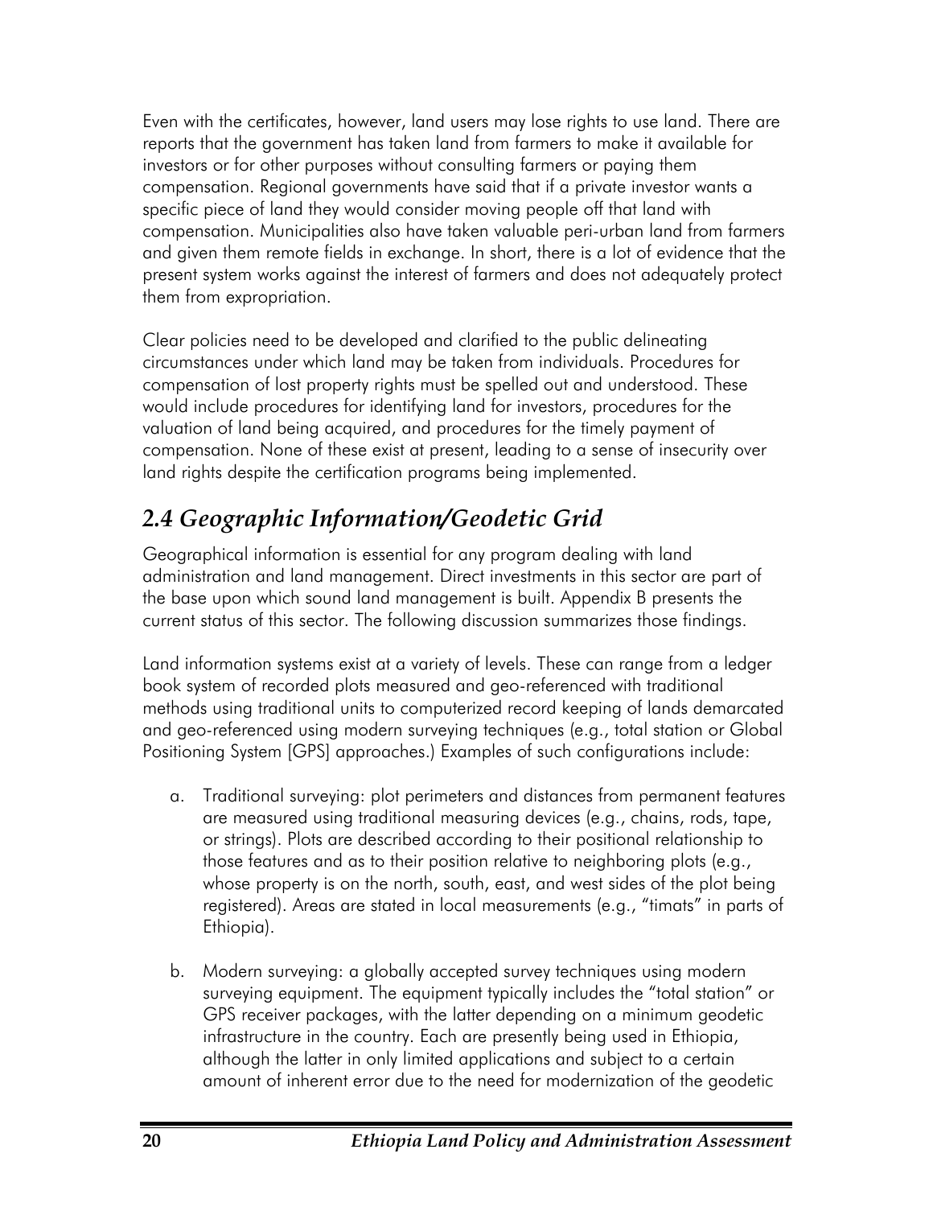Even with the certificates, however, land users may lose rights to use land. There are reports that the government has taken land from farmers to make it available for investors or for other purposes without consulting farmers or paying them compensation. Regional governments have said that if a private investor wants a specific piece of land they would consider moving people off that land with compensation. Municipalities also have taken valuable peri-urban land from farmers and given them remote fields in exchange. In short, there is a lot of evidence that the present system works against the interest of farmers and does not adequately protect them from expropriation.

Clear policies need to be developed and clarified to the public delineating circumstances under which land may be taken from individuals. Procedures for compensation of lost property rights must be spelled out and understood. These would include procedures for identifying land for investors, procedures for the valuation of land being acquired, and procedures for the timely payment of compensation. None of these exist at present, leading to a sense of insecurity over land rights despite the certification programs being implemented.

## *2.4 Geographic Information/Geodetic Grid*

Geographical information is essential for any program dealing with land administration and land management. Direct investments in this sector are part of the base upon which sound land management is built. Appendix B presents the current status of this sector. The following discussion summarizes those findings.

Land information systems exist at a variety of levels. These can range from a ledger book system of recorded plots measured and geo-referenced with traditional methods using traditional units to computerized record keeping of lands demarcated and geo-referenced using modern surveying techniques (e.g., total station or Global Positioning System [GPS] approaches.) Examples of such configurations include:

a. Traditional surveying: plot perimeters and distances from permanent features are measured using traditional measuring devices (e.g., chains, rods, tape, or strings). Plots are described according to their positional relationship to those features and as to their position relative to neighboring plots (e.g., whose property is on the north, south, east, and west sides of the plot being registered). Areas are stated in local measurements (e.g., "timats" in parts of Ethiopia).

b. Modern surveying: a globally accepted survey techniques using modern surveying equipment. The equipment typically includes the "total station" or GPS receiver packages, with the latter depending on a minimum geodetic infrastructure in the country. Each are presently being used in Ethiopia, although the latter in only limited applications and subject to a certain amount of inherent error due to the need for modernization of the geodetic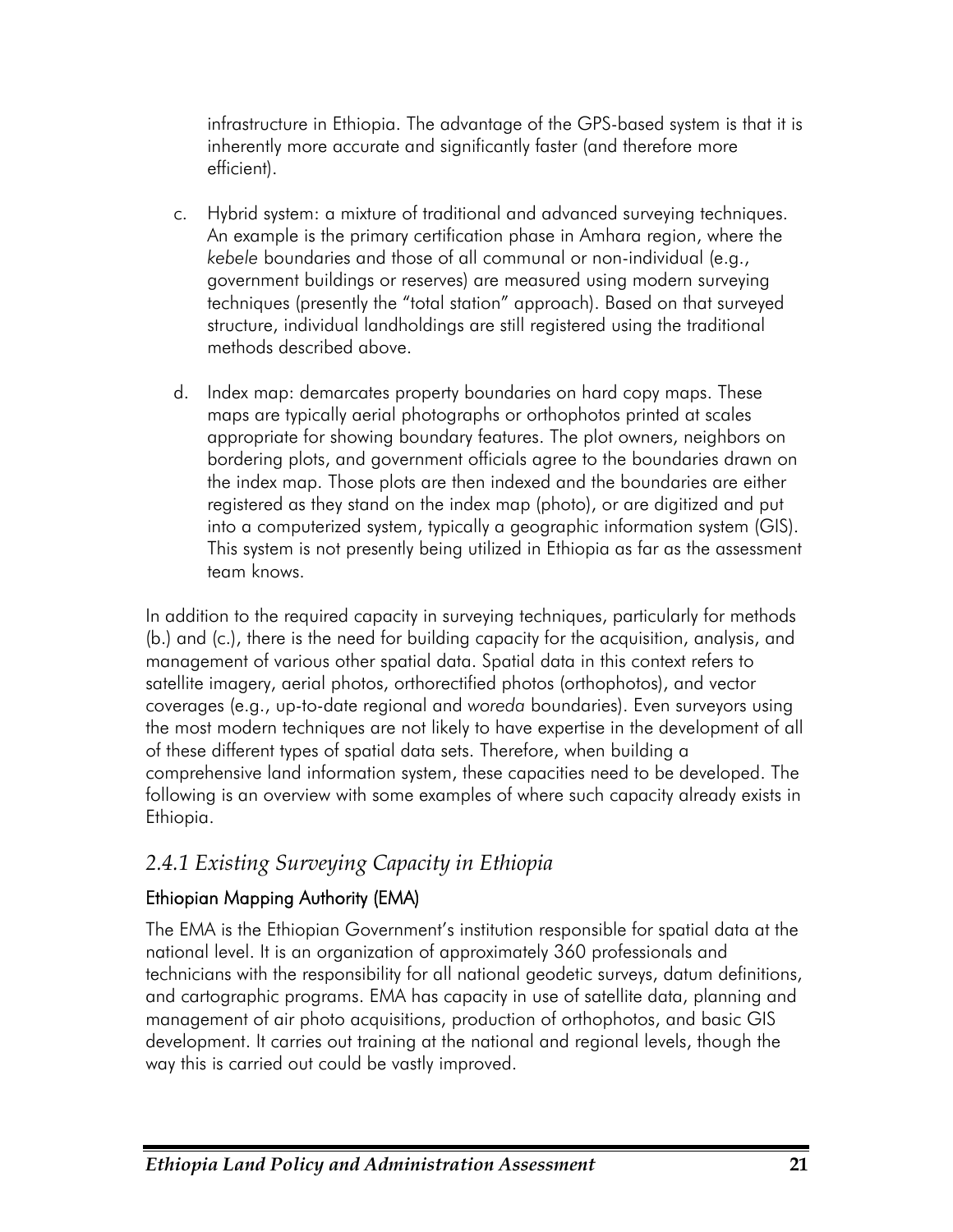infrastructure in Ethiopia. The advantage of the GPS-based system is that it is inherently more accurate and significantly faster (and therefore more efficient).

c. Hybrid system: a mixture of traditional and advanced surveying techniques. An example is the primary certification phase in Amhara region, where the *kebele* boundaries and those of all communal or non-individual (e.g., government buildings or reserves) are measured using modern surveying techniques (presently the "total station" approach). Based on that surveyed structure, individual landholdings are still registered using the traditional methods described above.

d. Index map: demarcates property boundaries on hard copy maps. These maps are typically aerial photographs or orthophotos printed at scales appropriate for showing boundary features. The plot owners, neighbors on bordering plots, and government officials agree to the boundaries drawn on the index map. Those plots are then indexed and the boundaries are either registered as they stand on the index map (photo), or are digitized and put into a computerized system, typically a geographic information system (GIS). This system is not presently being utilized in Ethiopia as far as the assessment team knows.

In addition to the required capacity in surveying techniques, particularly for methods (b.) and (c.), there is the need for building capacity for the acquisition, analysis, and management of various other spatial data. Spatial data in this context refers to satellite imagery, aerial photos, orthorectified photos (orthophotos), and vector coverages (e.g., up-to-date regional and *woreda* boundaries). Even surveyors using the most modern techniques are not likely to have expertise in the development of all of these different types of spatial data sets. Therefore, when building a comprehensive land information system, these capacities need to be developed. The following is an overview with some examples of where such capacity already exists in Ethiopia.

### *2.4.1 Existing Surveying Capacity in Ethiopia*

#### Ethiopian Mapping Authority (EMA)

The EMA is the Ethiopian Government's institution responsible for spatial data at the national level. It is an organization of approximately 360 professionals and technicians with the responsibility for all national geodetic surveys, datum definitions, and cartographic programs. EMA has capacity in use of satellite data, planning and management of air photo acquisitions, production of orthophotos, and basic GIS development. It carries out training at the national and regional levels, though the way this is carried out could be vastly improved.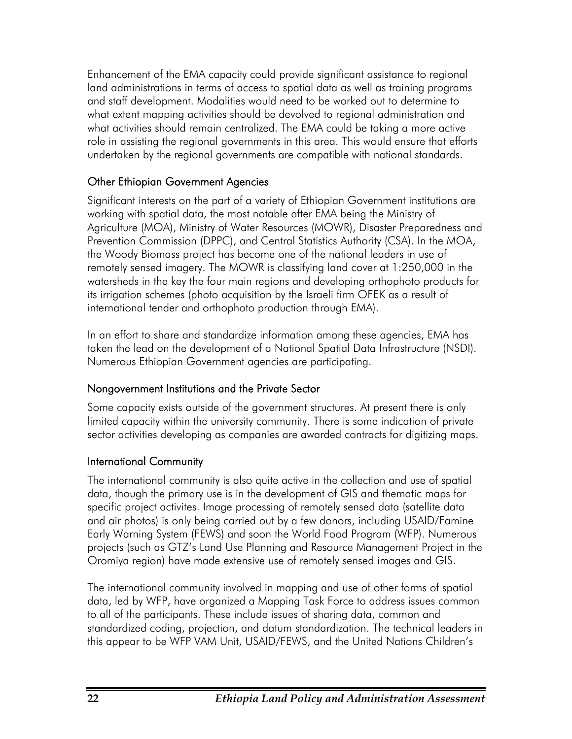Enhancement of the EMA capacity could provide significant assistance to regional land administrations in terms of access to spatial data as well as training programs and staff development. Modalities would need to be worked out to determine to what extent mapping activities should be devolved to regional administration and what activities should remain centralized. The EMA could be taking a more active role in assisting the regional governments in this area. This would ensure that efforts undertaken by the regional governments are compatible with national standards.

### Other Ethiopian Government Agencies

Significant interests on the part of a variety of Ethiopian Government institutions are working with spatial data, the most notable after EMA being the Ministry of Agriculture (MOA), Ministry of Water Resources (MOWR), Disaster Preparedness and Prevention Commission (DPPC), and Central Statistics Authority (CSA). In the MOA, the Woody Biomass project has become one of the national leaders in use of remotely sensed imagery. The MOWR is classifying land cover at 1:250,000 in the watersheds in the key the four main regions and developing orthophoto products for its irrigation schemes (photo acquisition by the Israeli firm OFEK as a result of international tender and orthophoto production through EMA).

In an effort to share and standardize information among these agencies, EMA has taken the lead on the development of a National Spatial Data Infrastructure (NSDI). Numerous Ethiopian Government agencies are participating.

### Nongovernment Institutions and the Private Sector

Some capacity exists outside of the government structures. At present there is only limited capacity within the university community. There is some indication of private sector activities developing as companies are awarded contracts for digitizing maps.

### International Community

The international community is also quite active in the collection and use of spatial data, though the primary use is in the development of GIS and thematic maps for specific project activites. Image processing of remotely sensed data (satellite data and air photos) is only being carried out by a few donors, including USAID/Famine Early Warning System (FEWS) and soon the World Food Program (WFP). Numerous projects (such as GTZ's Land Use Planning and Resource Management Project in the Oromiya region) have made extensive use of remotely sensed images and GIS.

The international community involved in mapping and use of other forms of spatial data, led by WFP, have organized a Mapping Task Force to address issues common to all of the participants. These include issues of sharing data, common and standardized coding, projection, and datum standardization. The technical leaders in this appear to be WFP VAM Unit, USAID/FEWS, and the United Nations Children's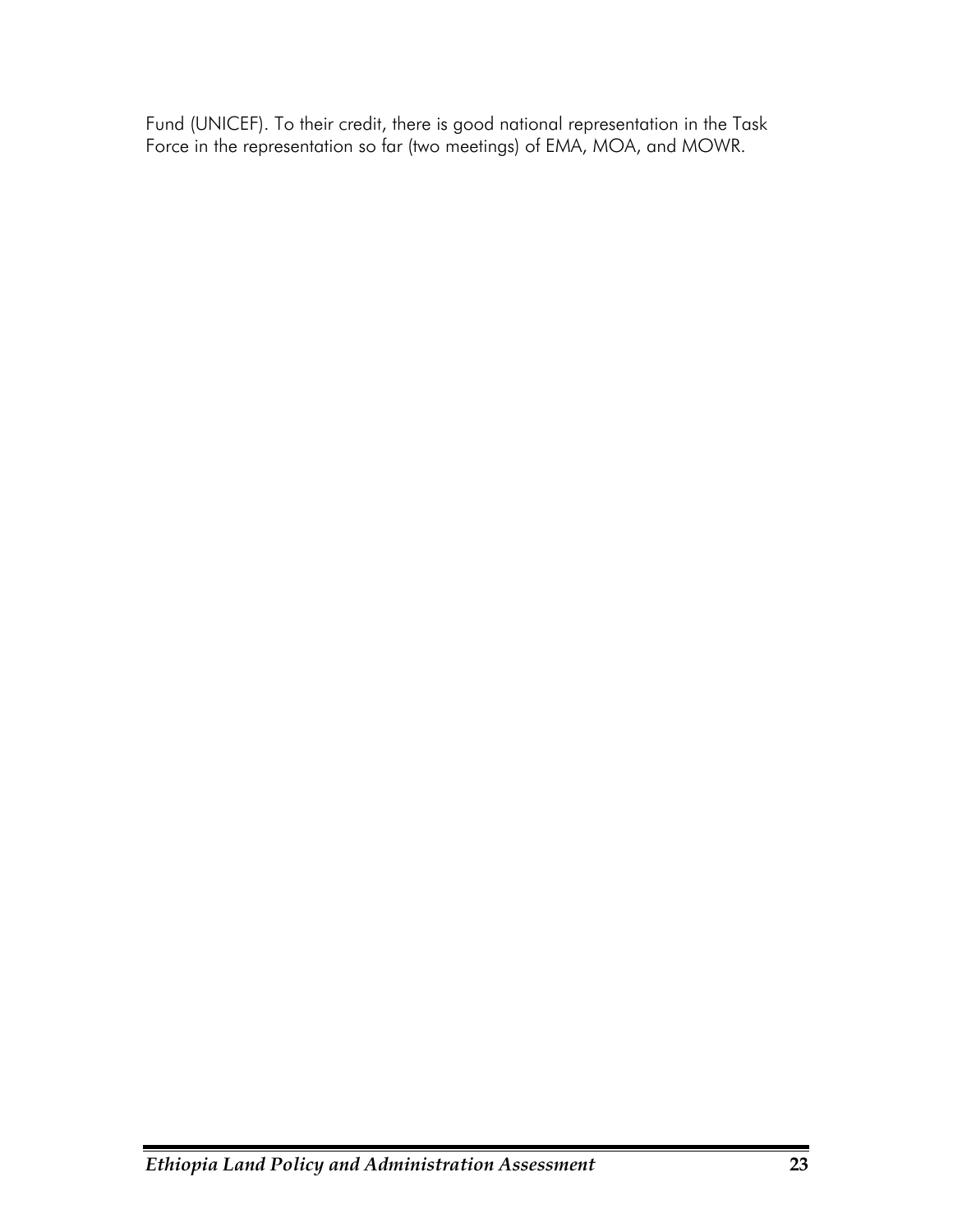Fund (UNICEF). To their credit, there is good national representation in the Task Force in the representation so far (two meetings) of EMA, MOA, and MOWR.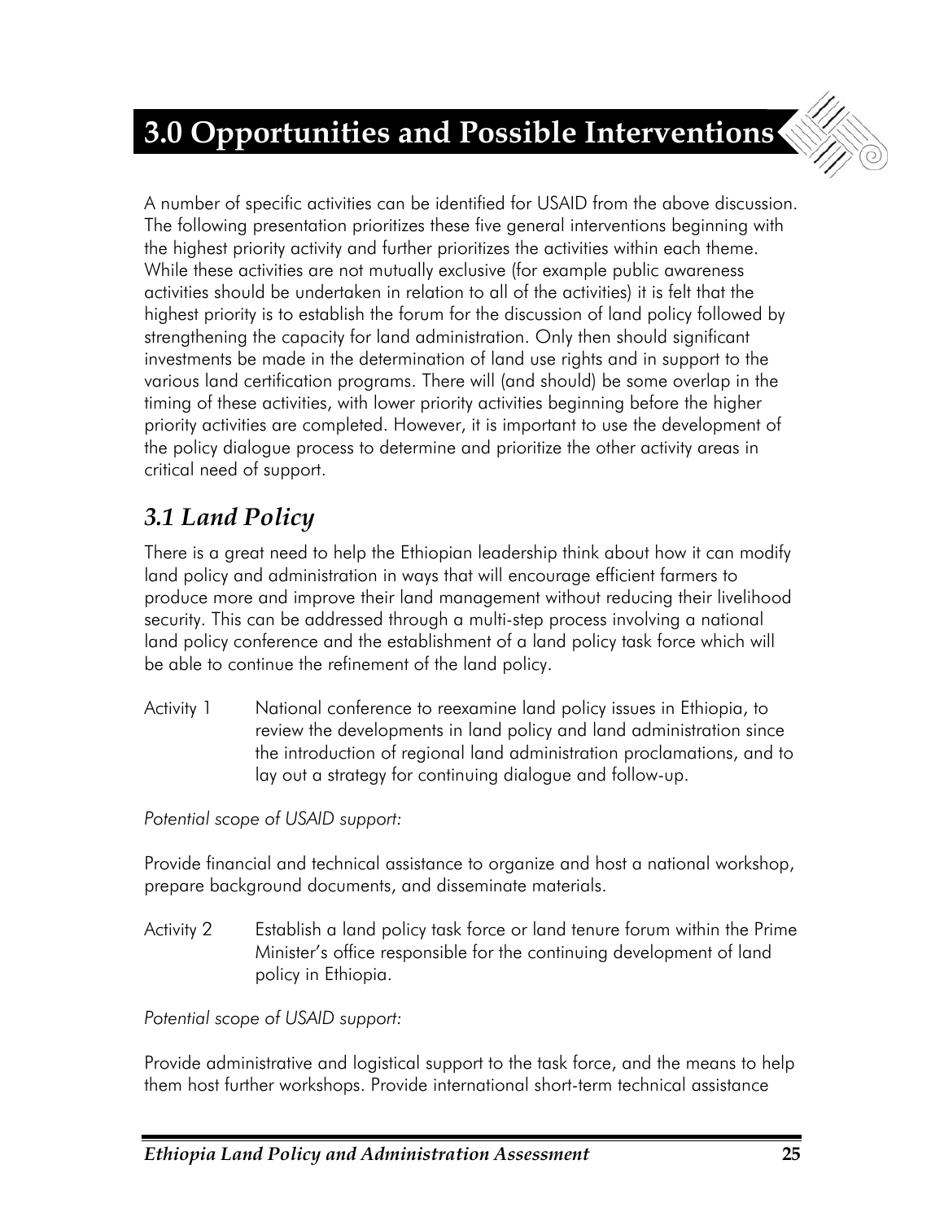# 3.0 Opportunities and Possible Interventions

A number of specific activities can be identified for USAID from the above discussion. The following presentation prioritizes these five general interventions beginning with the highest priority activity and further prioritizes the activities within each theme. While these activities are not mutually exclusive (for example public awareness activities should be undertaken in relation to all of the activities) it is felt that the highest priority is to establish the forum for the discussion of land policy followed by strengthening the capacity for land administration. Only then should significant investments be made in the determination of land use rights and in support to the various land certification programs. There will (and should) be some overlap in the timing of these activities, with lower priority activities beginning before the higher priority activities are completed. However, it is important to use the development of the policy dialogue process to determine and prioritize the other activity areas in critical need of support.

## *3.1 Land Policy*

There is a great need to help the Ethiopian leadership think about how it can modify land policy and administration in ways that will encourage efficient farmers to produce more and improve their land management without reducing their livelihood security. This can be addressed through a multi-step process involving a national land policy conference and the establishment of a land policy task force which will be able to continue the refinement of the land policy.

Activity 1 National conference to reexamine land policy issues in Ethiopia, to review the developments in land policy and land administration since the introduction of regional land administration proclamations, and to lay out a strategy for continuing dialogue and follow-up.

*Potential scope of USAID support:*

Provide financial and technical assistance to organize and host a national workshop, prepare background documents, and disseminate materials.

Activity 2 Establish a land policy task force or land tenure forum within the Prime Minister's office responsible for the continuing development of land policy in Ethiopia.

*Potential scope of USAID support:*

Provide administrative and logistical support to the task force, and the means to help them host further workshops. Provide international short-term technical assistance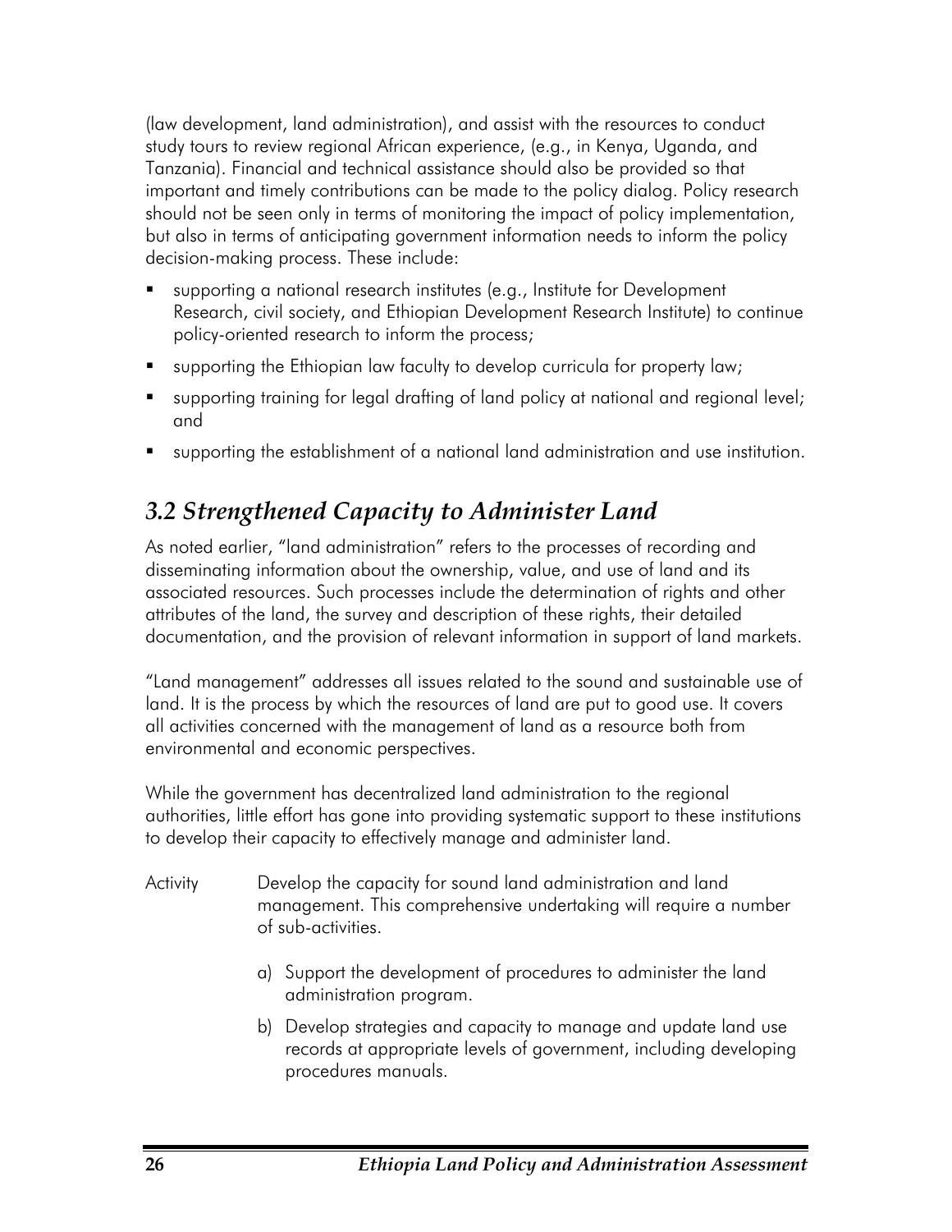(law development, land administration), and assist with the resources to conduct study tours to review regional African experience, (e.g., in Kenya, Uganda, and Tanzania). Financial and technical assistance should also be provided so that important and timely contributions can be made to the policy dialog. Policy research should not be seen only in terms of monitoring the impact of policy implementation, but also in terms of anticipating government information needs to inform the policy decision-making process. These include:

- supporting a national research institutes (e.g., Institute for Development Research, civil society, and Ethiopian Development Research Institute) to continue policy-oriented research to inform the process;
- supporting the Ethiopian law faculty to develop curricula for property law;
- supporting training for legal drafting of land policy at national and regional level; and
- supporting the establishment of a national land administration and use institution.

## *3.2 Strengthened Capacity to Administer Land*

As noted earlier, "land administration" refers to the processes of recording and disseminating information about the ownership, value, and use of land and its associated resources. Such processes include the determination of rights and other attributes of the land, the survey and description of these rights, their detailed documentation, and the provision of relevant information in support of land markets.

"Land management" addresses all issues related to the sound and sustainable use of land. It is the process by which the resources of land are put to good use. It covers all activities concerned with the management of land as a resource both from environmental and economic perspectives.

While the government has decentralized land administration to the regional authorities, little effort has gone into providing systematic support to these institutions to develop their capacity to effectively manage and administer land.

Activity Develop the capacity for sound land administration and land management. This comprehensive undertaking will require a number of sub-activities.

a) Support the development of procedures to administer the land administration program.

b) Develop strategies and capacity to manage and update land use records at appropriate levels of government, including developing procedures manuals.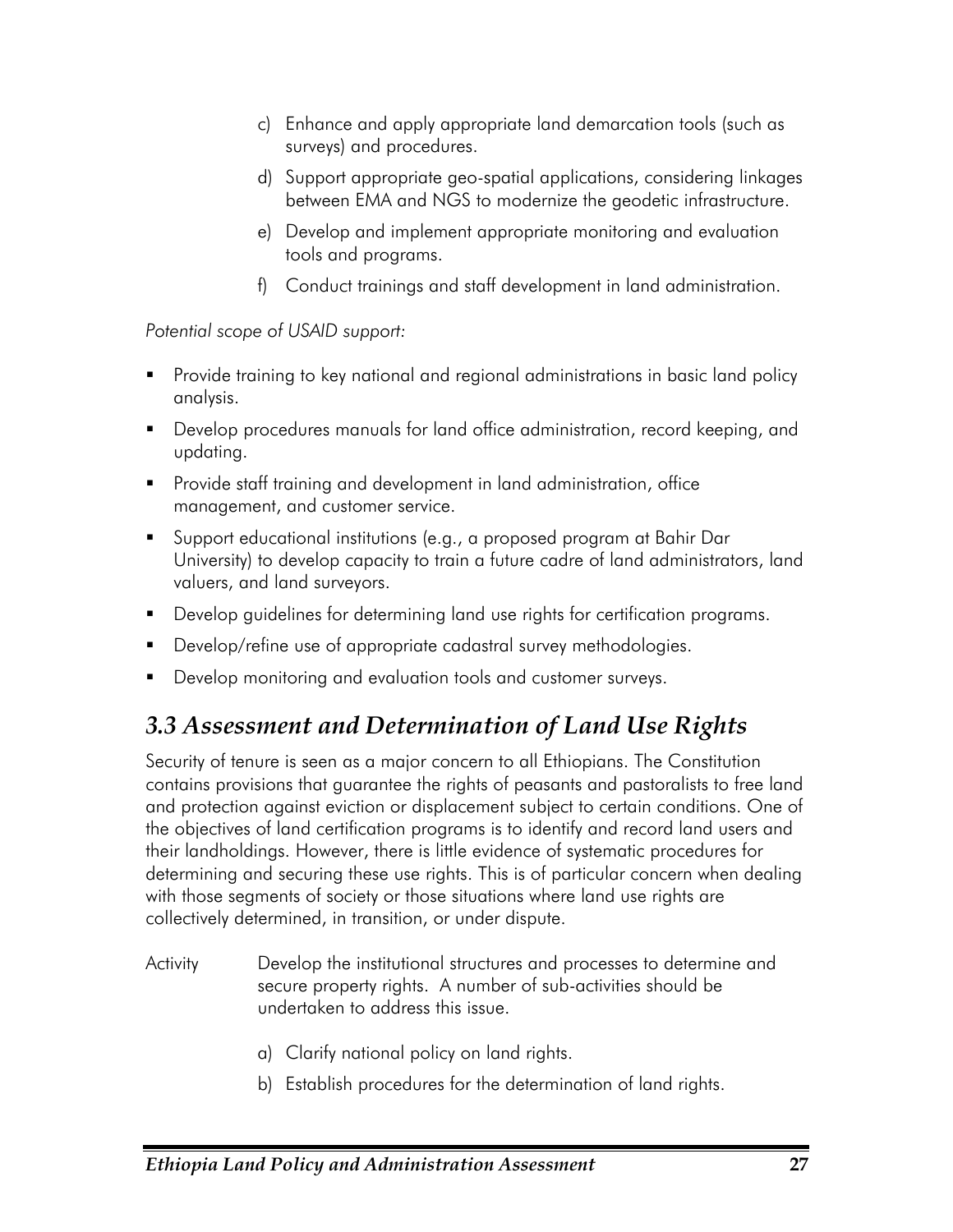c) Enhance and apply appropriate land demarcation tools (such as surveys) and procedures.

d) Support appropriate geo-spatial applications, considering linkages between EMA and NGS to modernize the geodetic infrastructure.

e) Develop and implement appropriate monitoring and evaluation tools and programs.

f) Conduct trainings and staff development in land administration.

*Potential scope of USAID support:*

- Provide training to key national and regional administrations in basic land policy analysis.
- Develop procedures manuals for land office administration, record keeping, and updating.
- Provide staff training and development in land administration, office management, and customer service.
- Support educational institutions (e.g., a proposed program at Bahir Dar University) to develop capacity to train a future cadre of land administrators, land valuers, and land surveyors.
- Develop guidelines for determining land use rights for certification programs.
- Develop/refine use of appropriate cadastral survey methodologies.
- Develop monitoring and evaluation tools and customer surveys.

## *3.3 Assessment and Determination of Land Use Rights*

Security of tenure is seen as a major concern to all Ethiopians. The Constitution contains provisions that guarantee the rights of peasants and pastoralists to free land and protection against eviction or displacement subject to certain conditions. One of the objectives of land certification programs is to identify and record land users and their landholdings. However, there is little evidence of systematic procedures for determining and securing these use rights. This is of particular concern when dealing with those segments of society or those situations where land use rights are collectively determined, in transition, or under dispute.

Activity — Develop the institutional structures and processes to determine and secure property rights. A number of sub-activities should be undertaken to address this issue.

a) Clarify national policy on land rights.

b) Establish procedures for the determination of land rights.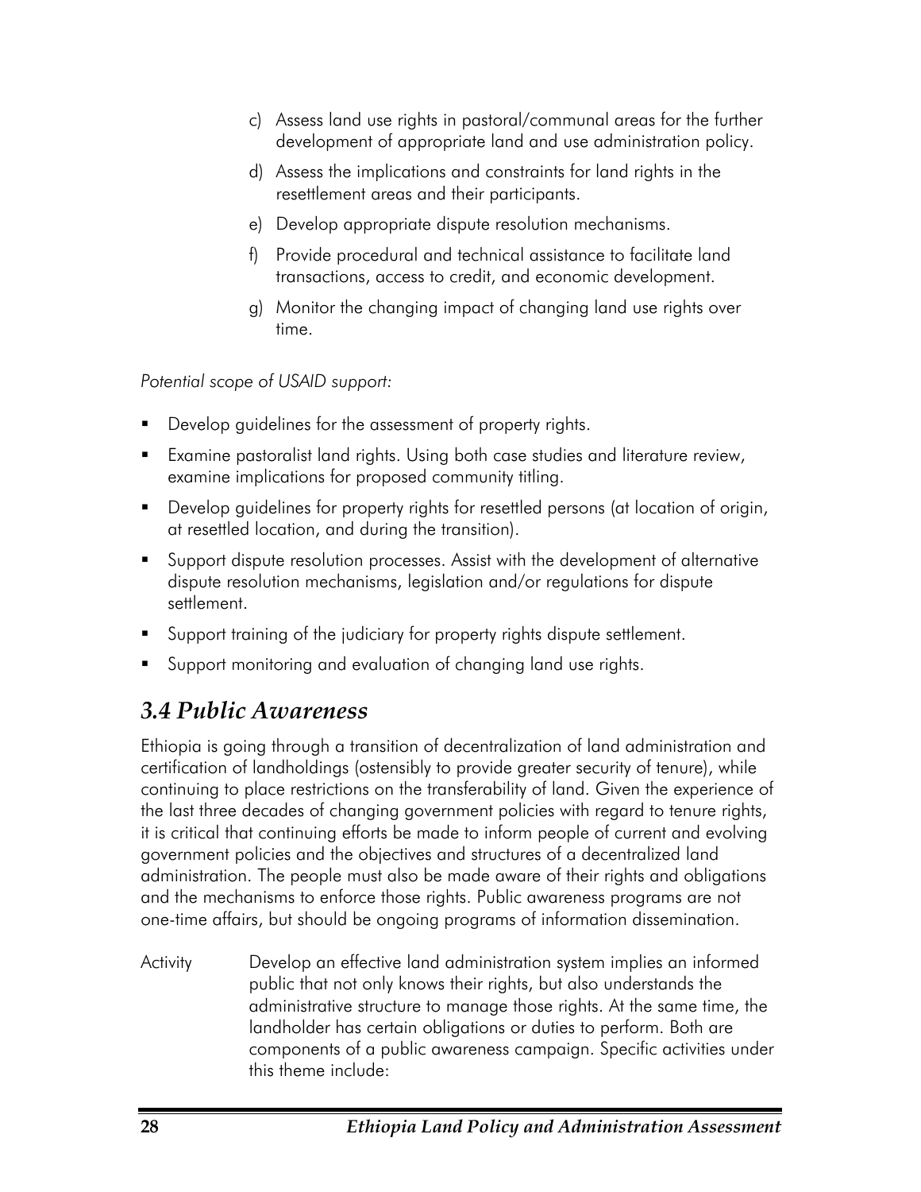c) Assess land use rights in pastoral/communal areas for the further development of appropriate land and use administration policy.

d) Assess the implications and constraints for land rights in the resettlement areas and their participants.

e) Develop appropriate dispute resolution mechanisms.

f) Provide procedural and technical assistance to facilitate land transactions, access to credit, and economic development.

g) Monitor the changing impact of changing land use rights over time.

*Potential scope of USAID support:*

- Develop guidelines for the assessment of property rights.
- Examine pastoralist land rights. Using both case studies and literature review, examine implications for proposed community titling.
- Develop guidelines for property rights for resettled persons (at location of origin, at resettled location, and during the transition).
- Support dispute resolution processes. Assist with the development of alternative dispute resolution mechanisms, legislation and/or regulations for dispute settlement.
- Support training of the judiciary for property rights dispute settlement.
- Support monitoring and evaluation of changing land use rights.

## *3.4 Public Awareness*

Ethiopia is going through a transition of decentralization of land administration and certification of landholdings (ostensibly to provide greater security of tenure), while continuing to place restrictions on the transferability of land. Given the experience of the last three decades of changing government policies with regard to tenure rights, it is critical that continuing efforts be made to inform people of current and evolving government policies and the objectives and structures of a decentralized land administration. The people must also be made aware of their rights and obligations and the mechanisms to enforce those rights. Public awareness programs are not one-time affairs, but should be ongoing programs of information dissemination.

Activity Develop an effective land administration system implies an informed public that not only knows their rights, but also understands the administrative structure to manage those rights. At the same time, the landholder has certain obligations or duties to perform. Both are components of a public awareness campaign. Specific activities under this theme include: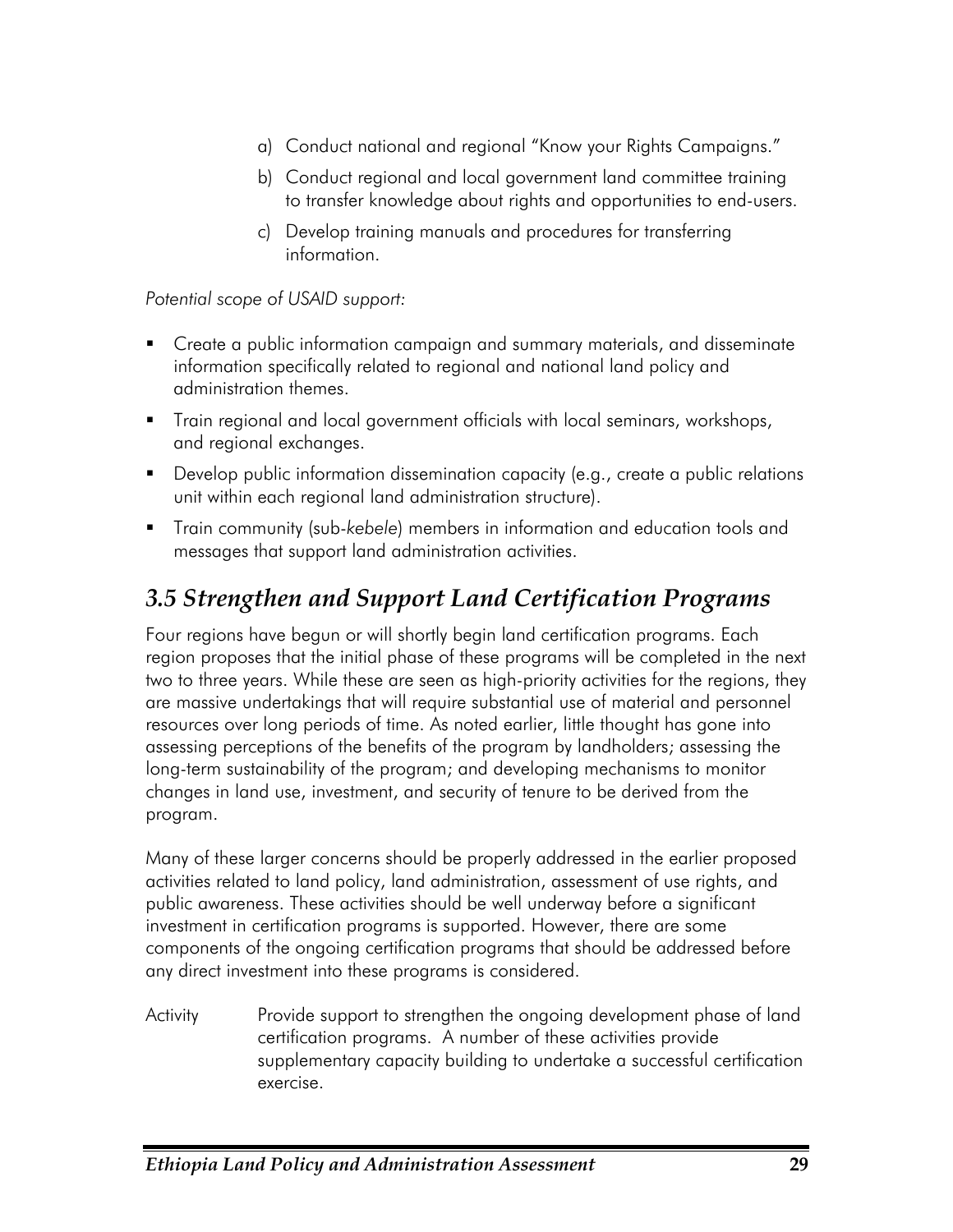a) Conduct national and regional "Know your Rights Campaigns."

b) Conduct regional and local government land committee training to transfer knowledge about rights and opportunities to end-users.

c) Develop training manuals and procedures for transferring information.

*Potential scope of USAID support:*

- Create a public information campaign and summary materials, and disseminate information specifically related to regional and national land policy and administration themes.
- Train regional and local government officials with local seminars, workshops, and regional exchanges.
- Develop public information dissemination capacity (e.g., create a public relations unit within each regional land administration structure).
- Train community (sub-*kebele*) members in information and education tools and messages that support land administration activities.

## 3.5 Strengthen and Support Land Certification Programs

Four regions have begun or will shortly begin land certification programs. Each region proposes that the initial phase of these programs will be completed in the next two to three years. While these are seen as high-priority activities for the regions, they are massive undertakings that will require substantial use of material and personnel resources over long periods of time. As noted earlier, little thought has gone into assessing perceptions of the benefits of the program by landholders; assessing the long-term sustainability of the program; and developing mechanisms to monitor changes in land use, investment, and security of tenure to be derived from the program.

Many of these larger concerns should be properly addressed in the earlier proposed activities related to land policy, land administration, assessment of use rights, and public awareness. These activities should be well underway before a significant investment in certification programs is supported. However, there are some components of the ongoing certification programs that should be addressed before any direct investment into these programs is considered.

Activity Provide support to strengthen the ongoing development phase of land certification programs. A number of these activities provide supplementary capacity building to undertake a successful certification exercise.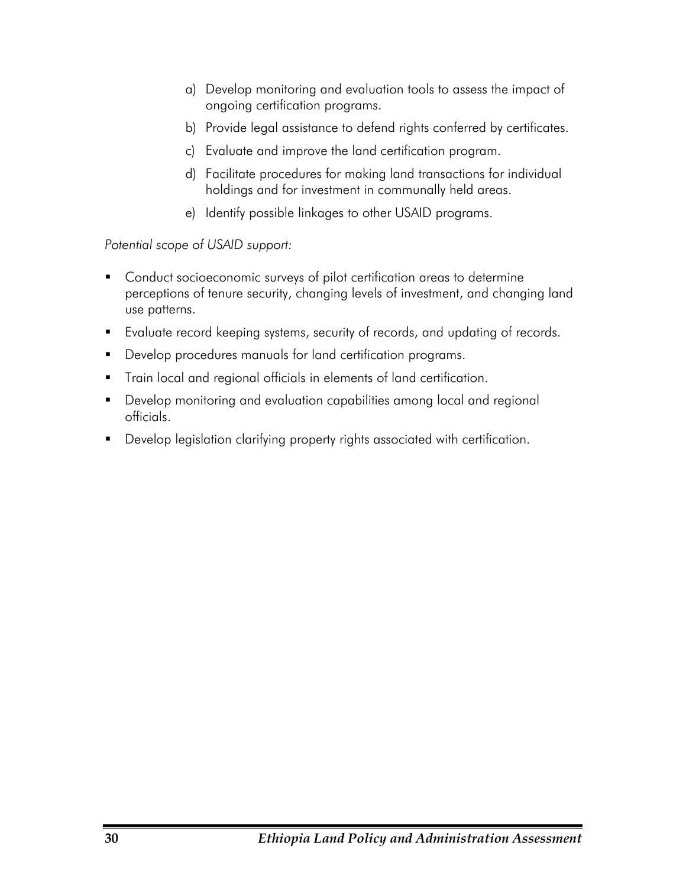a) Develop monitoring and evaluation tools to assess the impact of ongoing certification programs.

b) Provide legal assistance to defend rights conferred by certificates.

c) Evaluate and improve the land certification program.

d) Facilitate procedures for making land transactions for individual holdings and for investment in communally held areas.

e) Identify possible linkages to other USAID programs.

*Potential scope of USAID support:*

- Conduct socioeconomic surveys of pilot certification areas to determine perceptions of tenure security, changing levels of investment, and changing land use patterns.
- Evaluate record keeping systems, security of records, and updating of records.
- Develop procedures manuals for land certification programs.
- Train local and regional officials in elements of land certification.
- Develop monitoring and evaluation capabilities among local and regional officials.
- Develop legislation clarifying property rights associated with certification.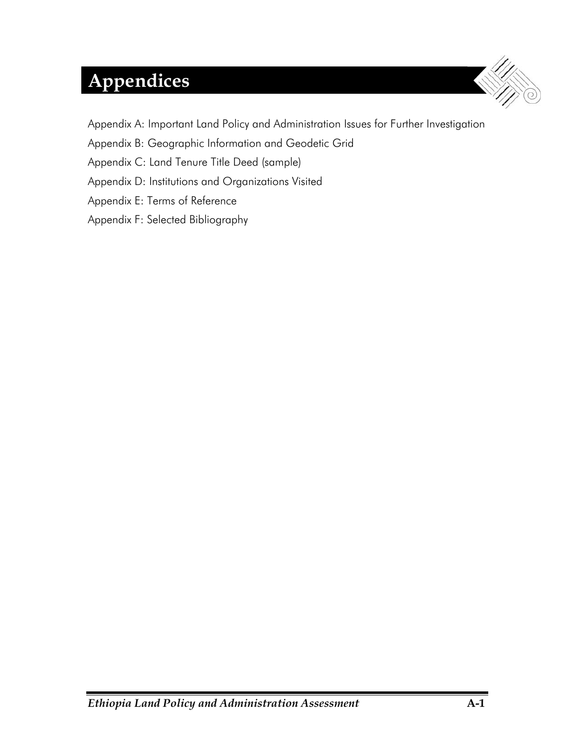# Appendices

Appendix A: Important Land Policy and Administration Issues for Further Investigation

Appendix B: Geographic Information and Geodetic Grid

Appendix C: Land Tenure Title Deed (sample)

Appendix D: Institutions and Organizations Visited

Appendix E: Terms of Reference

Appendix F: Selected Bibliography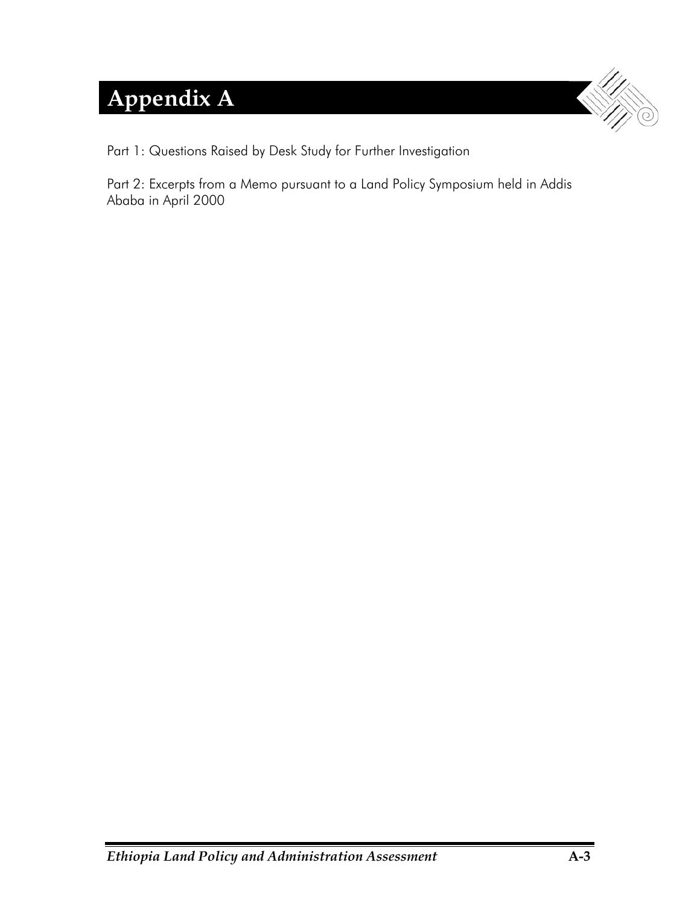# Appendix A

Part 1: Questions Raised by Desk Study for Further Investigation

Part 2: Excerpts from a Memo pursuant to a Land Policy Symposium held in Addis Ababa in April 2000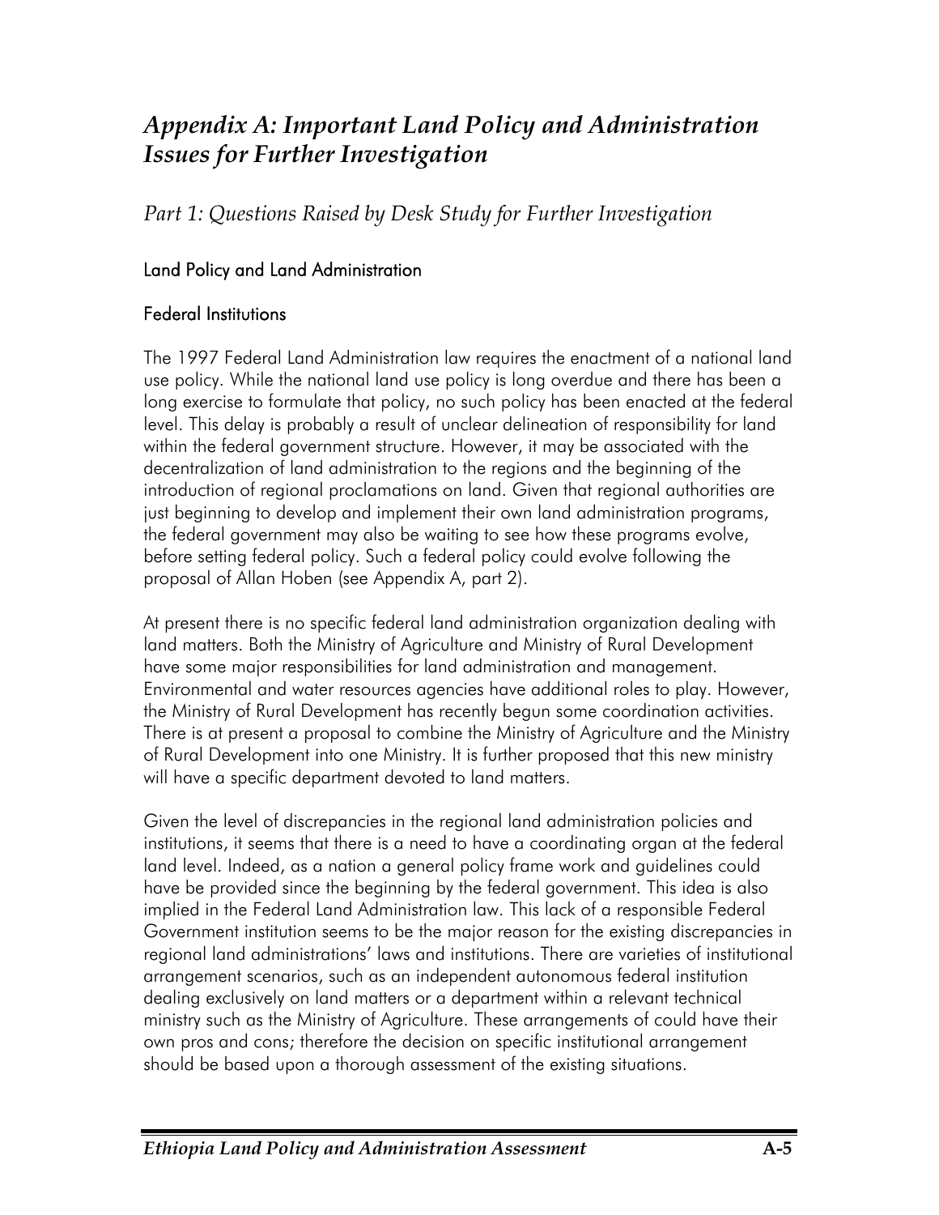# *Appendix A: Important Land Policy and Administration Issues for Further Investigation*

## *Part 1: Questions Raised by Desk Study for Further Investigation*

### Land Policy and Land Administration

### Federal Institutions

The 1997 Federal Land Administration law requires the enactment of a national land use policy. While the national land use policy is long overdue and there has been a long exercise to formulate that policy, no such policy has been enacted at the federal level. This delay is probably a result of unclear delineation of responsibility for land within the federal government structure. However, it may be associated with the decentralization of land administration to the regions and the beginning of the introduction of regional proclamations on land. Given that regional authorities are just beginning to develop and implement their own land administration programs, the federal government may also be waiting to see how these programs evolve, before setting federal policy. Such a federal policy could evolve following the proposal of Allan Hoben (see Appendix A, part 2).

At present there is no specific federal land administration organization dealing with land matters. Both the Ministry of Agriculture and Ministry of Rural Development have some major responsibilities for land administration and management. Environmental and water resources agencies have additional roles to play. However, the Ministry of Rural Development has recently begun some coordination activities. There is at present a proposal to combine the Ministry of Agriculture and the Ministry of Rural Development into one Ministry. It is further proposed that this new ministry will have a specific department devoted to land matters.

Given the level of discrepancies in the regional land administration policies and institutions, it seems that there is a need to have a coordinating organ at the federal land level. Indeed, as a nation a general policy frame work and guidelines could have be provided since the beginning by the federal government. This idea is also implied in the Federal Land Administration law. This lack of a responsible Federal Government institution seems to be the major reason for the existing discrepancies in regional land administrations' laws and institutions. There are varieties of institutional arrangement scenarios, such as an independent autonomous federal institution dealing exclusively on land matters or a department within a relevant technical ministry such as the Ministry of Agriculture. These arrangements of could have their own pros and cons; therefore the decision on specific institutional arrangement should be based upon a thorough assessment of the existing situations.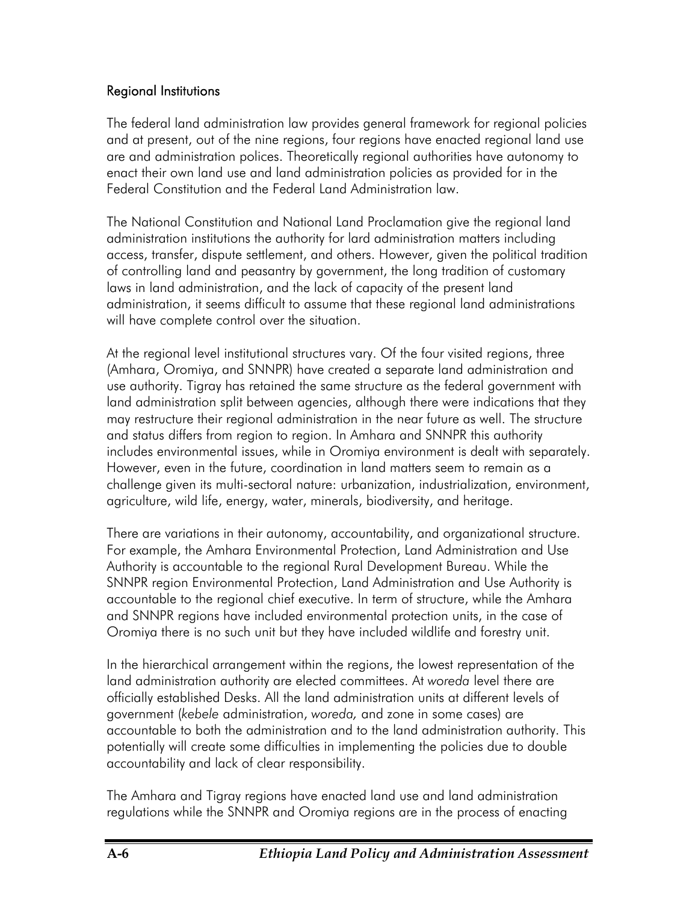## Regional Institutions

The federal land administration law provides general framework for regional policies and at present, out of the nine regions, four regions have enacted regional land use are and administration polices. Theoretically regional authorities have autonomy to enact their own land use and land administration policies as provided for in the Federal Constitution and the Federal Land Administration law.

The National Constitution and National Land Proclamation give the regional land administration institutions the authority for lard administration matters including access, transfer, dispute settlement, and others. However, given the political tradition of controlling land and peasantry by government, the long tradition of customary laws in land administration, and the lack of capacity of the present land administration, it seems difficult to assume that these regional land administrations will have complete control over the situation.

At the regional level institutional structures vary. Of the four visited regions, three (Amhara, Oromiya, and SNNPR) have created a separate land administration and use authority. Tigray has retained the same structure as the federal government with land administration split between agencies, although there were indications that they may restructure their regional administration in the near future as well. The structure and status differs from region to region. In Amhara and SNNPR this authority includes environmental issues, while in Oromiya environment is dealt with separately. However, even in the future, coordination in land matters seem to remain as a challenge given its multi-sectoral nature: urbanization, industrialization, environment, agriculture, wild life, energy, water, minerals, biodiversity, and heritage.

There are variations in their autonomy, accountability, and organizational structure. For example, the Amhara Environmental Protection, Land Administration and Use Authority is accountable to the regional Rural Development Bureau. While the SNNPR region Environmental Protection, Land Administration and Use Authority is accountable to the regional chief executive. In term of structure, while the Amhara and SNNPR regions have included environmental protection units, in the case of Oromiya there is no such unit but they have included wildlife and forestry unit.

In the hierarchical arrangement within the regions, the lowest representation of the land administration authority are elected committees. At *woreda* level there are officially established Desks. All the land administration units at different levels of government (*kebele* administration, *woreda,* and zone in some cases) are accountable to both the administration and to the land administration authority. This potentially will create some difficulties in implementing the policies due to double accountability and lack of clear responsibility.

The Amhara and Tigray regions have enacted land use and land administration regulations while the SNNPR and Oromiya regions are in the process of enacting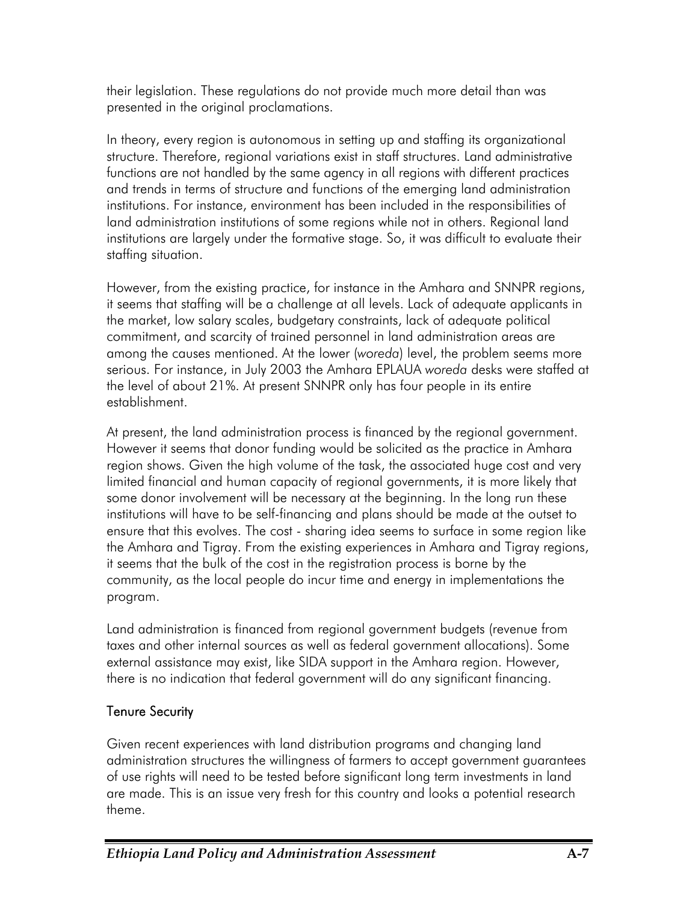their legislation. These regulations do not provide much more detail than was presented in the original proclamations.

In theory, every region is autonomous in setting up and staffing its organizational structure. Therefore, regional variations exist in staff structures. Land administrative functions are not handled by the same agency in all regions with different practices and trends in terms of structure and functions of the emerging land administration institutions. For instance, environment has been included in the responsibilities of land administration institutions of some regions while not in others. Regional land institutions are largely under the formative stage. So, it was difficult to evaluate their staffing situation.

However, from the existing practice, for instance in the Amhara and SNNPR regions, it seems that staffing will be a challenge at all levels. Lack of adequate applicants in the market, low salary scales, budgetary constraints, lack of adequate political commitment, and scarcity of trained personnel in land administration areas are among the causes mentioned. At the lower (*woreda*) level, the problem seems more serious. For instance, in July 2003 the Amhara EPLAUA *woreda* desks were staffed at the level of about 21%. At present SNNPR only has four people in its entire establishment.

At present, the land administration process is financed by the regional government. However it seems that donor funding would be solicited as the practice in Amhara region shows. Given the high volume of the task, the associated huge cost and very limited financial and human capacity of regional governments, it is more likely that some donor involvement will be necessary at the beginning. In the long run these institutions will have to be self-financing and plans should be made at the outset to ensure that this evolves. The cost - sharing idea seems to surface in some region like the Amhara and Tigray. From the existing experiences in Amhara and Tigray regions, it seems that the bulk of the cost in the registration process is borne by the community, as the local people do incur time and energy in implementations the program.

Land administration is financed from regional government budgets (revenue from taxes and other internal sources as well as federal government allocations). Some external assistance may exist, like SIDA support in the Amhara region. However, there is no indication that federal government will do any significant financing.

### Tenure Security

Given recent experiences with land distribution programs and changing land administration structures the willingness of farmers to accept government guarantees of use rights will need to be tested before significant long term investments in land are made. This is an issue very fresh for this country and looks a potential research theme.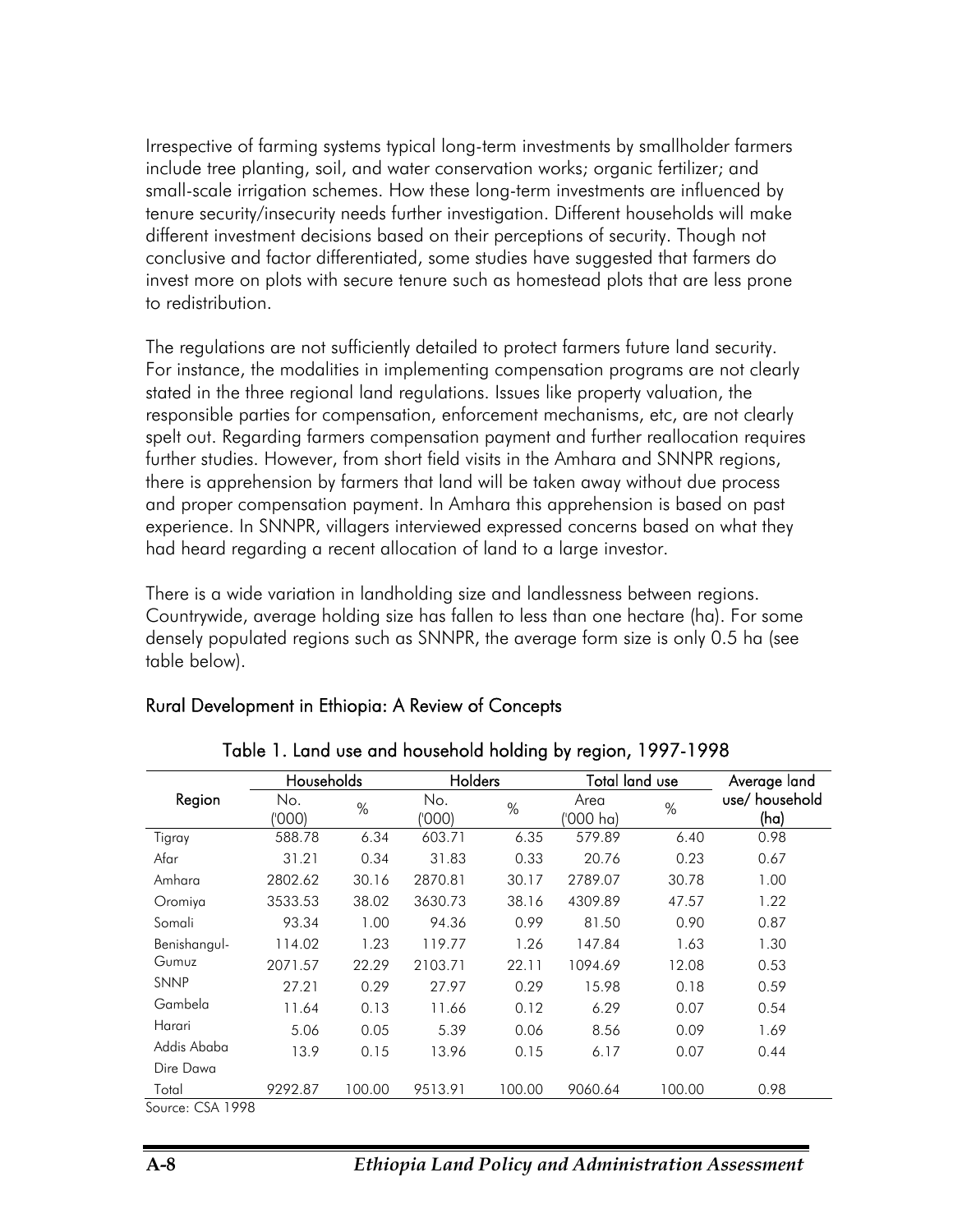Irrespective of farming systems typical long-term investments by smallholder farmers include tree planting, soil, and water conservation works; organic fertilizer; and small-scale irrigation schemes. How these long-term investments are influenced by tenure security/insecurity needs further investigation. Different households will make different investment decisions based on their perceptions of security. Though not conclusive and factor differentiated, some studies have suggested that farmers do invest more on plots with secure tenure such as homestead plots that are less prone to redistribution.

The regulations are not sufficiently detailed to protect farmers future land security. For instance, the modalities in implementing compensation programs are not clearly stated in the three regional land regulations. Issues like property valuation, the responsible parties for compensation, enforcement mechanisms, etc, are not clearly spelt out. Regarding farmers compensation payment and further reallocation requires further studies. However, from short field visits in the Amhara and SNNPR regions, there is apprehension by farmers that land will be taken away without due process and proper compensation payment. In Amhara this apprehension is based on past experience. In SNNPR, villagers interviewed expressed concerns based on what they had heard regarding a recent allocation of land to a large investor.

There is a wide variation in landholding size and landlessness between regions. Countrywide, average holding size has fallen to less than one hectare (ha). For some densely populated regions such as SNNPR, the average form size is only 0.5 ha (see table below).

**Rural Development in Ethiopia: A Review of Concepts**

Table 1. Land use and household holding by region, 1997-1998

| Region | Households | | Holders | | Total land use | | Average land use/ household (ha) |
|---|---|---|---|---|---|---|---|
| | No. ('000) | % | No. ('000) | % | Area ('000 ha) | % | |
| Tigray | 588.78 | 6.34 | 603.71 | 6.35 | 579.89 | 6.40 | 0.98 |
| Afar | 31.21 | 0.34 | 31.83 | 0.33 | 20.76 | 0.23 | 0.67 |
| Amhara | 2802.62 | 30.16 | 2870.81 | 30.17 | 2789.07 | 30.78 | 1.00 |
| Oromiya | 3533.53 | 38.02 | 3630.73 | 38.16 | 4309.89 | 47.57 | 1.22 |
| Somali | 93.34 | 1.00 | 94.36 | 0.99 | 81.50 | 0.90 | 0.87 |
| Benishangul-Gumuz | 114.02 | 1.23 | 119.77 | 1.26 | 147.84 | 1.63 | 1.30 |
| SNNP | 2071.57 | 22.29 | 2103.71 | 22.11 | 1094.69 | 12.08 | 0.53 |
| Gambela | 27.21 | 0.29 | 27.97 | 0.29 | 15.98 | 0.18 | 0.59 |
| Harari | 11.64 | 0.13 | 11.66 | 0.12 | 6.29 | 0.07 | 0.54 |
| Addis Ababa | 5.06 | 0.05 | 5.39 | 0.06 | 8.56 | 0.09 | 1.69 |
| Dire Dawa | 13.9 | 0.15 | 13.96 | 0.15 | 6.17 | 0.07 | 0.44 |
| Total | 9292.87 | 100.00 | 9513.91 | 100.00 | 9060.64 | 100.00 | 0.98 |

Source: CSA 1998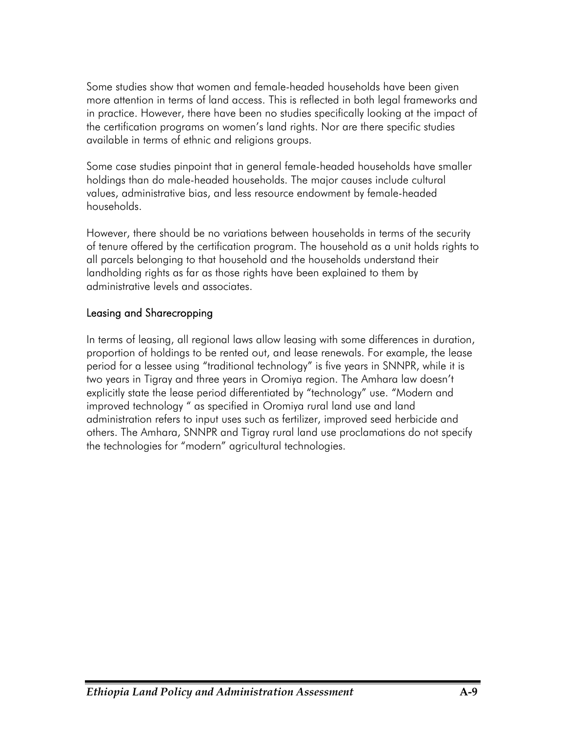Some studies show that women and female-headed households have been given more attention in terms of land access. This is reflected in both legal frameworks and in practice. However, there have been no studies specifically looking at the impact of the certification programs on women's land rights. Nor are there specific studies available in terms of ethnic and religions groups.

Some case studies pinpoint that in general female-headed households have smaller holdings than do male-headed households. The major causes include cultural values, administrative bias, and less resource endowment by female-headed households.

However, there should be no variations between households in terms of the security of tenure offered by the certification program. The household as a unit holds rights to all parcels belonging to that household and the households understand their landholding rights as far as those rights have been explained to them by administrative levels and associates.

### Leasing and Sharecropping

In terms of leasing, all regional laws allow leasing with some differences in duration, proportion of holdings to be rented out, and lease renewals. For example, the lease period for a lessee using "traditional technology" is five years in SNNPR, while it is two years in Tigray and three years in Oromiya region. The Amhara law doesn't explicitly state the lease period differentiated by "technology" use. "Modern and improved technology " as specified in Oromiya rural land use and land administration refers to input uses such as fertilizer, improved seed herbicide and others. The Amhara, SNNPR and Tigray rural land use proclamations do not specify the technologies for "modern" agricultural technologies.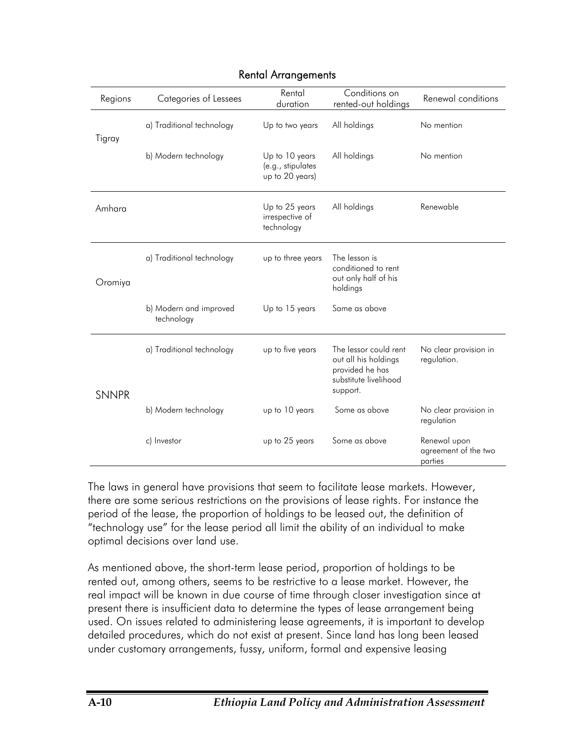Rental Arrangements

| Regions | Categories of Lessees | Rental duration | Conditions on rented-out holdings | Renewal conditions |
|---|---|---|---|---|
| Tigray | a) Traditional technology | Up to two years | All holdings | No mention |
| | b) Modern technology | Up to 10 years (e.g., stipulates up to 20 years) | All holdings | No mention |
| Amhara | | Up to 25 years irrespective of technology | All holdings | Renewable |
| Oromiya | a) Traditional technology | up to three years | The lesson is conditioned to rent out only half of his holdings | |
| | b) Modern and improved technology | Up to 15 years | Same as above | |
| SNNPR | a) Traditional technology | up to five years | The lessor could rent out all his holdings provided he has substitute livelihood support. | No clear provision in regulation. |
| | b) Modern technology | up to 10 years | Some as above | No clear provision in regulation |
| | c) Investor | up to 25 years | Some as above | Renewal upon agreement of the two parties |

The laws in general have provisions that seem to facilitate lease markets. However, there are some serious restrictions on the provisions of lease rights. For instance the period of the lease, the proportion of holdings to be leased out, the definition of "technology use" for the lease period all limit the ability of an individual to make optimal decisions over land use.

As mentioned above, the short-term lease period, proportion of holdings to be rented out, among others, seems to be restrictive to a lease market. However, the real impact will be known in due course of time through closer investigation since at present there is insufficient data to determine the types of lease arrangement being used. On issues related to administering lease agreements, it is important to develop detailed procedures, which do not exist at present. Since land has long been leased under customary arrangements, fussy, uniform, formal and expensive leasing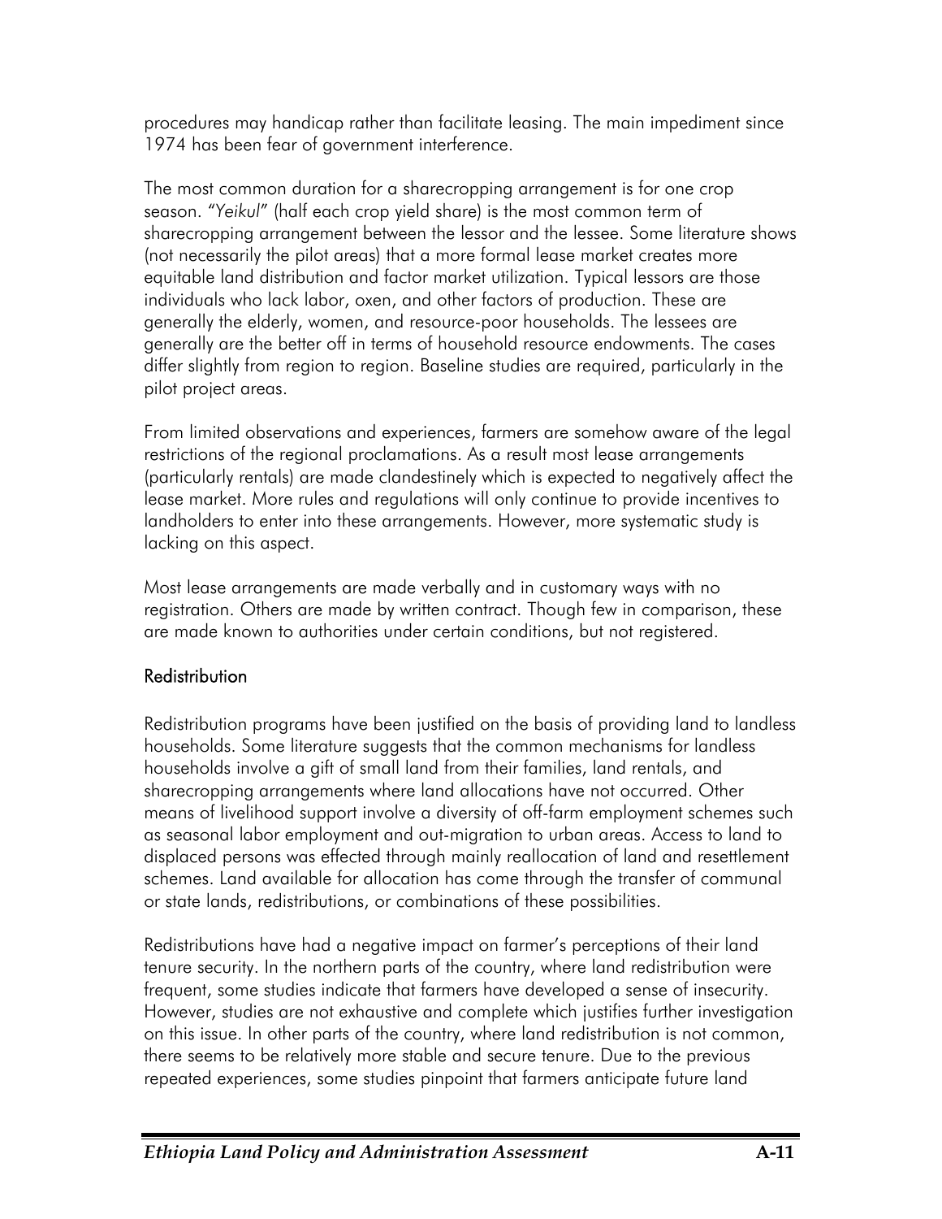procedures may handicap rather than facilitate leasing. The main impediment since 1974 has been fear of government interference.

The most common duration for a sharecropping arrangement is for one crop season. "*Yeikul*" (half each crop yield share) is the most common term of sharecropping arrangement between the lessor and the lessee. Some literature shows (not necessarily the pilot areas) that a more formal lease market creates more equitable land distribution and factor market utilization. Typical lessors are those individuals who lack labor, oxen, and other factors of production. These are generally the elderly, women, and resource-poor households. The lessees are generally are the better off in terms of household resource endowments. The cases differ slightly from region to region. Baseline studies are required, particularly in the pilot project areas.

From limited observations and experiences, farmers are somehow aware of the legal restrictions of the regional proclamations. As a result most lease arrangements (particularly rentals) are made clandestinely which is expected to negatively affect the lease market. More rules and regulations will only continue to provide incentives to landholders to enter into these arrangements. However, more systematic study is lacking on this aspect.

Most lease arrangements are made verbally and in customary ways with no registration. Others are made by written contract. Though few in comparison, these are made known to authorities under certain conditions, but not registered.

### Redistribution

Redistribution programs have been justified on the basis of providing land to landless households. Some literature suggests that the common mechanisms for landless households involve a gift of small land from their families, land rentals, and sharecropping arrangements where land allocations have not occurred. Other means of livelihood support involve a diversity of off-farm employment schemes such as seasonal labor employment and out-migration to urban areas. Access to land to displaced persons was effected through mainly reallocation of land and resettlement schemes. Land available for allocation has come through the transfer of communal or state lands, redistributions, or combinations of these possibilities.

Redistributions have had a negative impact on farmer's perceptions of their land tenure security. In the northern parts of the country, where land redistribution were frequent, some studies indicate that farmers have developed a sense of insecurity. However, studies are not exhaustive and complete which justifies further investigation on this issue. In other parts of the country, where land redistribution is not common, there seems to be relatively more stable and secure tenure. Due to the previous repeated experiences, some studies pinpoint that farmers anticipate future land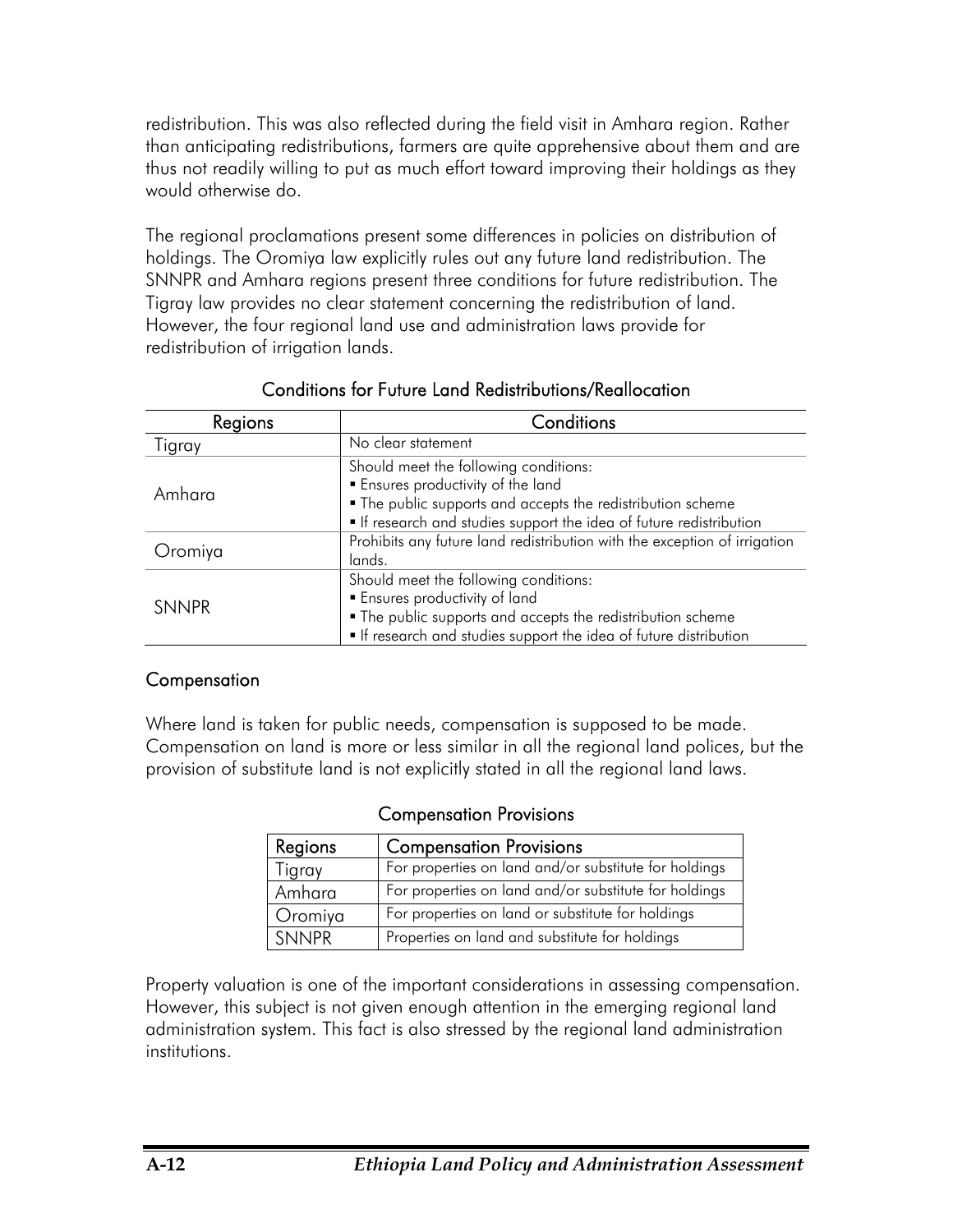redistribution. This was also reflected during the field visit in Amhara region. Rather than anticipating redistributions, farmers are quite apprehensive about them and are thus not readily willing to put as much effort toward improving their holdings as they would otherwise do.

The regional proclamations present some differences in policies on distribution of holdings. The Oromiya law explicitly rules out any future land redistribution. The SNNPR and Amhara regions present three conditions for future redistribution. The Tigray law provides no clear statement concerning the redistribution of land. However, the four regional land use and administration laws provide for redistribution of irrigation lands.

### Conditions for Future Land Redistributions/Reallocation

| Regions | Conditions |
|---|---|
| Tigray | No clear statement |
| Amhara | Should meet the following conditions:<br>▪ Ensures productivity of the land<br>▪ The public supports and accepts the redistribution scheme<br>▪ If research and studies support the idea of future redistribution |
| Oromiya | Prohibits any future land redistribution with the exception of irrigation lands. |
| SNNPR | Should meet the following conditions:<br>▪ Ensures productivity of land<br>▪ The public supports and accepts the redistribution scheme<br>▪ If research and studies support the idea of future distribution |

### Compensation

Where land is taken for public needs, compensation is supposed to be made. Compensation on land is more or less similar in all the regional land polices, but the provision of substitute land is not explicitly stated in all the regional land laws.

### Compensation Provisions

| Regions | Compensation Provisions |
|---|---|
| Tigray | For properties on land and/or substitute for holdings |
| Amhara | For properties on land and/or substitute for holdings |
| Oromiya | For properties on land or substitute for holdings |
| SNNPR | Properties on land and substitute for holdings |

Property valuation is one of the important considerations in assessing compensation. However, this subject is not given enough attention in the emerging regional land administration system. This fact is also stressed by the regional land administration institutions.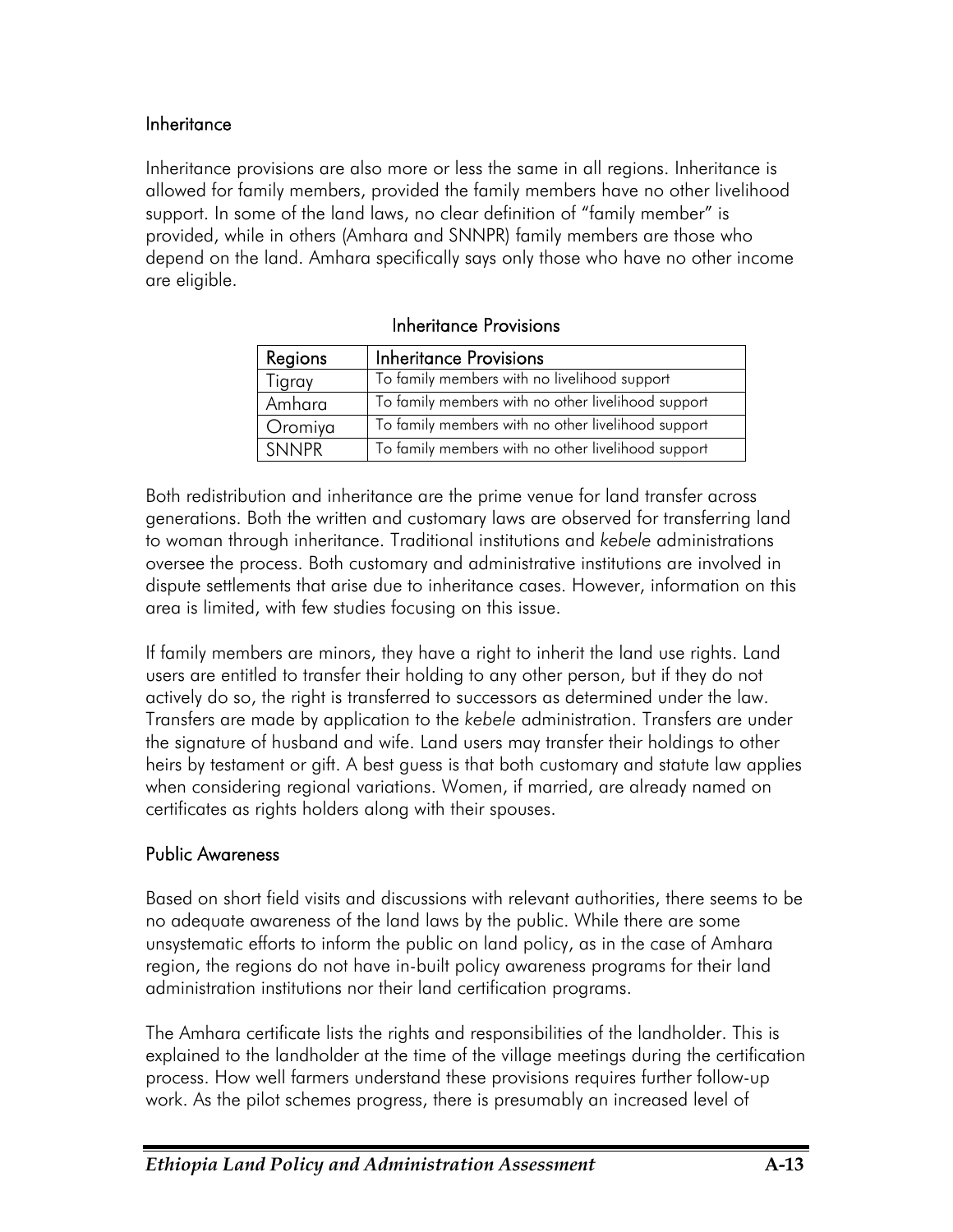### Inheritance

Inheritance provisions are also more or less the same in all regions. Inheritance is allowed for family members, provided the family members have no other livelihood support. In some of the land laws, no clear definition of "family member" is provided, while in others (Amhara and SNNPR) family members are those who depend on the land. Amhara specifically says only those who have no other income are eligible.

Inheritance Provisions

| Regions | Inheritance Provisions |
|---|---|
| Tigray | To family members with no livelihood support |
| Amhara | To family members with no other livelihood support |
| Oromiya | To family members with no other livelihood support |
| SNNPR | To family members with no other livelihood support |

Both redistribution and inheritance are the prime venue for land transfer across generations. Both the written and customary laws are observed for transferring land to woman through inheritance. Traditional institutions and *kebele* administrations oversee the process. Both customary and administrative institutions are involved in dispute settlements that arise due to inheritance cases. However, information on this area is limited, with few studies focusing on this issue.

If family members are minors, they have a right to inherit the land use rights. Land users are entitled to transfer their holding to any other person, but if they do not actively do so, the right is transferred to successors as determined under the law. Transfers are made by application to the *kebele* administration. Transfers are under the signature of husband and wife. Land users may transfer their holdings to other heirs by testament or gift. A best guess is that both customary and statute law applies when considering regional variations. Women, if married, are already named on certificates as rights holders along with their spouses.

### Public Awareness

Based on short field visits and discussions with relevant authorities, there seems to be no adequate awareness of the land laws by the public. While there are some unsystematic efforts to inform the public on land policy, as in the case of Amhara region, the regions do not have in-built policy awareness programs for their land administration institutions nor their land certification programs.

The Amhara certificate lists the rights and responsibilities of the landholder. This is explained to the landholder at the time of the village meetings during the certification process. How well farmers understand these provisions requires further follow-up work. As the pilot schemes progress, there is presumably an increased level of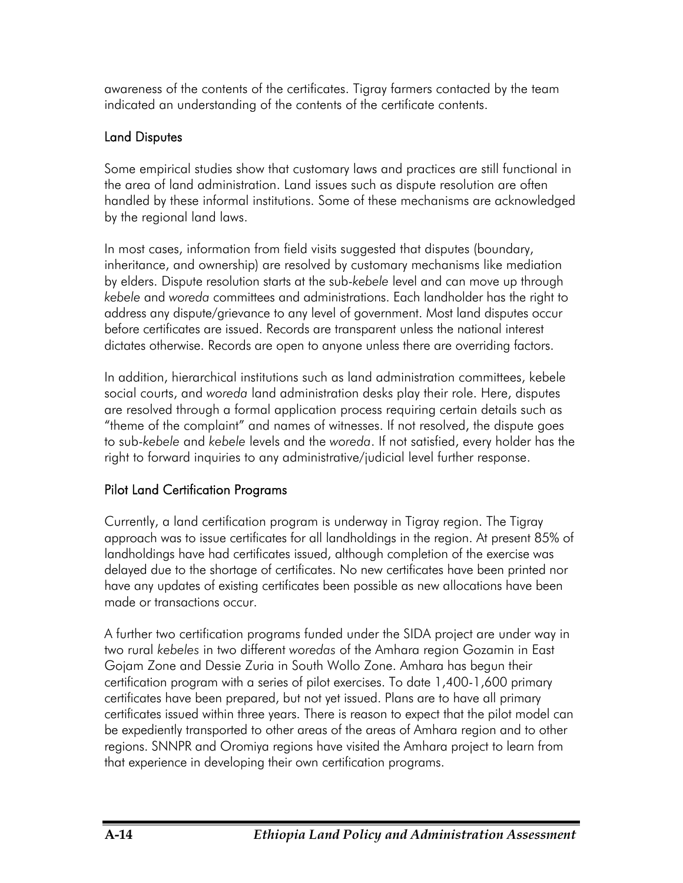awareness of the contents of the certificates. Tigray farmers contacted by the team indicated an understanding of the contents of the certificate contents.

### Land Disputes

Some empirical studies show that customary laws and practices are still functional in the area of land administration. Land issues such as dispute resolution are often handled by these informal institutions. Some of these mechanisms are acknowledged by the regional land laws.

In most cases, information from field visits suggested that disputes (boundary, inheritance, and ownership) are resolved by customary mechanisms like mediation by elders. Dispute resolution starts at the sub-*kebele* level and can move up through *kebele* and *woreda* committees and administrations. Each landholder has the right to address any dispute/grievance to any level of government. Most land disputes occur before certificates are issued. Records are transparent unless the national interest dictates otherwise. Records are open to anyone unless there are overriding factors.

In addition, hierarchical institutions such as land administration committees, kebele social courts, and *woreda* land administration desks play their role. Here, disputes are resolved through a formal application process requiring certain details such as "theme of the complaint" and names of witnesses. If not resolved, the dispute goes to sub-*kebele* and *kebele* levels and the *woreda*. If not satisfied, every holder has the right to forward inquiries to any administrative/judicial level further response.

### Pilot Land Certification Programs

Currently, a land certification program is underway in Tigray region. The Tigray approach was to issue certificates for all landholdings in the region. At present 85% of landholdings have had certificates issued, although completion of the exercise was delayed due to the shortage of certificates. No new certificates have been printed nor have any updates of existing certificates been possible as new allocations have been made or transactions occur.

A further two certification programs funded under the SIDA project are under way in two rural *kebeles* in two different *woredas* of the Amhara region Gozamin in East Gojam Zone and Dessie Zuria in South Wollo Zone. Amhara has begun their certification program with a series of pilot exercises. To date 1,400-1,600 primary certificates have been prepared, but not yet issued. Plans are to have all primary certificates issued within three years. There is reason to expect that the pilot model can be expediently transported to other areas of the areas of Amhara region and to other regions. SNNPR and Oromiya regions have visited the Amhara project to learn from that experience in developing their own certification programs.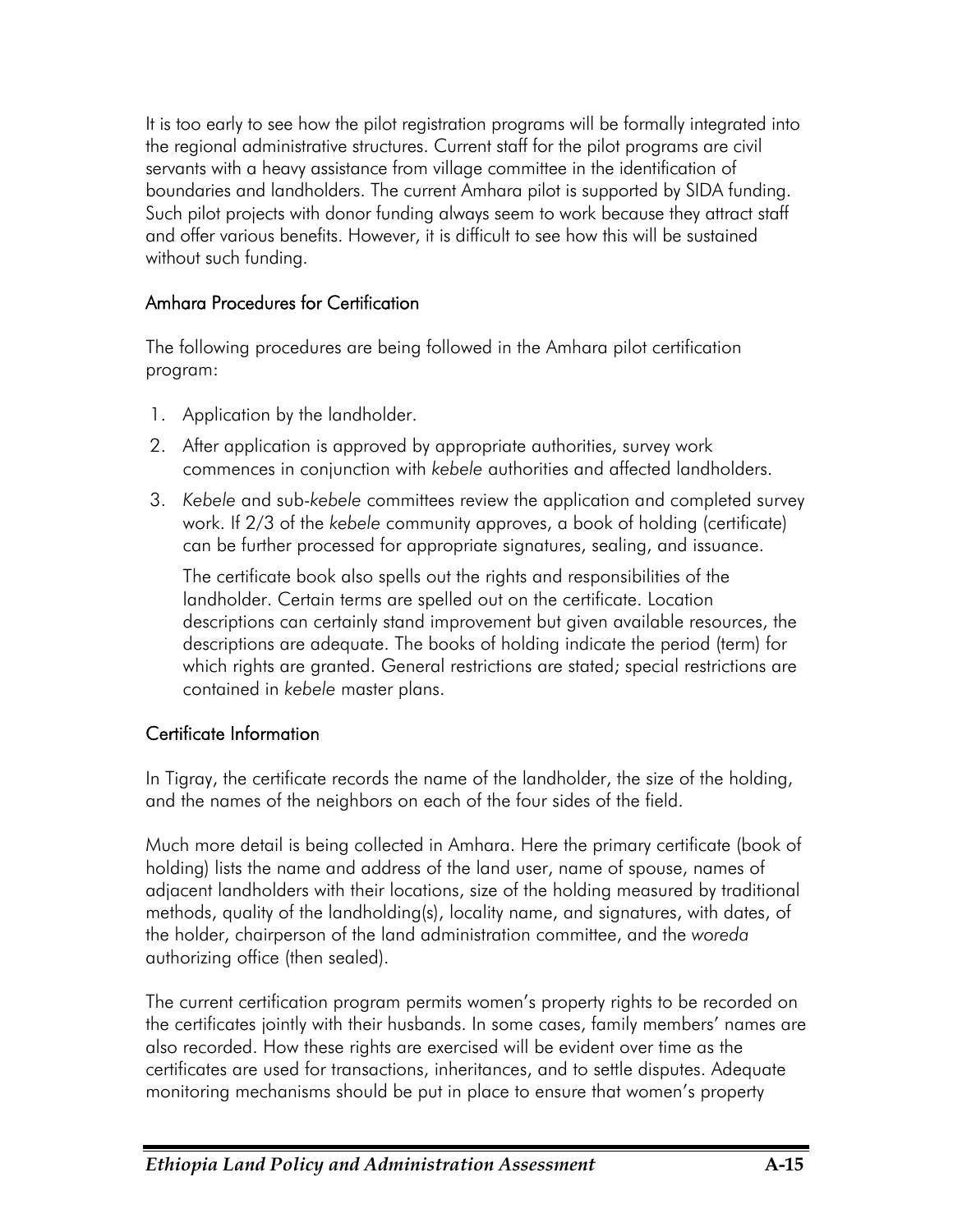It is too early to see how the pilot registration programs will be formally integrated into the regional administrative structures. Current staff for the pilot programs are civil servants with a heavy assistance from village committee in the identification of boundaries and landholders. The current Amhara pilot is supported by SIDA funding. Such pilot projects with donor funding always seem to work because they attract staff and offer various benefits. However, it is difficult to see how this will be sustained without such funding.

### Amhara Procedures for Certification

The following procedures are being followed in the Amhara pilot certification program:

1. Application by the landholder.
2. After application is approved by appropriate authorities, survey work commences in conjunction with *kebele* authorities and affected landholders.
3. *Kebele* and sub-*kebele* committees review the application and completed survey work. If 2/3 of the *kebele* community approves, a book of holding (certificate) can be further processed for appropriate signatures, sealing, and issuance.

   The certificate book also spells out the rights and responsibilities of the landholder. Certain terms are spelled out on the certificate. Location descriptions can certainly stand improvement but given available resources, the descriptions are adequate. The books of holding indicate the period (term) for which rights are granted. General restrictions are stated; special restrictions are contained in *kebele* master plans.

### Certificate Information

In Tigray, the certificate records the name of the landholder, the size of the holding, and the names of the neighbors on each of the four sides of the field.

Much more detail is being collected in Amhara. Here the primary certificate (book of holding) lists the name and address of the land user, name of spouse, names of adjacent landholders with their locations, size of the holding measured by traditional methods, quality of the landholding(s), locality name, and signatures, with dates, of the holder, chairperson of the land administration committee, and the *woreda* authorizing office (then sealed).

The current certification program permits women's property rights to be recorded on the certificates jointly with their husbands. In some cases, family members' names are also recorded. How these rights are exercised will be evident over time as the certificates are used for transactions, inheritances, and to settle disputes. Adequate monitoring mechanisms should be put in place to ensure that women's property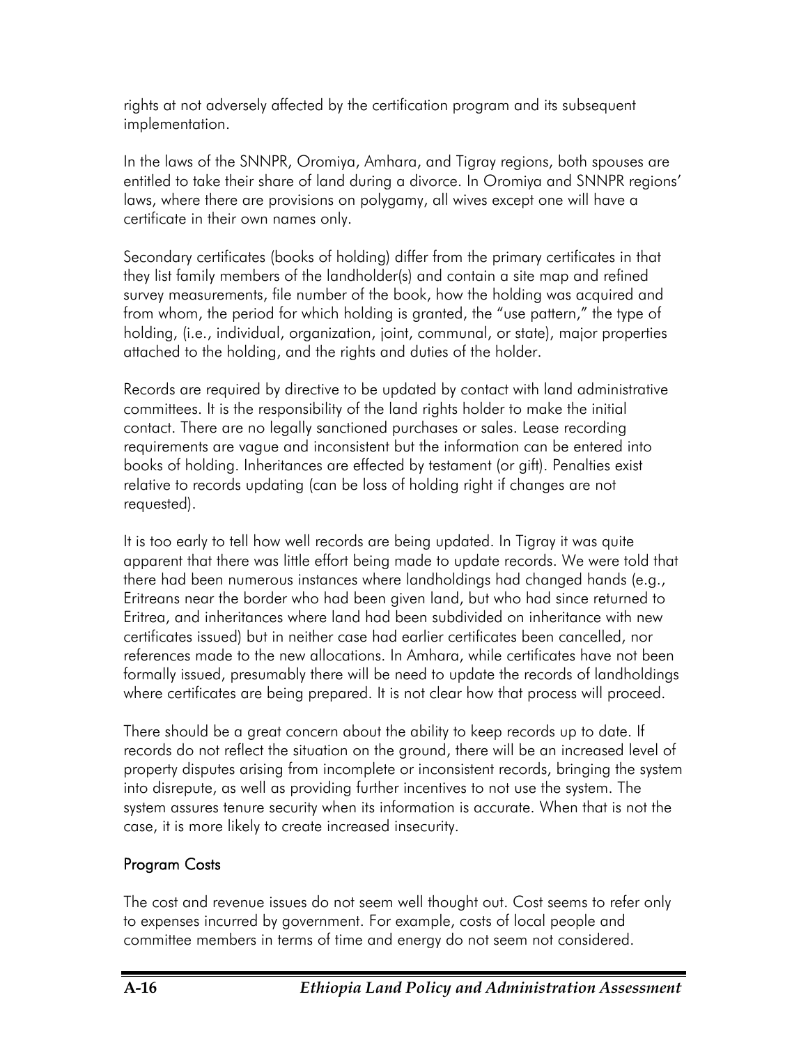rights at not adversely affected by the certification program and its subsequent implementation.

In the laws of the SNNPR, Oromiya, Amhara, and Tigray regions, both spouses are entitled to take their share of land during a divorce. In Oromiya and SNNPR regions' laws, where there are provisions on polygamy, all wives except one will have a certificate in their own names only.

Secondary certificates (books of holding) differ from the primary certificates in that they list family members of the landholder(s) and contain a site map and refined survey measurements, file number of the book, how the holding was acquired and from whom, the period for which holding is granted, the "use pattern," the type of holding, (i.e., individual, organization, joint, communal, or state), major properties attached to the holding, and the rights and duties of the holder.

Records are required by directive to be updated by contact with land administrative committees. It is the responsibility of the land rights holder to make the initial contact. There are no legally sanctioned purchases or sales. Lease recording requirements are vague and inconsistent but the information can be entered into books of holding. Inheritances are effected by testament (or gift). Penalties exist relative to records updating (can be loss of holding right if changes are not requested).

It is too early to tell how well records are being updated. In Tigray it was quite apparent that there was little effort being made to update records. We were told that there had been numerous instances where landholdings had changed hands (e.g., Eritreans near the border who had been given land, but who had since returned to Eritrea, and inheritances where land had been subdivided on inheritance with new certificates issued) but in neither case had earlier certificates been cancelled, nor references made to the new allocations. In Amhara, while certificates have not been formally issued, presumably there will be need to update the records of landholdings where certificates are being prepared. It is not clear how that process will proceed.

There should be a great concern about the ability to keep records up to date. If records do not reflect the situation on the ground, there will be an increased level of property disputes arising from incomplete or inconsistent records, bringing the system into disrepute, as well as providing further incentives to not use the system. The system assures tenure security when its information is accurate. When that is not the case, it is more likely to create increased insecurity.

### Program Costs

The cost and revenue issues do not seem well thought out. Cost seems to refer only to expenses incurred by government. For example, costs of local people and committee members in terms of time and energy do not seem not considered.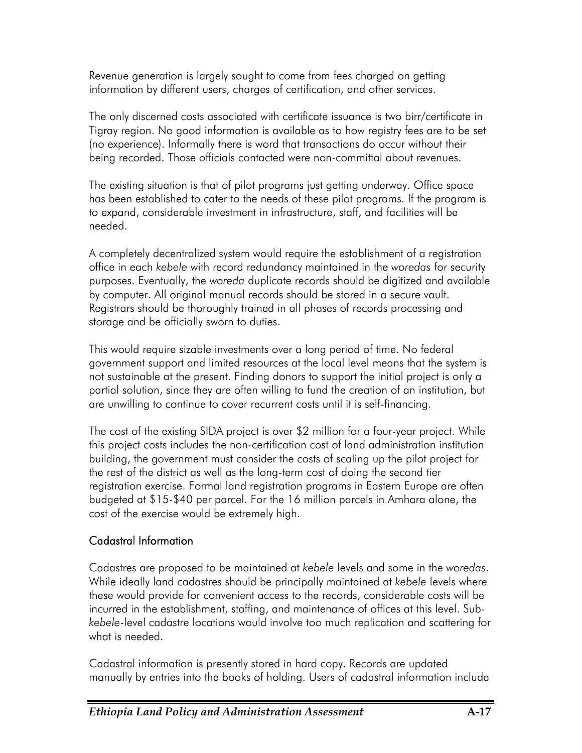Revenue generation is largely sought to come from fees charged on getting information by different users, charges of certification, and other services.

The only discerned costs associated with certificate issuance is two birr/certificate in Tigray region. No good information is available as to how registry fees are to be set (no experience). Informally there is word that transactions do occur without their being recorded. Those officials contacted were non-committal about revenues.

The existing situation is that of pilot programs just getting underway. Office space has been established to cater to the needs of these pilot programs. If the program is to expand, considerable investment in infrastructure, staff, and facilities will be needed.

A completely decentralized system would require the establishment of a registration office in each *kebele* with record redundancy maintained in the *woredas* for security purposes. Eventually, the *woreda* duplicate records should be digitized and available by computer. All original manual records should be stored in a secure vault. Registrars should be thoroughly trained in all phases of records processing and storage and be officially sworn to duties.

This would require sizable investments over a long period of time. No federal government support and limited resources at the local level means that the system is not sustainable at the present. Finding donors to support the initial project is only a partial solution, since they are often willing to fund the creation of an institution, but are unwilling to continue to cover recurrent costs until it is self-financing.

The cost of the existing SIDA project is over $2 million for a four-year project. While this project costs includes the non-certification cost of land administration institution building, the government must consider the costs of scaling up the pilot project for the rest of the district as well as the long-term cost of doing the second tier registration exercise. Formal land registration programs in Eastern Europe are often budgeted at $15-$40 per parcel. For the 16 million parcels in Amhara alone, the cost of the exercise would be extremely high.

### Cadastral Information

Cadastres are proposed to be maintained at *kebele* levels and some in the *woredas*. While ideally land cadastres should be principally maintained at *kebele* levels where these would provide for convenient access to the records, considerable costs will be incurred in the establishment, staffing, and maintenance of offices at this level. Sub-*kebele*-level cadastre locations would involve too much replication and scattering for what is needed.

Cadastral information is presently stored in hard copy. Records are updated manually by entries into the books of holding. Users of cadastral information include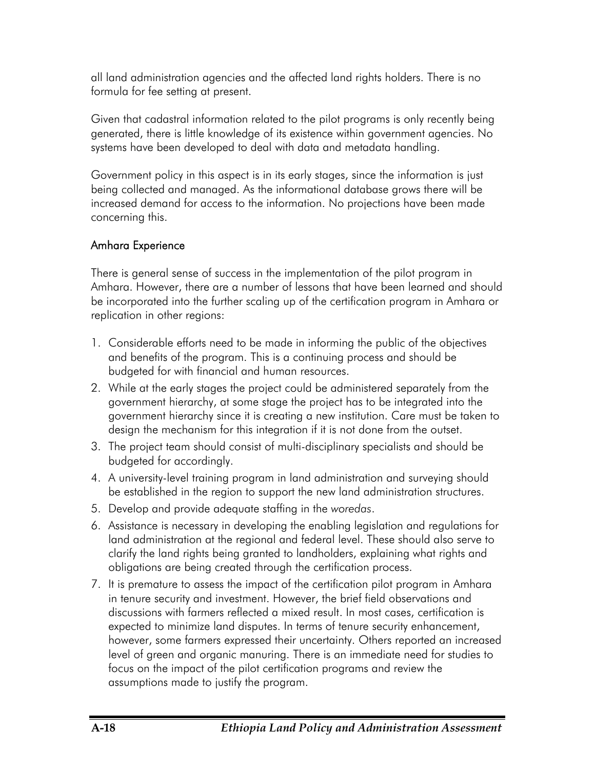all land administration agencies and the affected land rights holders. There is no formula for fee setting at present.

Given that cadastral information related to the pilot programs is only recently being generated, there is little knowledge of its existence within government agencies. No systems have been developed to deal with data and metadata handling.

Government policy in this aspect is in its early stages, since the information is just being collected and managed. As the informational database grows there will be increased demand for access to the information. No projections have been made concerning this.

### Amhara Experience

There is general sense of success in the implementation of the pilot program in Amhara. However, there are a number of lessons that have been learned and should be incorporated into the further scaling up of the certification program in Amhara or replication in other regions:

1. Considerable efforts need to be made in informing the public of the objectives and benefits of the program. This is a continuing process and should be budgeted for with financial and human resources.
2. While at the early stages the project could be administered separately from the government hierarchy, at some stage the project has to be integrated into the government hierarchy since it is creating a new institution. Care must be taken to design the mechanism for this integration if it is not done from the outset.
3. The project team should consist of multi-disciplinary specialists and should be budgeted for accordingly.
4. A university-level training program in land administration and surveying should be established in the region to support the new land administration structures.
5. Develop and provide adequate staffing in the *woredas*.
6. Assistance is necessary in developing the enabling legislation and regulations for land administration at the regional and federal level. These should also serve to clarify the land rights being granted to landholders, explaining what rights and obligations are being created through the certification process.
7. It is premature to assess the impact of the certification pilot program in Amhara in tenure security and investment. However, the brief field observations and discussions with farmers reflected a mixed result. In most cases, certification is expected to minimize land disputes. In terms of tenure security enhancement, however, some farmers expressed their uncertainty. Others reported an increased level of green and organic manuring. There is an immediate need for studies to focus on the impact of the pilot certification programs and review the assumptions made to justify the program.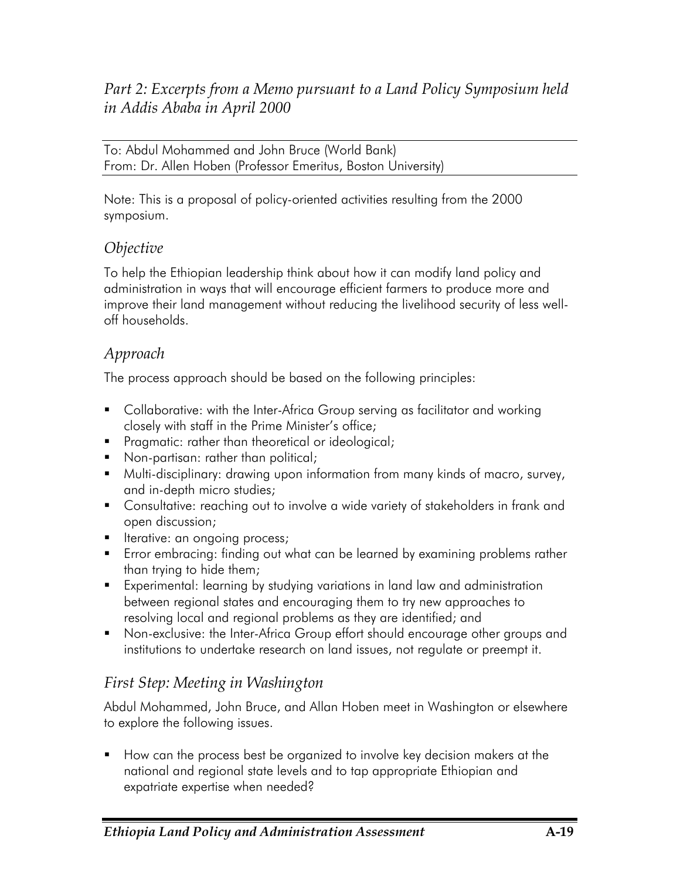## *Part 2: Excerpts from a Memo pursuant to a Land Policy Symposium held in Addis Ababa in April 2000*

To: Abdul Mohammed and John Bruce (World Bank)
From: Dr. Allen Hoben (Professor Emeritus, Boston University)

Note: This is a proposal of policy-oriented activities resulting from the 2000 symposium.

### *Objective*

To help the Ethiopian leadership think about how it can modify land policy and administration in ways that will encourage efficient farmers to produce more and improve their land management without reducing the livelihood security of less well-off households.

### *Approach*

The process approach should be based on the following principles:

- Collaborative: with the Inter-Africa Group serving as facilitator and working closely with staff in the Prime Minister's office;
- Pragmatic: rather than theoretical or ideological;
- Non-partisan: rather than political;
- Multi-disciplinary: drawing upon information from many kinds of macro, survey, and in-depth micro studies;
- Consultative: reaching out to involve a wide variety of stakeholders in frank and open discussion;
- Iterative: an ongoing process;
- Error embracing: finding out what can be learned by examining problems rather than trying to hide them;
- Experimental: learning by studying variations in land law and administration between regional states and encouraging them to try new approaches to resolving local and regional problems as they are identified; and
- Non-exclusive: the Inter-Africa Group effort should encourage other groups and institutions to undertake research on land issues, not regulate or preempt it.

### *First Step: Meeting in Washington*

Abdul Mohammed, John Bruce, and Allan Hoben meet in Washington or elsewhere to explore the following issues.

- How can the process best be organized to involve key decision makers at the national and regional state levels and to tap appropriate Ethiopian and expatriate expertise when needed?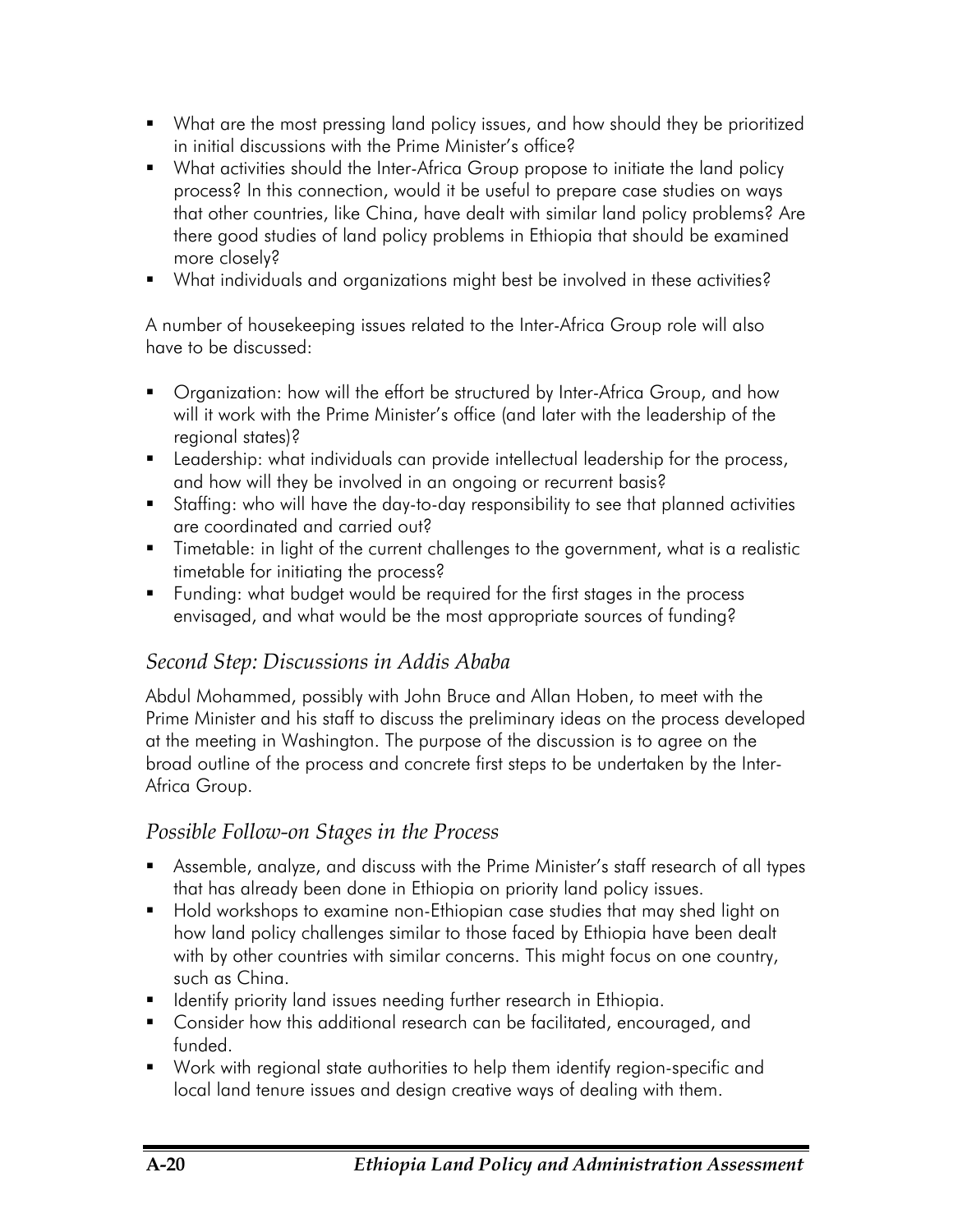- What are the most pressing land policy issues, and how should they be prioritized in initial discussions with the Prime Minister's office?
- What activities should the Inter-Africa Group propose to initiate the land policy process? In this connection, would it be useful to prepare case studies on ways that other countries, like China, have dealt with similar land policy problems? Are there good studies of land policy problems in Ethiopia that should be examined more closely?
- What individuals and organizations might best be involved in these activities?

A number of housekeeping issues related to the Inter-Africa Group role will also have to be discussed:

- Organization: how will the effort be structured by Inter-Africa Group, and how will it work with the Prime Minister's office (and later with the leadership of the regional states)?
- Leadership: what individuals can provide intellectual leadership for the process, and how will they be involved in an ongoing or recurrent basis?
- Staffing: who will have the day-to-day responsibility to see that planned activities are coordinated and carried out?
- Timetable: in light of the current challenges to the government, what is a realistic timetable for initiating the process?
- Funding: what budget would be required for the first stages in the process envisaged, and what would be the most appropriate sources of funding?

### *Second Step: Discussions in Addis Ababa*

Abdul Mohammed, possibly with John Bruce and Allan Hoben, to meet with the Prime Minister and his staff to discuss the preliminary ideas on the process developed at the meeting in Washington. The purpose of the discussion is to agree on the broad outline of the process and concrete first steps to be undertaken by the Inter-Africa Group.

### *Possible Follow-on Stages in the Process*

- Assemble, analyze, and discuss with the Prime Minister's staff research of all types that has already been done in Ethiopia on priority land policy issues.
- Hold workshops to examine non-Ethiopian case studies that may shed light on how land policy challenges similar to those faced by Ethiopia have been dealt with by other countries with similar concerns. This might focus on one country, such as China.
- Identify priority land issues needing further research in Ethiopia.
- Consider how this additional research can be facilitated, encouraged, and funded.
- Work with regional state authorities to help them identify region-specific and local land tenure issues and design creative ways of dealing with them.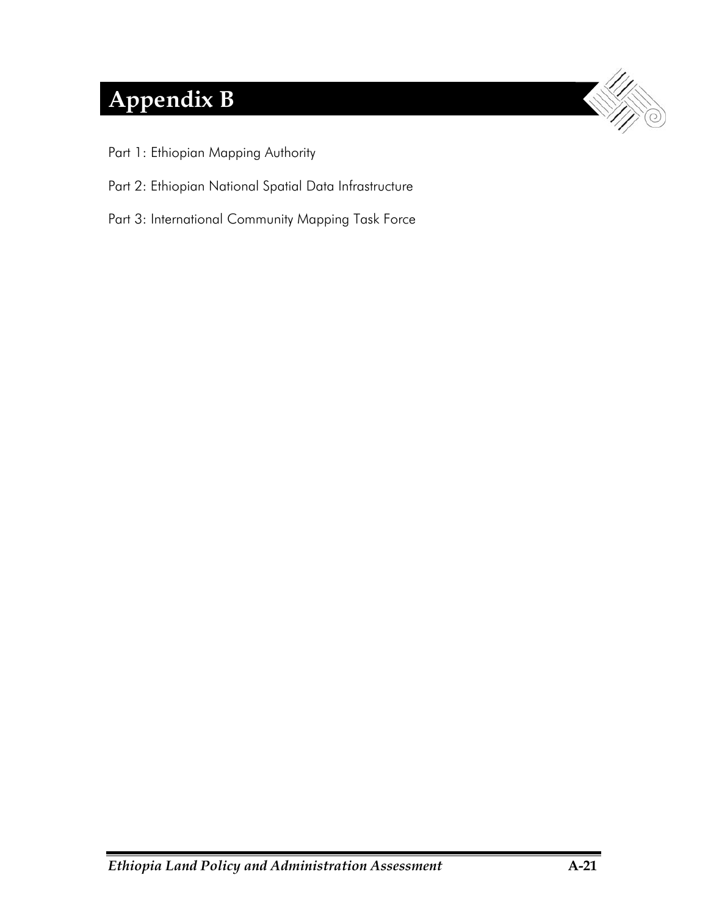# Appendix B

Part 1: Ethiopian Mapping Authority

Part 2: Ethiopian National Spatial Data Infrastructure

Part 3: International Community Mapping Task Force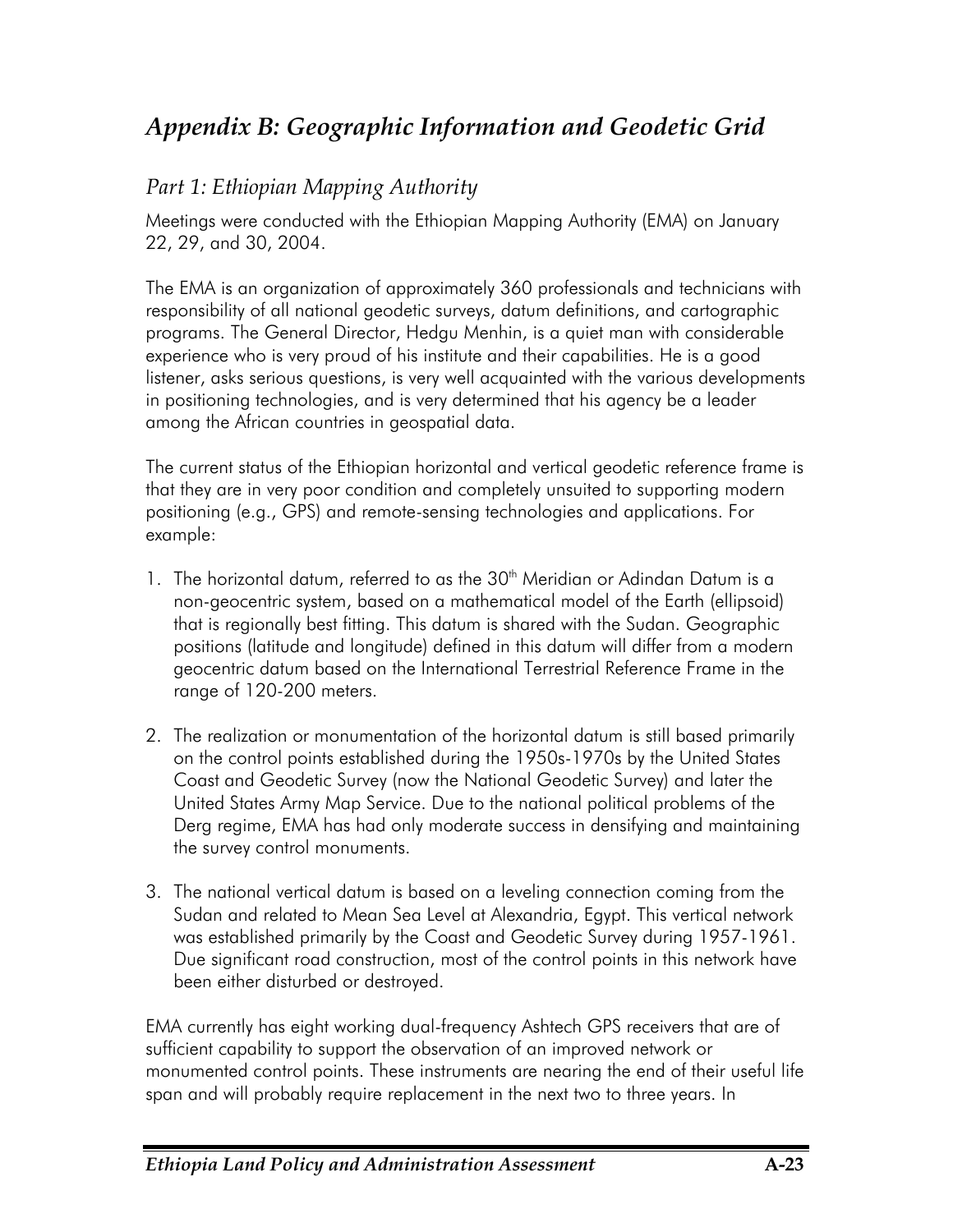# Appendix B: Geographic Information and Geodetic Grid

## Part 1: Ethiopian Mapping Authority

Meetings were conducted with the Ethiopian Mapping Authority (EMA) on January 22, 29, and 30, 2004.

The EMA is an organization of approximately 360 professionals and technicians with responsibility of all national geodetic surveys, datum definitions, and cartographic programs. The General Director, Hedgu Menhin, is a quiet man with considerable experience who is very proud of his institute and their capabilities. He is a good listener, asks serious questions, is very well acquainted with the various developments in positioning technologies, and is very determined that his agency be a leader among the African countries in geospatial data.

The current status of the Ethiopian horizontal and vertical geodetic reference frame is that they are in very poor condition and completely unsuited to supporting modern positioning (e.g., GPS) and remote-sensing technologies and applications. For example:

1. The horizontal datum, referred to as the 30th Meridian or Adindan Datum is a non-geocentric system, based on a mathematical model of the Earth (ellipsoid) that is regionally best fitting. This datum is shared with the Sudan. Geographic positions (latitude and longitude) defined in this datum will differ from a modern geocentric datum based on the International Terrestrial Reference Frame in the range of 120-200 meters.

2. The realization or monumentation of the horizontal datum is still based primarily on the control points established during the 1950s-1970s by the United States Coast and Geodetic Survey (now the National Geodetic Survey) and later the United States Army Map Service. Due to the national political problems of the Derg regime, EMA has had only moderate success in densifying and maintaining the survey control monuments.

3. The national vertical datum is based on a leveling connection coming from the Sudan and related to Mean Sea Level at Alexandria, Egypt. This vertical network was established primarily by the Coast and Geodetic Survey during 1957-1961. Due significant road construction, most of the control points in this network have been either disturbed or destroyed.

EMA currently has eight working dual-frequency Ashtech GPS receivers that are of sufficient capability to support the observation of an improved network or monumented control points. These instruments are nearing the end of their useful life span and will probably require replacement in the next two to three years. In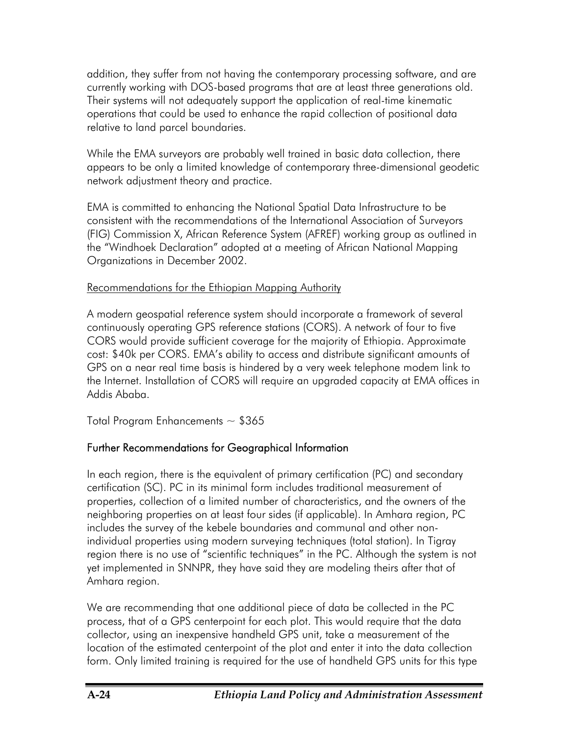addition, they suffer from not having the contemporary processing software, and are currently working with DOS-based programs that are at least three generations old. Their systems will not adequately support the application of real-time kinematic operations that could be used to enhance the rapid collection of positional data relative to land parcel boundaries.

While the EMA surveyors are probably well trained in basic data collection, there appears to be only a limited knowledge of contemporary three-dimensional geodetic network adjustment theory and practice.

EMA is committed to enhancing the National Spatial Data Infrastructure to be consistent with the recommendations of the International Association of Surveyors (FIG) Commission X, African Reference System (AFREF) working group as outlined in the "Windhoek Declaration" adopted at a meeting of African National Mapping Organizations in December 2002.

Recommendations for the Ethiopian Mapping Authority

A modern geospatial reference system should incorporate a framework of several continuously operating GPS reference stations (CORS). A network of four to five CORS would provide sufficient coverage for the majority of Ethiopia. Approximate cost: $40k per CORS. EMA's ability to access and distribute significant amounts of GPS on a near real time basis is hindered by a very week telephone modem link to the Internet. Installation of CORS will require an upgraded capacity at EMA offices in Addis Ababa.

Total Program Enhancements ~ $365

### Further Recommendations for Geographical Information

In each region, there is the equivalent of primary certification (PC) and secondary certification (SC). PC in its minimal form includes traditional measurement of properties, collection of a limited number of characteristics, and the owners of the neighboring properties on at least four sides (if applicable). In Amhara region, PC includes the survey of the kebele boundaries and communal and other non-individual properties using modern surveying techniques (total station). In Tigray region there is no use of "scientific techniques" in the PC. Although the system is not yet implemented in SNNPR, they have said they are modeling theirs after that of Amhara region.

We are recommending that one additional piece of data be collected in the PC process, that of a GPS centerpoint for each plot. This would require that the data collector, using an inexpensive handheld GPS unit, take a measurement of the location of the estimated centerpoint of the plot and enter it into the data collection form. Only limited training is required for the use of handheld GPS units for this type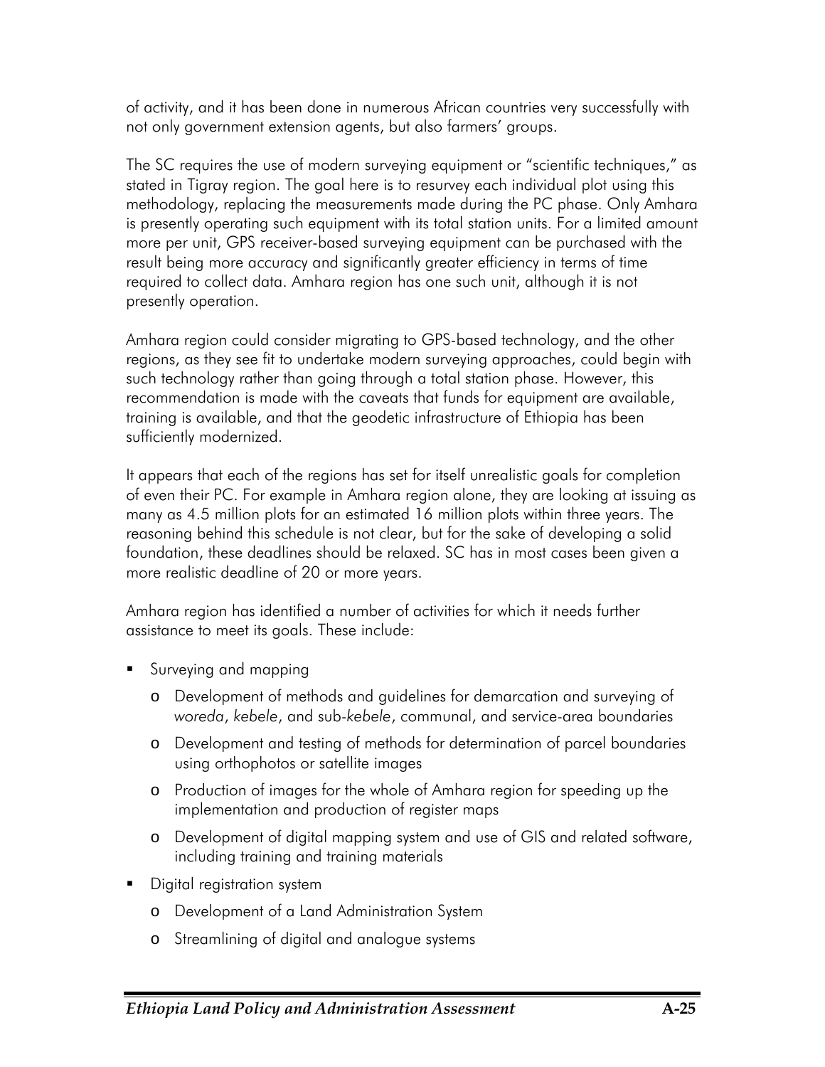of activity, and it has been done in numerous African countries very successfully with not only government extension agents, but also farmers' groups.

The SC requires the use of modern surveying equipment or "scientific techniques," as stated in Tigray region. The goal here is to resurvey each individual plot using this methodology, replacing the measurements made during the PC phase. Only Amhara is presently operating such equipment with its total station units. For a limited amount more per unit, GPS receiver-based surveying equipment can be purchased with the result being more accuracy and significantly greater efficiency in terms of time required to collect data. Amhara region has one such unit, although it is not presently operation.

Amhara region could consider migrating to GPS-based technology, and the other regions, as they see fit to undertake modern surveying approaches, could begin with such technology rather than going through a total station phase. However, this recommendation is made with the caveats that funds for equipment are available, training is available, and that the geodetic infrastructure of Ethiopia has been sufficiently modernized.

It appears that each of the regions has set for itself unrealistic goals for completion of even their PC. For example in Amhara region alone, they are looking at issuing as many as 4.5 million plots for an estimated 16 million plots within three years. The reasoning behind this schedule is not clear, but for the sake of developing a solid foundation, these deadlines should be relaxed. SC has in most cases been given a more realistic deadline of 20 or more years.

Amhara region has identified a number of activities for which it needs further assistance to meet its goals. These include:

- Surveying and mapping
  - Development of methods and guidelines for demarcation and surveying of *woreda*, *kebele*, and sub-*kebele*, communal, and service-area boundaries
  - Development and testing of methods for determination of parcel boundaries using orthophotos or satellite images
  - Production of images for the whole of Amhara region for speeding up the implementation and production of register maps
  - Development of digital mapping system and use of GIS and related software, including training and training materials
- Digital registration system
  - Development of a Land Administration System
  - Streamlining of digital and analogue systems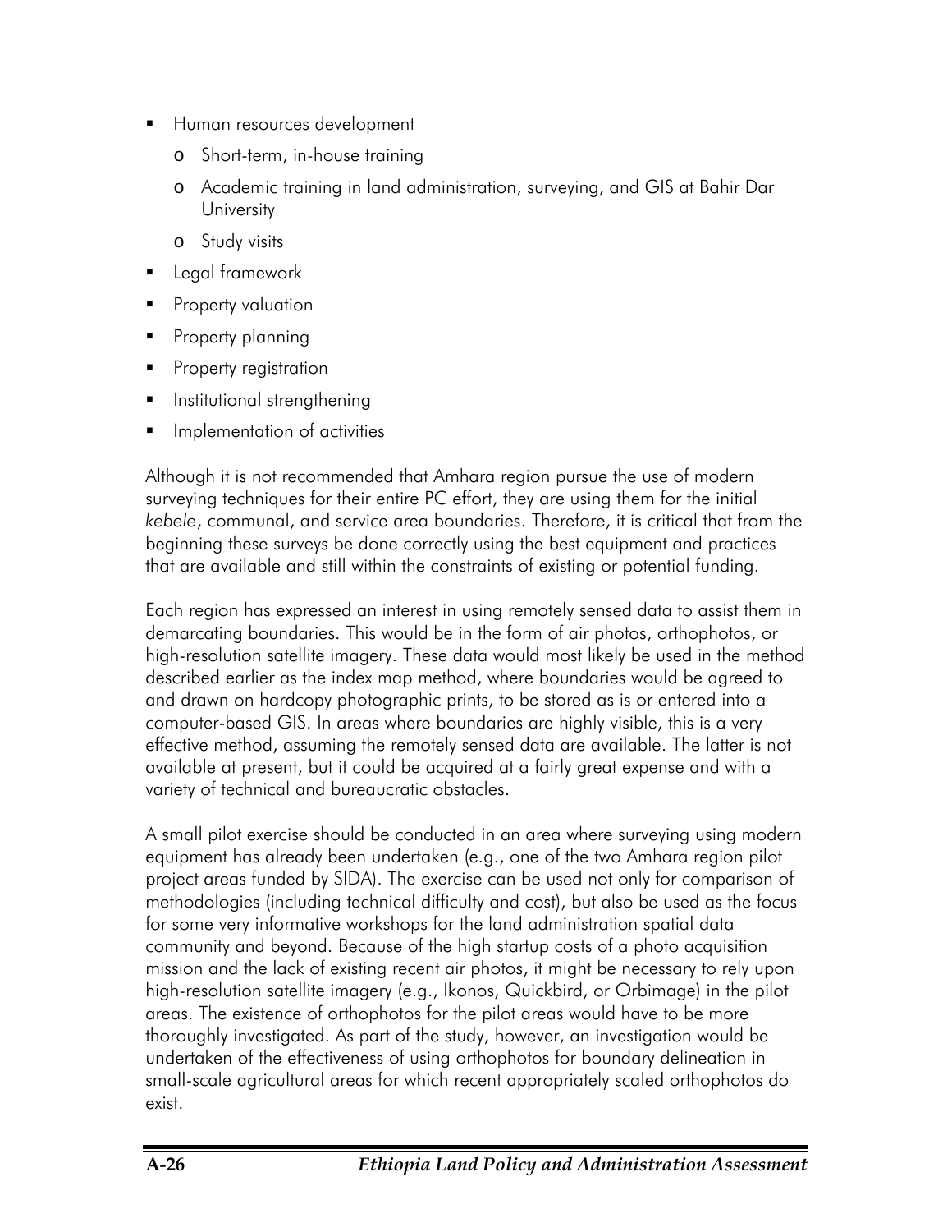- Human resources development
    - Short-term, in-house training
    - Academic training in land administration, surveying, and GIS at Bahir Dar University
    - Study visits
- Legal framework
- Property valuation
- Property planning
- Property registration
- Institutional strengthening
- Implementation of activities

Although it is not recommended that Amhara region pursue the use of modern surveying techniques for their entire PC effort, they are using them for the initial *kebele*, communal, and service area boundaries. Therefore, it is critical that from the beginning these surveys be done correctly using the best equipment and practices that are available and still within the constraints of existing or potential funding.

Each region has expressed an interest in using remotely sensed data to assist them in demarcating boundaries. This would be in the form of air photos, orthophotos, or high-resolution satellite imagery. These data would most likely be used in the method described earlier as the index map method, where boundaries would be agreed to and drawn on hardcopy photographic prints, to be stored as is or entered into a computer-based GIS. In areas where boundaries are highly visible, this is a very effective method, assuming the remotely sensed data are available. The latter is not available at present, but it could be acquired at a fairly great expense and with a variety of technical and bureaucratic obstacles.

A small pilot exercise should be conducted in an area where surveying using modern equipment has already been undertaken (e.g., one of the two Amhara region pilot project areas funded by SIDA). The exercise can be used not only for comparison of methodologies (including technical difficulty and cost), but also be used as the focus for some very informative workshops for the land administration spatial data community and beyond. Because of the high startup costs of a photo acquisition mission and the lack of existing recent air photos, it might be necessary to rely upon high-resolution satellite imagery (e.g., Ikonos, Quickbird, or Orbimage) in the pilot areas. The existence of orthophotos for the pilot areas would have to be more thoroughly investigated. As part of the study, however, an investigation would be undertaken of the effectiveness of using orthophotos for boundary delineation in small-scale agricultural areas for which recent appropriately scaled orthophotos do exist.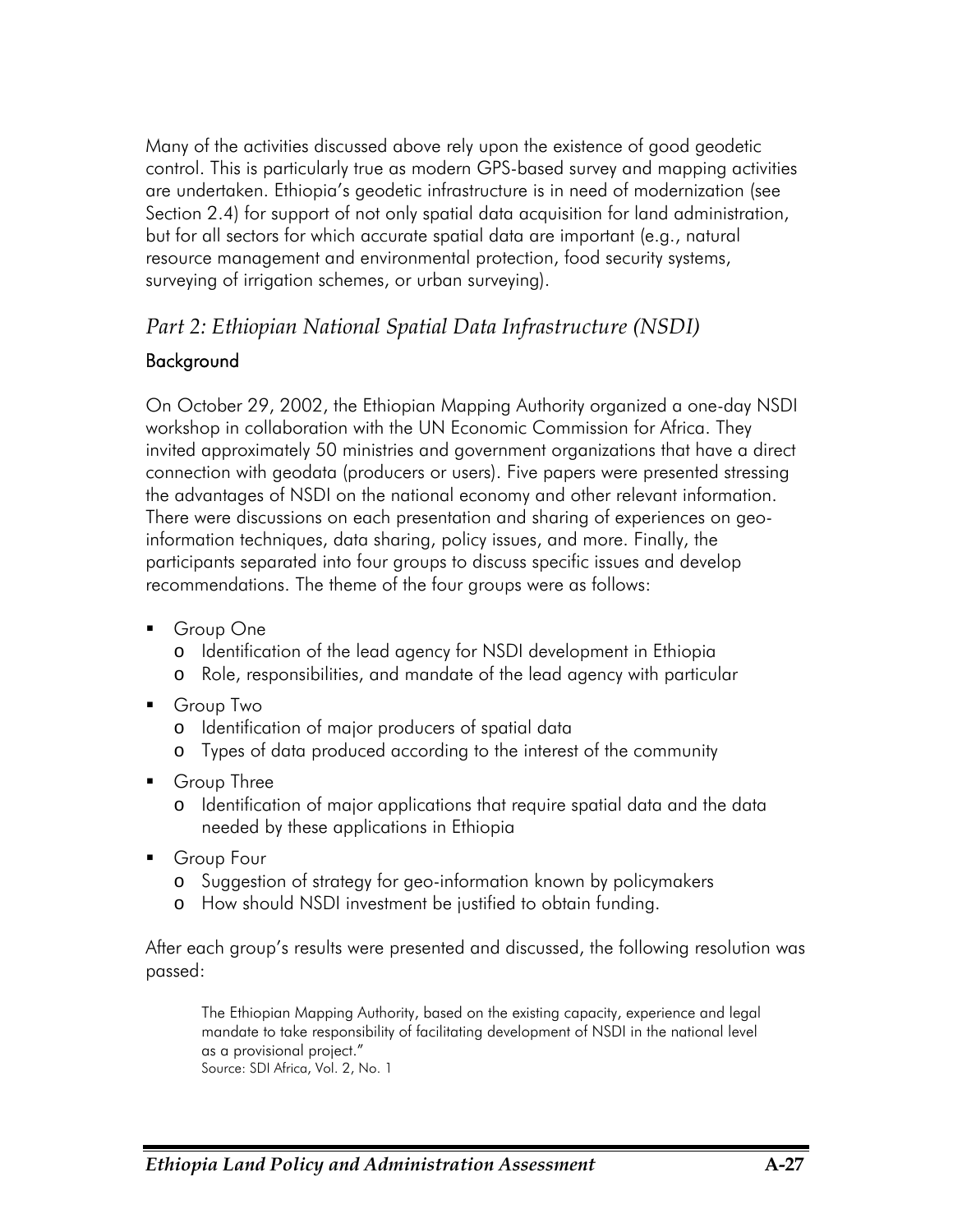Many of the activities discussed above rely upon the existence of good geodetic control. This is particularly true as modern GPS-based survey and mapping activities are undertaken. Ethiopia's geodetic infrastructure is in need of modernization (see Section 2.4) for support of not only spatial data acquisition for land administration, but for all sectors for which accurate spatial data are important (e.g., natural resource management and environmental protection, food security systems, surveying of irrigation schemes, or urban surveying).

## *Part 2: Ethiopian National Spatial Data Infrastructure (NSDI)*

### Background

On October 29, 2002, the Ethiopian Mapping Authority organized a one-day NSDI workshop in collaboration with the UN Economic Commission for Africa. They invited approximately 50 ministries and government organizations that have a direct connection with geodata (producers or users). Five papers were presented stressing the advantages of NSDI on the national economy and other relevant information. There were discussions on each presentation and sharing of experiences on geo-information techniques, data sharing, policy issues, and more. Finally, the participants separated into four groups to discuss specific issues and develop recommendations. The theme of the four groups were as follows:

- Group One
  - Identification of the lead agency for NSDI development in Ethiopia
  - Role, responsibilities, and mandate of the lead agency with particular
- Group Two
  - Identification of major producers of spatial data
  - Types of data produced according to the interest of the community
- Group Three
  - Identification of major applications that require spatial data and the data needed by these applications in Ethiopia
- Group Four
  - Suggestion of strategy for geo-information known by policymakers
  - How should NSDI investment be justified to obtain funding.

After each group's results were presented and discussed, the following resolution was passed:

> The Ethiopian Mapping Authority, based on the existing capacity, experience and legal mandate to take responsibility of facilitating development of NSDI in the national level as a provisional project."
> Source: SDI Africa, Vol. 2, No. 1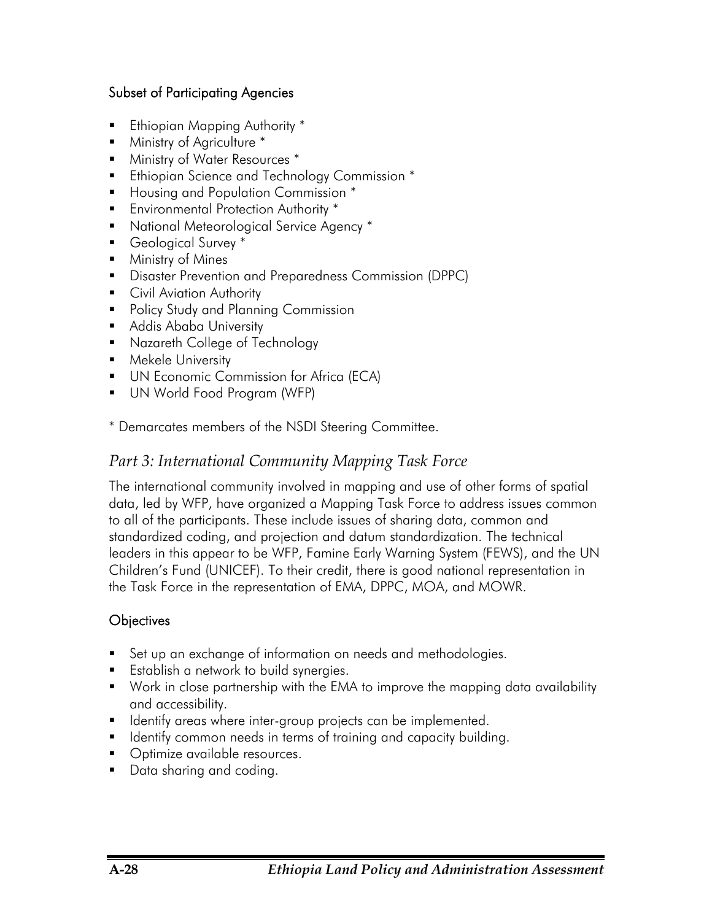#### Subset of Participating Agencies

- Ethiopian Mapping Authority *
- Ministry of Agriculture *
- Ministry of Water Resources *
- Ethiopian Science and Technology Commission *
- Housing and Population Commission *
- Environmental Protection Authority *
- National Meteorological Service Agency *
- Geological Survey *
- Ministry of Mines
- Disaster Prevention and Preparedness Commission (DPPC)
- Civil Aviation Authority
- Policy Study and Planning Commission
- Addis Ababa University
- Nazareth College of Technology
- Mekele University
- UN Economic Commission for Africa (ECA)
- UN World Food Program (WFP)

* Demarcates members of the NSDI Steering Committee.

### *Part 3: International Community Mapping Task Force*

The international community involved in mapping and use of other forms of spatial data, led by WFP, have organized a Mapping Task Force to address issues common to all of the participants. These include issues of sharing data, common and standardized coding, and projection and datum standardization. The technical leaders in this appear to be WFP, Famine Early Warning System (FEWS), and the UN Children's Fund (UNICEF). To their credit, there is good national representation in the Task Force in the representation of EMA, DPPC, MOA, and MOWR.

#### Objectives

- Set up an exchange of information on needs and methodologies.
- Establish a network to build synergies.
- Work in close partnership with the EMA to improve the mapping data availability and accessibility.
- Identify areas where inter-group projects can be implemented.
- Identify common needs in terms of training and capacity building.
- Optimize available resources.
- Data sharing and coding.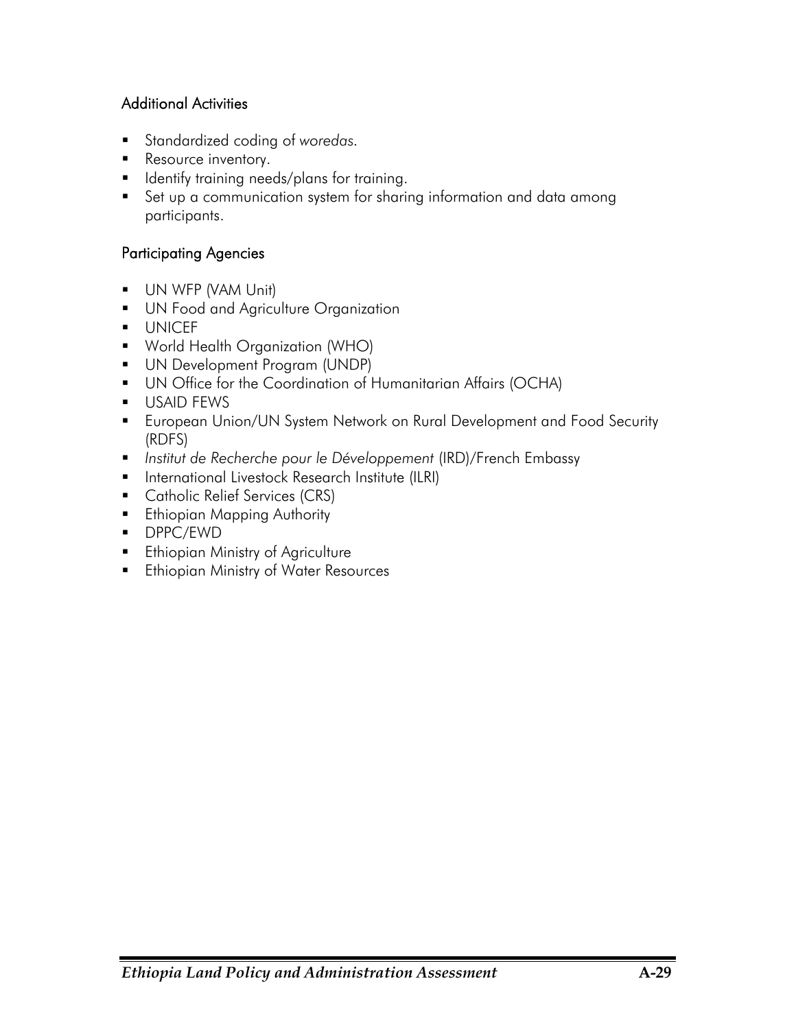### Additional Activities

- Standardized coding of *woredas*.
- Resource inventory.
- Identify training needs/plans for training.
- Set up a communication system for sharing information and data among participants.

### Participating Agencies

- UN WFP (VAM Unit)
- UN Food and Agriculture Organization
- UNICEF
- World Health Organization (WHO)
- UN Development Program (UNDP)
- UN Office for the Coordination of Humanitarian Affairs (OCHA)
- USAID FEWS
- European Union/UN System Network on Rural Development and Food Security (RDFS)
- *Institut de Recherche pour le Développement* (IRD)/French Embassy
- International Livestock Research Institute (ILRI)
- Catholic Relief Services (CRS)
- Ethiopian Mapping Authority
- DPPC/EWD
- Ethiopian Ministry of Agriculture
- Ethiopian Ministry of Water Resources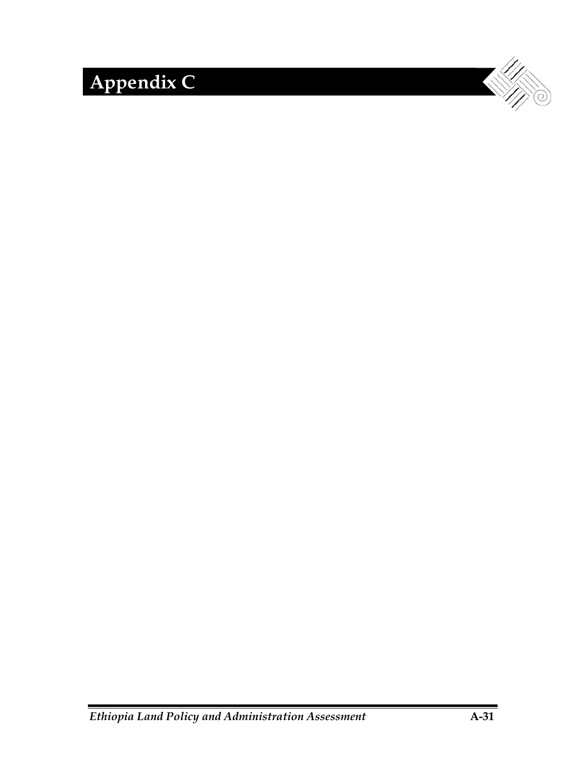# Appendix C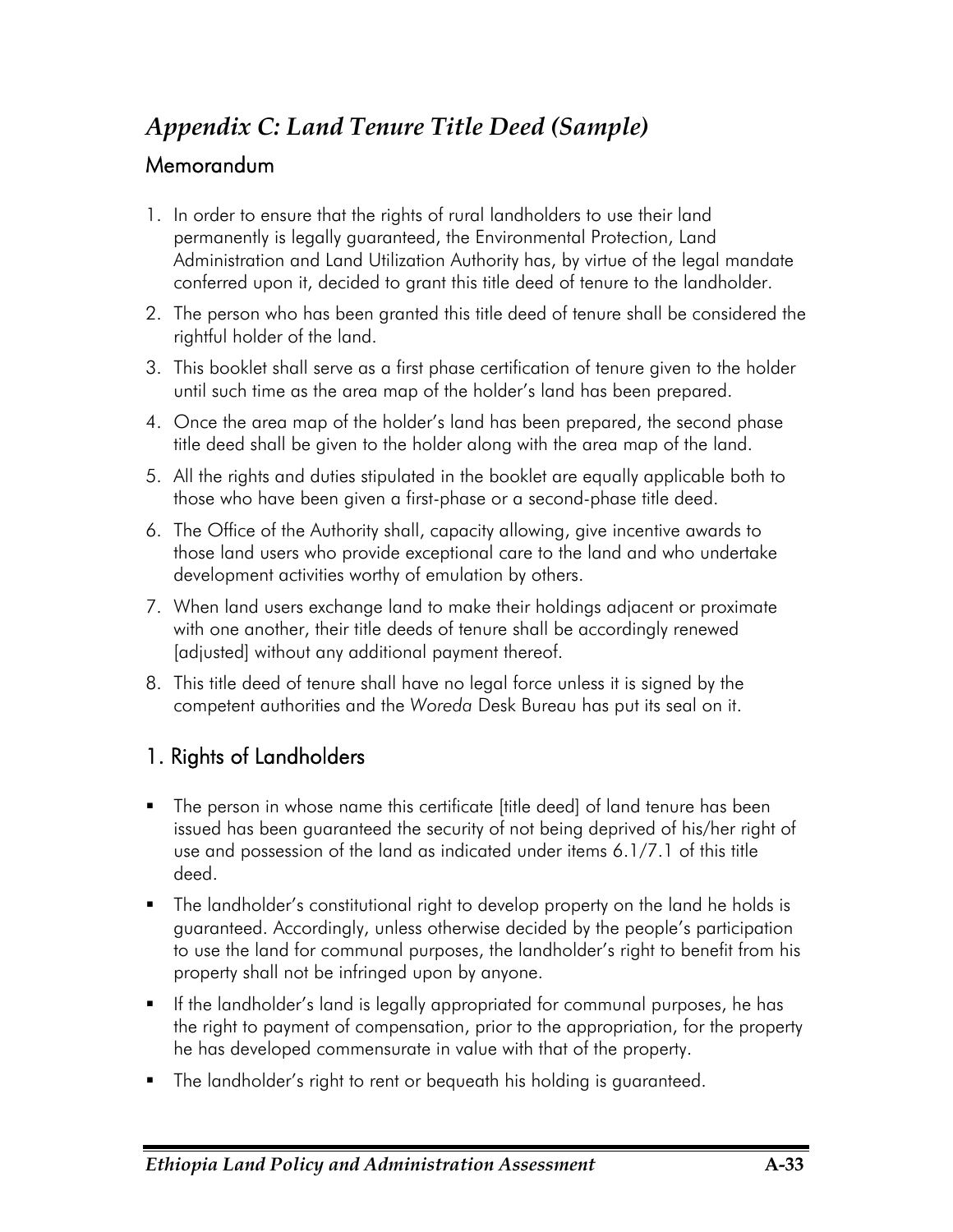# *Appendix C: Land Tenure Title Deed (Sample)*

## Memorandum

1. In order to ensure that the rights of rural landholders to use their land permanently is legally guaranteed, the Environmental Protection, Land Administration and Land Utilization Authority has, by virtue of the legal mandate conferred upon it, decided to grant this title deed of tenure to the landholder.
2. The person who has been granted this title deed of tenure shall be considered the rightful holder of the land.
3. This booklet shall serve as a first phase certification of tenure given to the holder until such time as the area map of the holder's land has been prepared.
4. Once the area map of the holder's land has been prepared, the second phase title deed shall be given to the holder along with the area map of the land.
5. All the rights and duties stipulated in the booklet are equally applicable both to those who have been given a first-phase or a second-phase title deed.
6. The Office of the Authority shall, capacity allowing, give incentive awards to those land users who provide exceptional care to the land and who undertake development activities worthy of emulation by others.
7. When land users exchange land to make their holdings adjacent or proximate with one another, their title deeds of tenure shall be accordingly renewed [adjusted] without any additional payment thereof.
8. This title deed of tenure shall have no legal force unless it is signed by the competent authorities and the *Woreda* Desk Bureau has put its seal on it.

## 1. Rights of Landholders

- The person in whose name this certificate [title deed] of land tenure has been issued has been guaranteed the security of not being deprived of his/her right of use and possession of the land as indicated under items 6.1/7.1 of this title deed.
- The landholder's constitutional right to develop property on the land he holds is guaranteed. Accordingly, unless otherwise decided by the people's participation to use the land for communal purposes, the landholder's right to benefit from his property shall not be infringed upon by anyone.
- If the landholder's land is legally appropriated for communal purposes, he has the right to payment of compensation, prior to the appropriation, for the property he has developed commensurate in value with that of the property.
- The landholder's right to rent or bequeath his holding is guaranteed.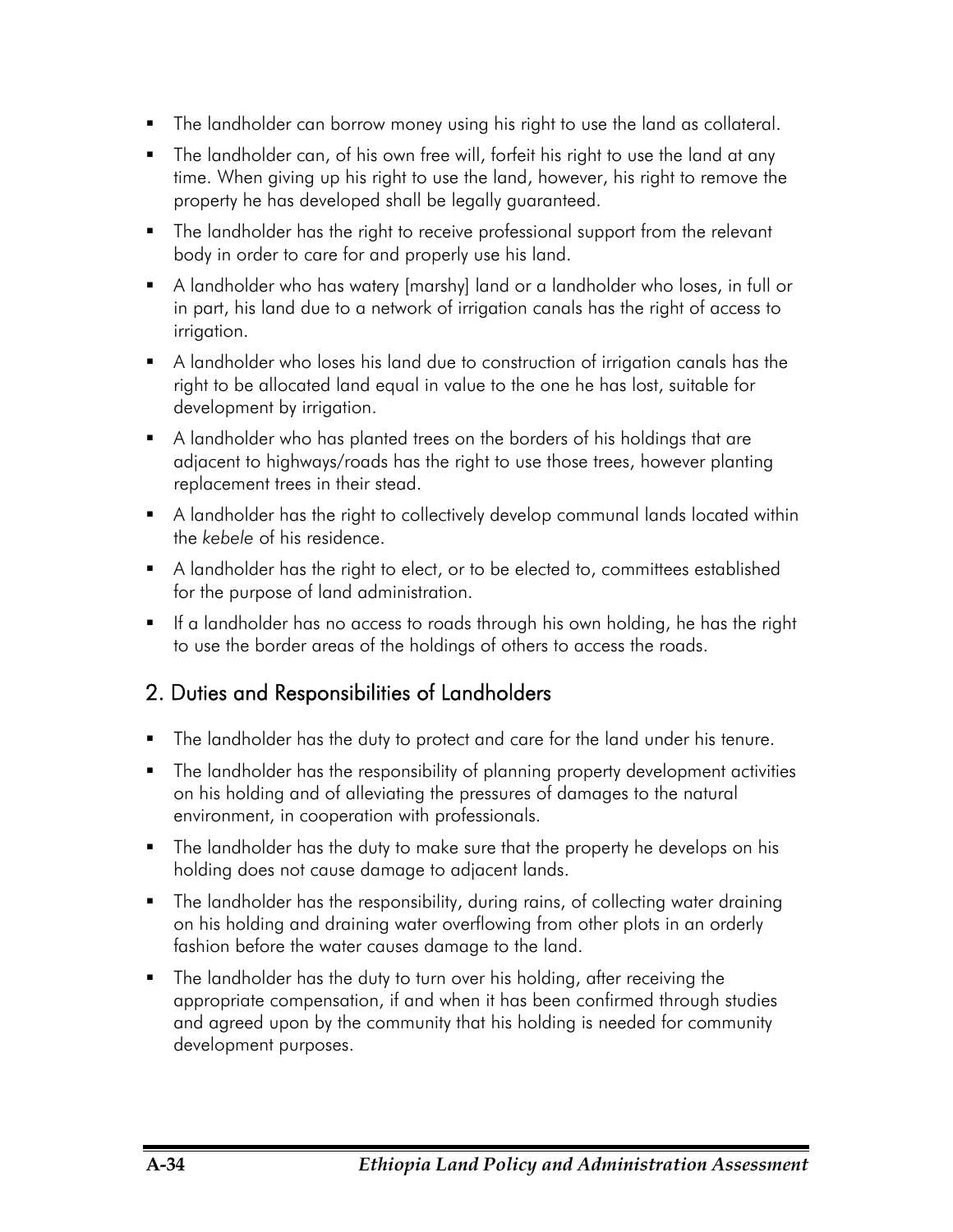- The landholder can borrow money using his right to use the land as collateral.
- The landholder can, of his own free will, forfeit his right to use the land at any time. When giving up his right to use the land, however, his right to remove the property he has developed shall be legally guaranteed.
- The landholder has the right to receive professional support from the relevant body in order to care for and properly use his land.
- A landholder who has watery [marshy] land or a landholder who loses, in full or in part, his land due to a network of irrigation canals has the right of access to irrigation.
- A landholder who loses his land due to construction of irrigation canals has the right to be allocated land equal in value to the one he has lost, suitable for development by irrigation.
- A landholder who has planted trees on the borders of his holdings that are adjacent to highways/roads has the right to use those trees, however planting replacement trees in their stead.
- A landholder has the right to collectively develop communal lands located within the *kebele* of his residence.
- A landholder has the right to elect, or to be elected to, committees established for the purpose of land administration.
- If a landholder has no access to roads through his own holding, he has the right to use the border areas of the holdings of others to access the roads.

## 2. Duties and Responsibilities of Landholders

- The landholder has the duty to protect and care for the land under his tenure.
- The landholder has the responsibility of planning property development activities on his holding and of alleviating the pressures of damages to the natural environment, in cooperation with professionals.
- The landholder has the duty to make sure that the property he develops on his holding does not cause damage to adjacent lands.
- The landholder has the responsibility, during rains, of collecting water draining on his holding and draining water overflowing from other plots in an orderly fashion before the water causes damage to the land.
- The landholder has the duty to turn over his holding, after receiving the appropriate compensation, if and when it has been confirmed through studies and agreed upon by the community that his holding is needed for community development purposes.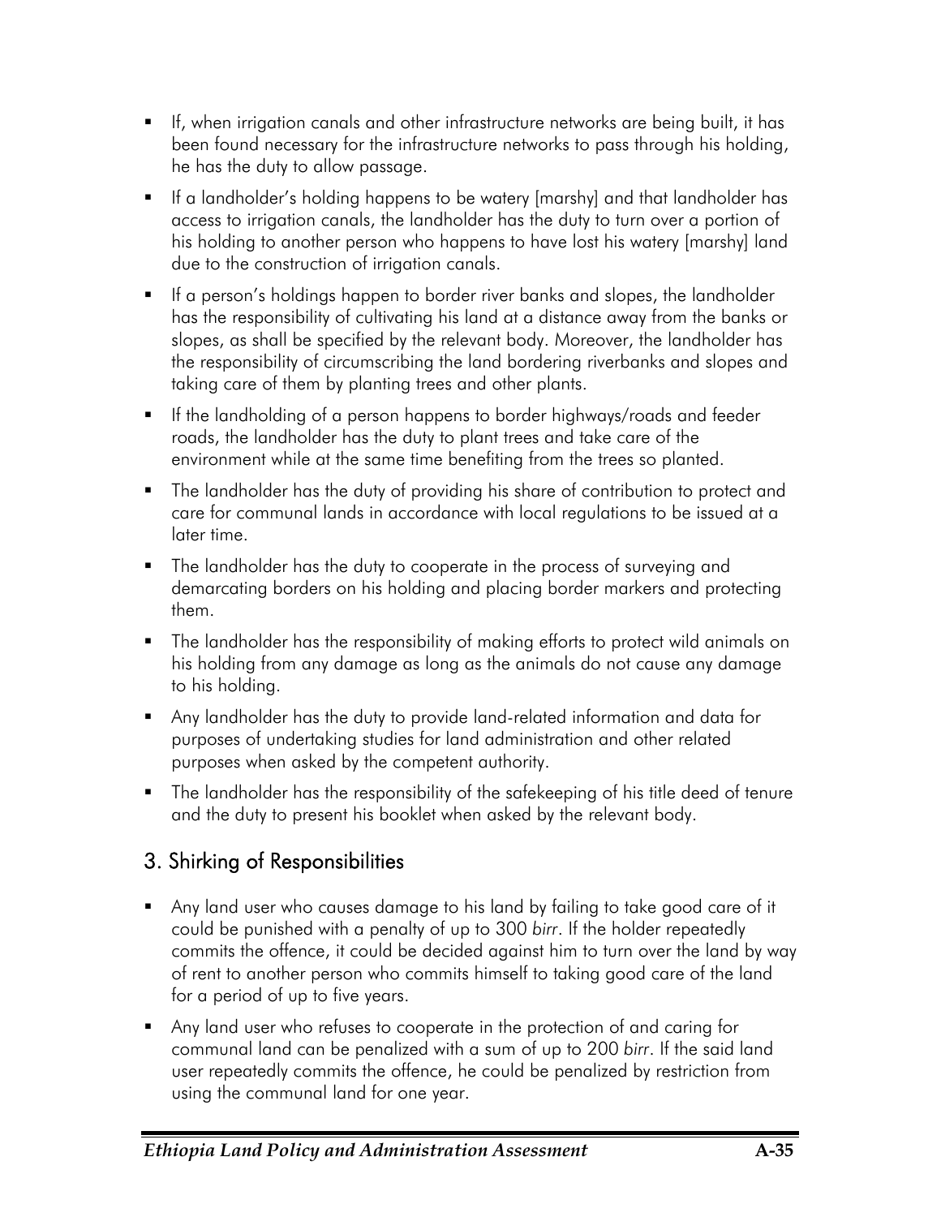- If, when irrigation canals and other infrastructure networks are being built, it has been found necessary for the infrastructure networks to pass through his holding, he has the duty to allow passage.
- If a landholder's holding happens to be watery [marshy] and that landholder has access to irrigation canals, the landholder has the duty to turn over a portion of his holding to another person who happens to have lost his watery [marshy] land due to the construction of irrigation canals.
- If a person's holdings happen to border river banks and slopes, the landholder has the responsibility of cultivating his land at a distance away from the banks or slopes, as shall be specified by the relevant body. Moreover, the landholder has the responsibility of circumscribing the land bordering riverbanks and slopes and taking care of them by planting trees and other plants.
- If the landholding of a person happens to border highways/roads and feeder roads, the landholder has the duty to plant trees and take care of the environment while at the same time benefiting from the trees so planted.
- The landholder has the duty of providing his share of contribution to protect and care for communal lands in accordance with local regulations to be issued at a later time.
- The landholder has the duty to cooperate in the process of surveying and demarcating borders on his holding and placing border markers and protecting them.
- The landholder has the responsibility of making efforts to protect wild animals on his holding from any damage as long as the animals do not cause any damage to his holding.
- Any landholder has the duty to provide land-related information and data for purposes of undertaking studies for land administration and other related purposes when asked by the competent authority.
- The landholder has the responsibility of the safekeeping of his title deed of tenure and the duty to present his booklet when asked by the relevant body.

## 3. Shirking of Responsibilities

- Any land user who causes damage to his land by failing to take good care of it could be punished with a penalty of up to 300 *birr*. If the holder repeatedly commits the offence, it could be decided against him to turn over the land by way of rent to another person who commits himself to taking good care of the land for a period of up to five years.
- Any land user who refuses to cooperate in the protection of and caring for communal land can be penalized with a sum of up to 200 *birr*. If the said land user repeatedly commits the offence, he could be penalized by restriction from using the communal land for one year.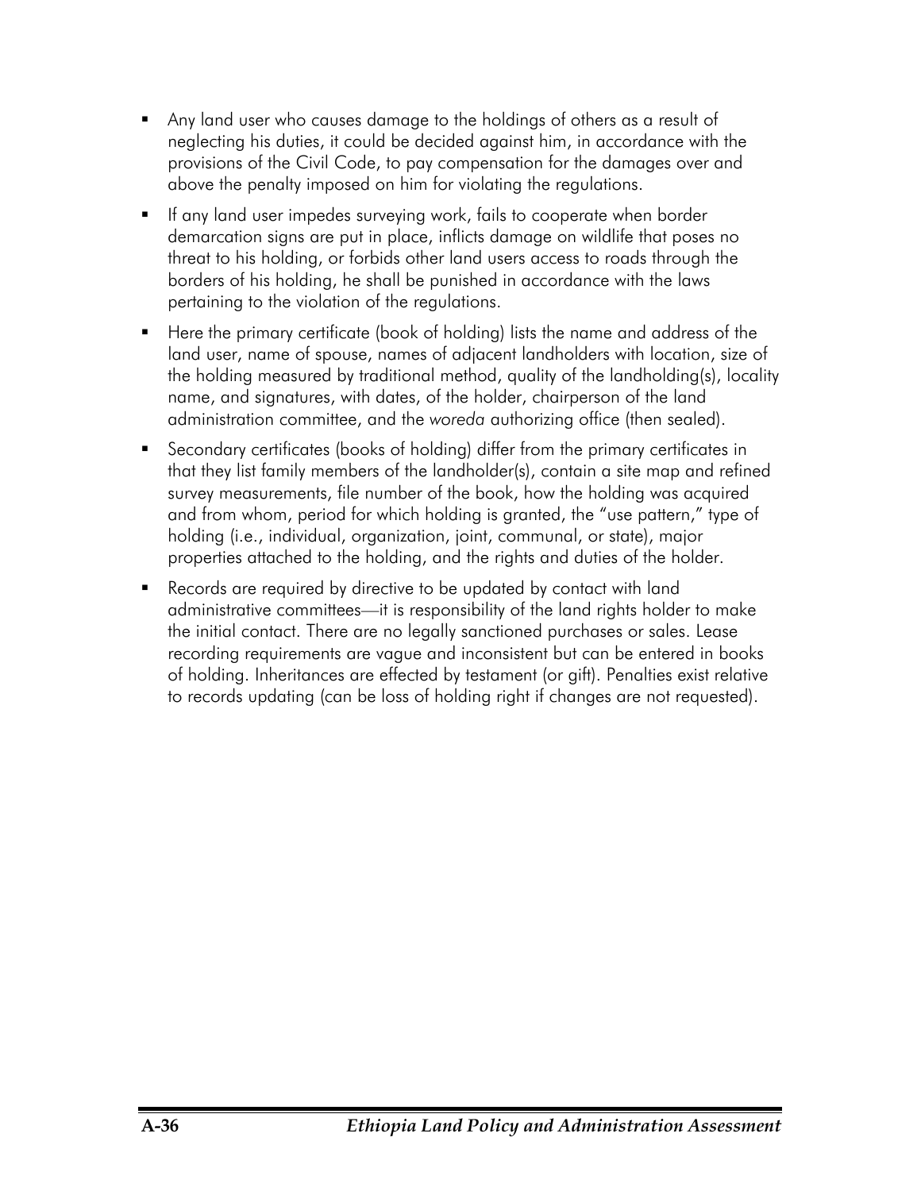- Any land user who causes damage to the holdings of others as a result of neglecting his duties, it could be decided against him, in accordance with the provisions of the Civil Code, to pay compensation for the damages over and above the penalty imposed on him for violating the regulations.
- If any land user impedes surveying work, fails to cooperate when border demarcation signs are put in place, inflicts damage on wildlife that poses no threat to his holding, or forbids other land users access to roads through the borders of his holding, he shall be punished in accordance with the laws pertaining to the violation of the regulations.
- Here the primary certificate (book of holding) lists the name and address of the land user, name of spouse, names of adjacent landholders with location, size of the holding measured by traditional method, quality of the landholding(s), locality name, and signatures, with dates, of the holder, chairperson of the land administration committee, and the *woreda* authorizing office (then sealed).
- Secondary certificates (books of holding) differ from the primary certificates in that they list family members of the landholder(s), contain a site map and refined survey measurements, file number of the book, how the holding was acquired and from whom, period for which holding is granted, the "use pattern," type of holding (i.e., individual, organization, joint, communal, or state), major properties attached to the holding, and the rights and duties of the holder.
- Records are required by directive to be updated by contact with land administrative committees—it is responsibility of the land rights holder to make the initial contact. There are no legally sanctioned purchases or sales. Lease recording requirements are vague and inconsistent but can be entered in books of holding. Inheritances are effected by testament (or gift). Penalties exist relative to records updating (can be loss of holding right if changes are not requested).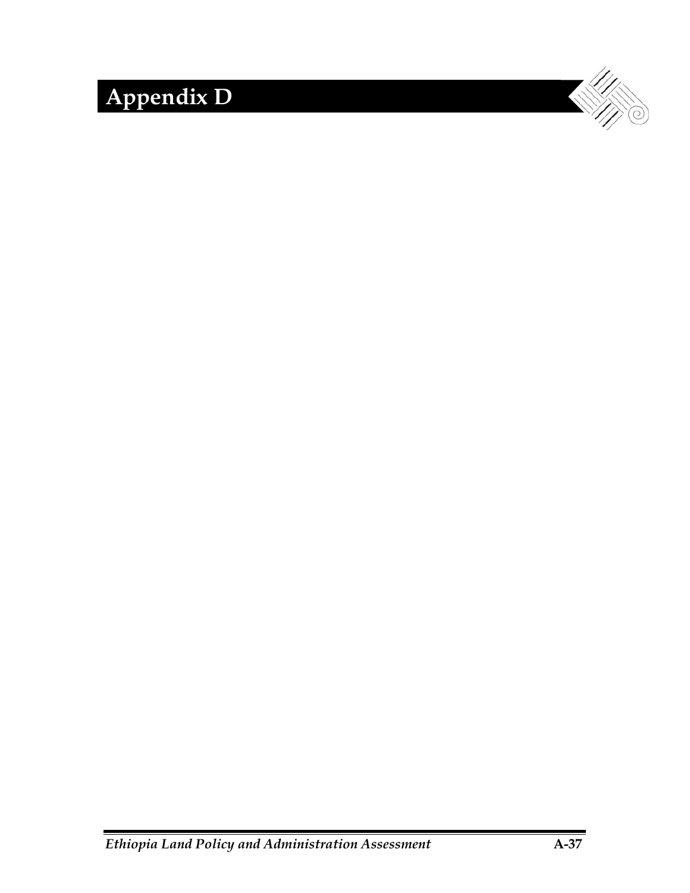# Appendix D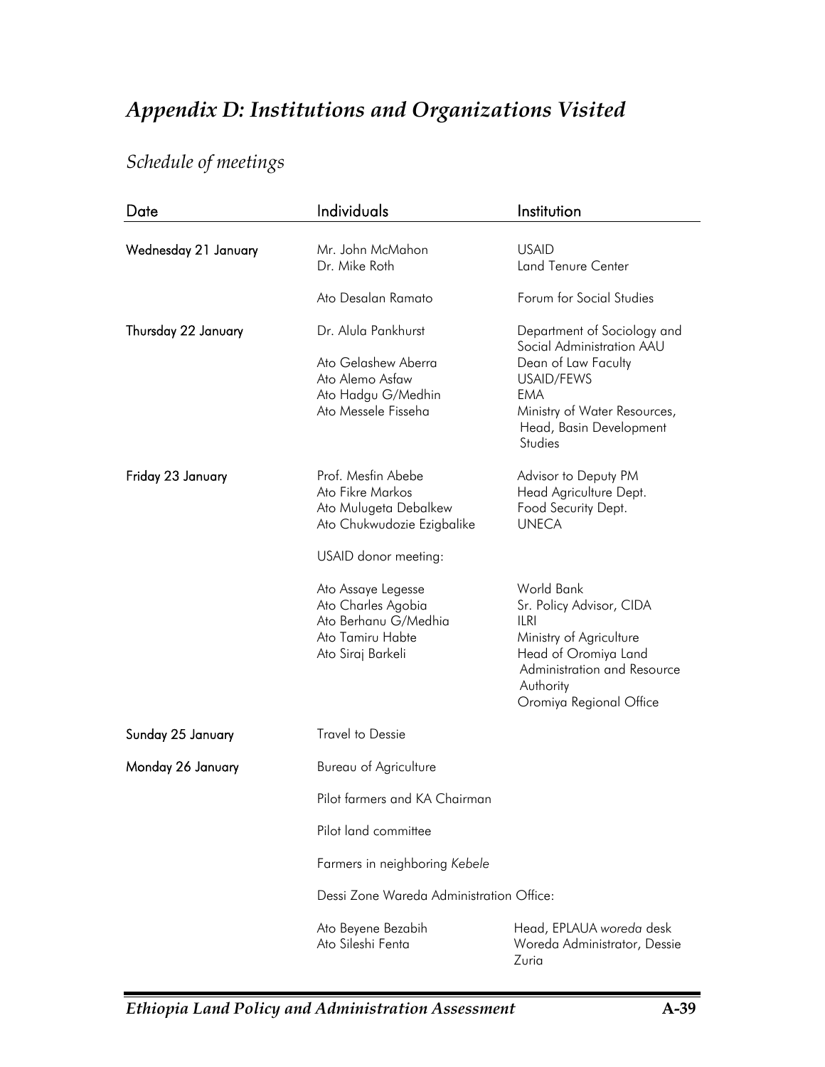# *Appendix D: Institutions and Organizations Visited*

## *Schedule of meetings*

| Date | Individuals | Institution |
|---|---|---|
| Wednesday 21 January | Mr. John McMahon | USAID |
| | Dr. Mike Roth | Land Tenure Center |
| | Ato Desalan Ramato | Forum for Social Studies |
| Thursday 22 January | Dr. Alula Pankhurst | Department of Sociology and Social Administration AAU |
| | Ato Gelashew Aberra | Dean of Law Faculty |
| | Ato Alemo Asfaw | USAID/FEWS |
| | Ato Hadgu G/Medhin | EMA |
| | Ato Messele Fisseha | Ministry of Water Resources, Head, Basin Development Studies |
| Friday 23 January | Prof. Mesfin Abebe | Advisor to Deputy PM |
| | Ato Fikre Markos | Head Agriculture Dept. |
| | Ato Mulugeta Debalkew | Food Security Dept. |
| | Ato Chukwudozie Ezigbalike | UNECA |
| | USAID donor meeting: | |
| | Ato Assaye Legesse | World Bank |
| | Ato Charles Agobia | Sr. Policy Advisor, CIDA |
| | Ato Berhanu G/Medhia | ILRI |
| | Ato Tamiru Habte | Ministry of Agriculture |
| | Ato Siraj Barkeli | Head of Oromiya Land Administration and Resource Authority<br>Oromiya Regional Office |
| Sunday 25 January | Travel to Dessie | |
| Monday 26 January | Bureau of Agriculture | |
| | Pilot farmers and KA Chairman | |
| | Pilot land committee | |
| | Farmers in neighboring *Kebele* | |
| | Dessi Zone Wareda Administration Office: | |
| | Ato Beyene Bezabih | Head, EPLAUA *woreda* desk |
| | Ato Sileshi Fenta | Woreda Administrator, Dessie Zuria |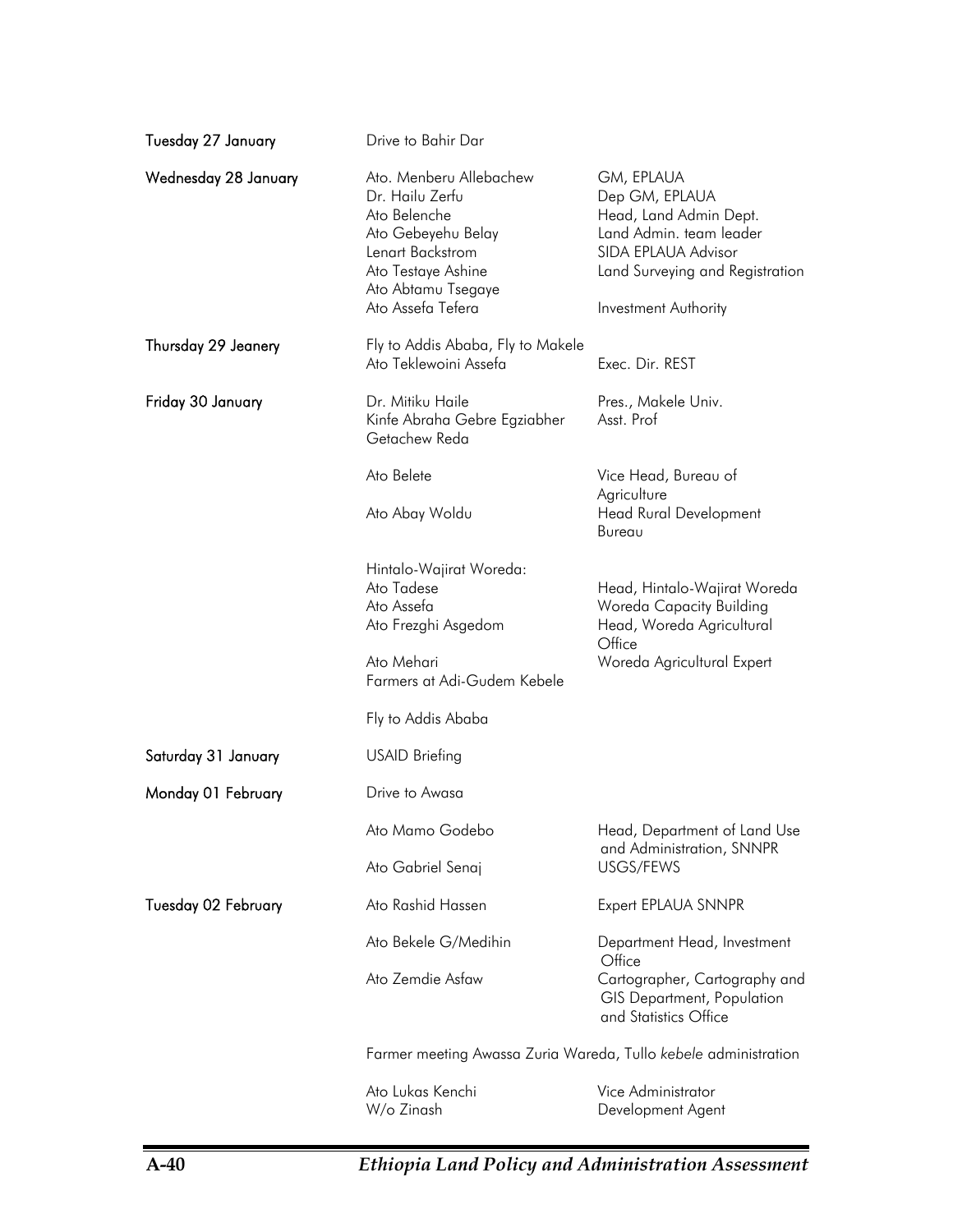| | | |
|---|---|---|
| **Tuesday 27 January** | Drive to Bahir Dar | |
| **Wednesday 28 January** | Ato. Menberu Allebachew | GM, EPLAUA |
| | Dr. Hailu Zerfu | Dep GM, EPLAUA |
| | Ato Belenche | Head, Land Admin Dept. |
| | Ato Gebeyehu Belay | Land Admin. team leader |
| | Lenart Backstrom | SIDA EPLAUA Advisor |
| | Ato Testaye Ashine | Land Surveying and Registration |
| | Ato Abtamu Tsegaye | |
| | Ato Assefa Tefera | Investment Authority |
| **Thursday 29 Jeanery** | Fly to Addis Ababa, Fly to Makele | |
| | Ato Teklewoini Assefa | Exec. Dir. REST |
| **Friday 30 January** | Dr. Mitiku Haile | Pres., Makele Univ. |
| | Kinfe Abraha Gebre Egziabher | Asst. Prof |
| | Getachew Reda | |
| | Ato Belete | Vice Head, Bureau of Agriculture |
| | Ato Abay Woldu | Head Rural Development Bureau |
| | Hintalo-Wajirat Woreda: | |
| | Ato Tadese | Head, Hintalo-Wajirat Woreda |
| | Ato Assefa | Woreda Capacity Building |
| | Ato Frezghi Asgedom | Head, Woreda Agricultural Office |
| | Ato Mehari | Woreda Agricultural Expert |
| | Farmers at Adi-Gudem Kebele | |
| | Fly to Addis Ababa | |
| **Saturday 31 January** | USAID Briefing | |
| **Monday 01 February** | Drive to Awasa | |
| | Ato Mamo Godebo | Head, Department of Land Use and Administration, SNNPR |
| | Ato Gabriel Senaj | USGS/FEWS |
| **Tuesday 02 February** | Ato Rashid Hassen | Expert EPLAUA SNNPR |
| | Ato Bekele G/Medihin | Department Head, Investment Office |
| | Ato Zemdie Asfaw | Cartographer, Cartography and GIS Department, Population and Statistics Office |
| | Farmer meeting Awassa Zuria Wareda, Tullo *kebele* administration | |
| | Ato Lukas Kenchi | Vice Administrator |
| | W/o Zinash | Development Agent |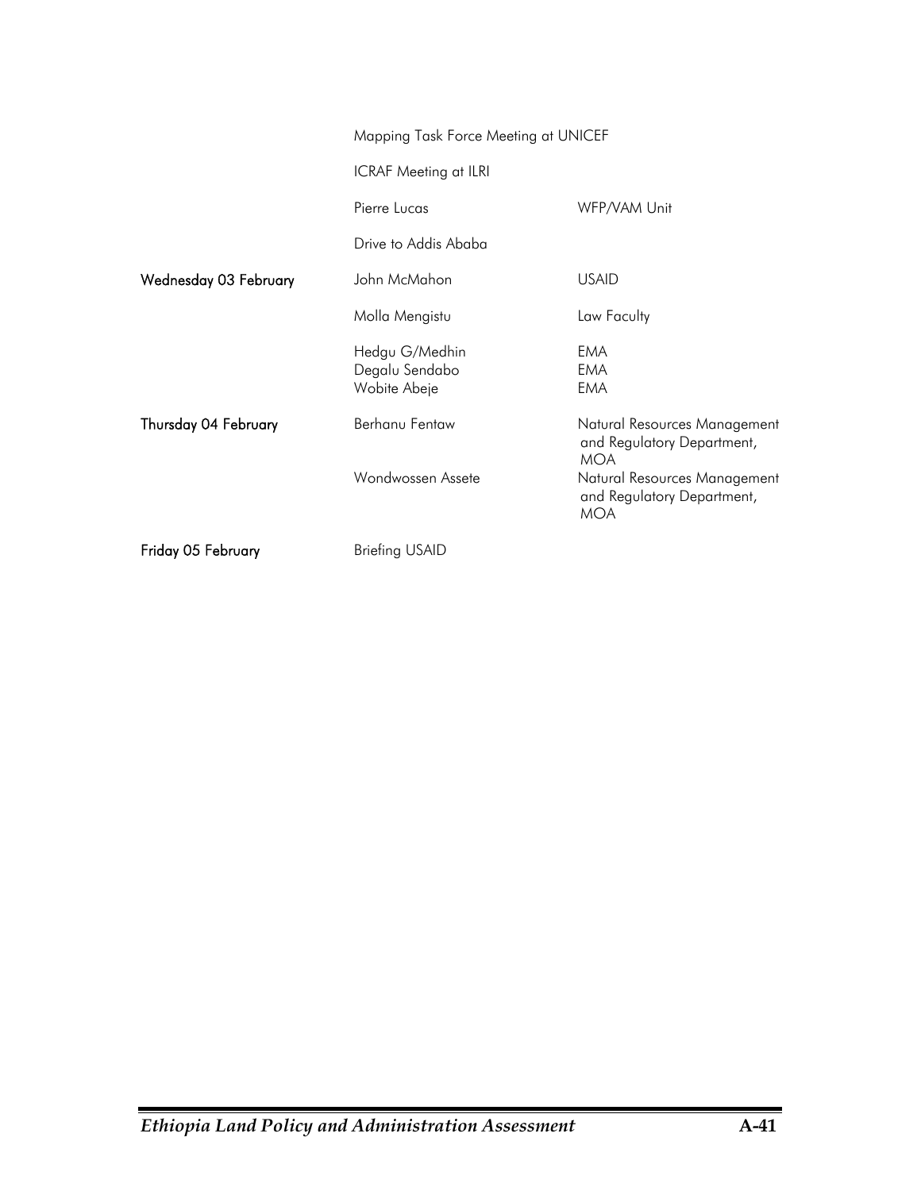| | | |
|---|---|---|
| | Mapping Task Force Meeting at UNICEF | |
| | ICRAF Meeting at ILRI | |
| | Pierre Lucas | WFP/VAM Unit |
| | Drive to Addis Ababa | |
| **Wednesday 03 February** | John McMahon | USAID |
| | Molla Mengistu | Law Faculty |
| | Hedgu G/Medhin | EMA |
| | Degalu Sendabo | EMA |
| | Wobite Abeje | EMA |
| **Thursday 04 February** | Berhanu Fentaw | Natural Resources Management and Regulatory Department, MOA |
| | Wondwossen Assete | Natural Resources Management and Regulatory Department, MOA |
| **Friday 05 February** | Briefing USAID | |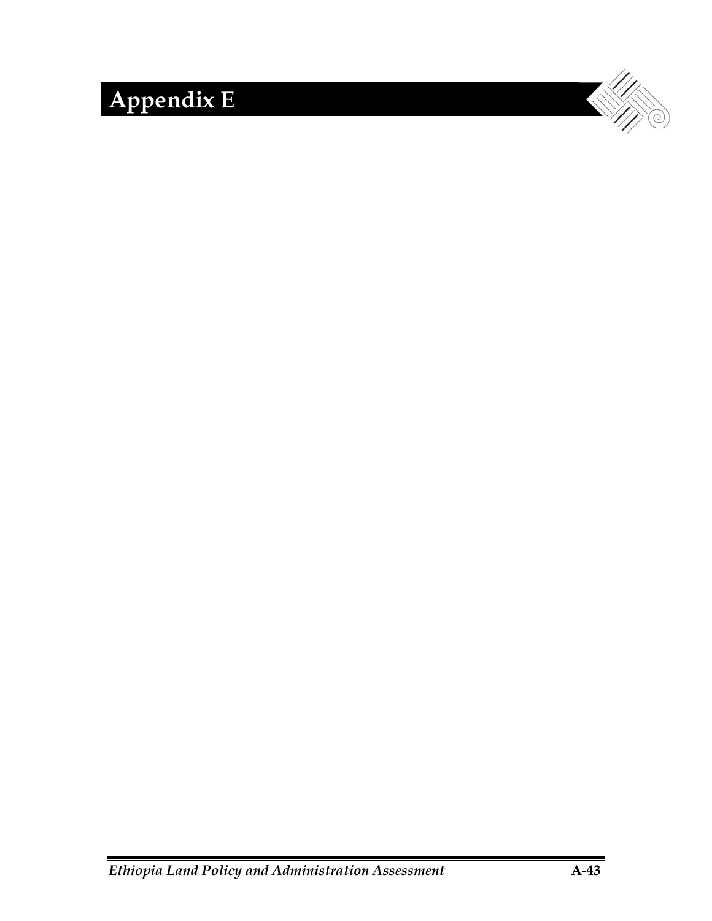# Appendix E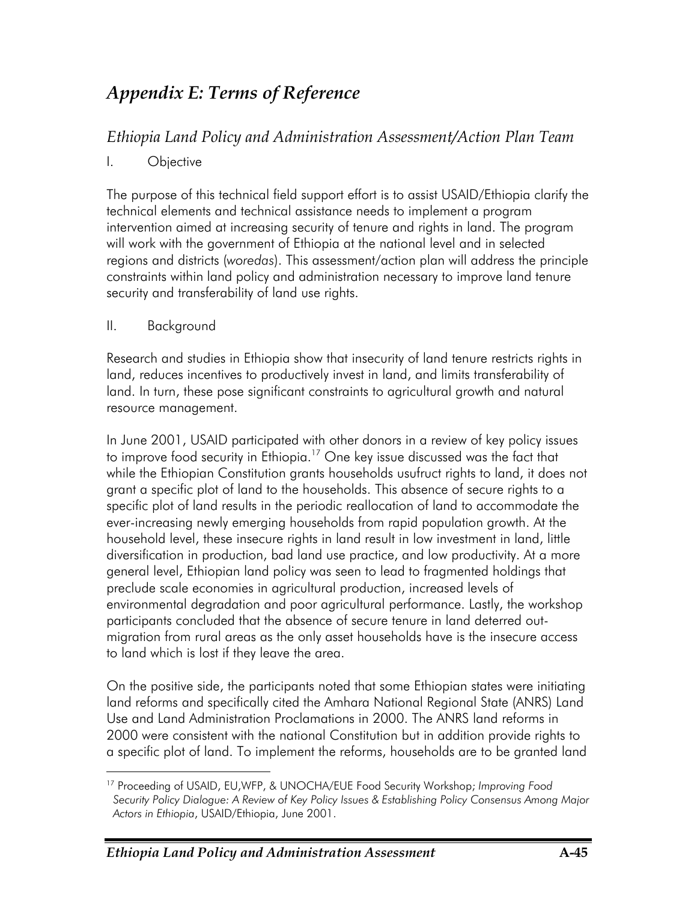# *Appendix E: Terms of Reference*

## *Ethiopia Land Policy and Administration Assessment/Action Plan Team*

I. Objective

The purpose of this technical field support effort is to assist USAID/Ethiopia clarify the technical elements and technical assistance needs to implement a program intervention aimed at increasing security of tenure and rights in land. The program will work with the government of Ethiopia at the national level and in selected regions and districts (*woredas*). This assessment/action plan will address the principle constraints within land policy and administration necessary to improve land tenure security and transferability of land use rights.

II. Background

Research and studies in Ethiopia show that insecurity of land tenure restricts rights in land, reduces incentives to productively invest in land, and limits transferability of land. In turn, these pose significant constraints to agricultural growth and natural resource management.

In June 2001, USAID participated with other donors in a review of key policy issues to improve food security in Ethiopia.[17] One key issue discussed was the fact that while the Ethiopian Constitution grants households usufruct rights to land, it does not grant a specific plot of land to the households. This absence of secure rights to a specific plot of land results in the periodic reallocation of land to accommodate the ever-increasing newly emerging households from rapid population growth. At the household level, these insecure rights in land result in low investment in land, little diversification in production, bad land use practice, and low productivity. At a more general level, Ethiopian land policy was seen to lead to fragmented holdings that preclude scale economies in agricultural production, increased levels of environmental degradation and poor agricultural performance. Lastly, the workshop participants concluded that the absence of secure tenure in land deterred out-migration from rural areas as the only asset households have is the insecure access to land which is lost if they leave the area.

On the positive side, the participants noted that some Ethiopian states were initiating land reforms and specifically cited the Amhara National Regional State (ANRS) Land Use and Land Administration Proclamations in 2000. The ANRS land reforms in 2000 were consistent with the national Constitution but in addition provide rights to a specific plot of land. To implement the reforms, households are to be granted land

[17] Proceeding of USAID, EU,WFP, & UNOCHA/EUE Food Security Workshop; *Improving Food Security Policy Dialogue: A Review of Key Policy Issues & Establishing Policy Consensus Among Major Actors in Ethiopia*, USAID/Ethiopia, June 2001.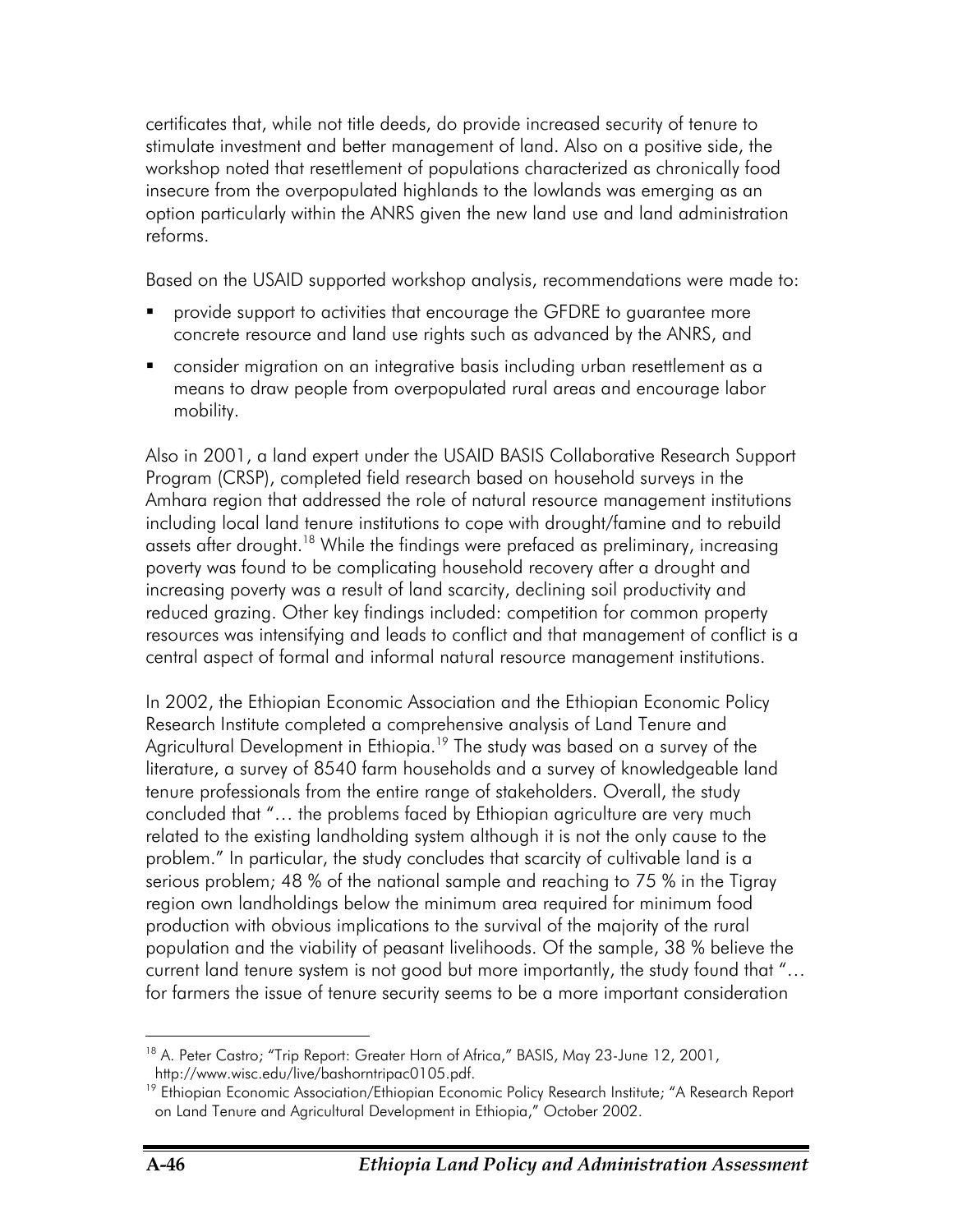certificates that, while not title deeds, do provide increased security of tenure to stimulate investment and better management of land. Also on a positive side, the workshop noted that resettlement of populations characterized as chronically food insecure from the overpopulated highlands to the lowlands was emerging as an option particularly within the ANRS given the new land use and land administration reforms.

Based on the USAID supported workshop analysis, recommendations were made to:

- provide support to activities that encourage the GFDRE to guarantee more concrete resource and land use rights such as advanced by the ANRS, and
- consider migration on an integrative basis including urban resettlement as a means to draw people from overpopulated rural areas and encourage labor mobility.

Also in 2001, a land expert under the USAID BASIS Collaborative Research Support Program (CRSP), completed field research based on household surveys in the Amhara region that addressed the role of natural resource management institutions including local land tenure institutions to cope with drought/famine and to rebuild assets after drought.[18] While the findings were prefaced as preliminary, increasing poverty was found to be complicating household recovery after a drought and increasing poverty was a result of land scarcity, declining soil productivity and reduced grazing. Other key findings included: competition for common property resources was intensifying and leads to conflict and that management of conflict is a central aspect of formal and informal natural resource management institutions.

In 2002, the Ethiopian Economic Association and the Ethiopian Economic Policy Research Institute completed a comprehensive analysis of Land Tenure and Agricultural Development in Ethiopia.[19] The study was based on a survey of the literature, a survey of 8540 farm households and a survey of knowledgeable land tenure professionals from the entire range of stakeholders. Overall, the study concluded that "… the problems faced by Ethiopian agriculture are very much related to the existing landholding system although it is not the only cause to the problem." In particular, the study concludes that scarcity of cultivable land is a serious problem; 48 % of the national sample and reaching to 75 % in the Tigray region own landholdings below the minimum area required for minimum food production with obvious implications to the survival of the majority of the rural population and the viability of peasant livelihoods. Of the sample, 38 % believe the current land tenure system is not good but more importantly, the study found that "… for farmers the issue of tenure security seems to be a more important consideration

---

[18] A. Peter Castro; "Trip Report: Greater Horn of Africa," BASIS, May 23-June 12, 2001, http://www.wisc.edu/live/bashorntripac0105.pdf.

[19] Ethiopian Economic Association/Ethiopian Economic Policy Research Institute; "A Research Report on Land Tenure and Agricultural Development in Ethiopia," October 2002.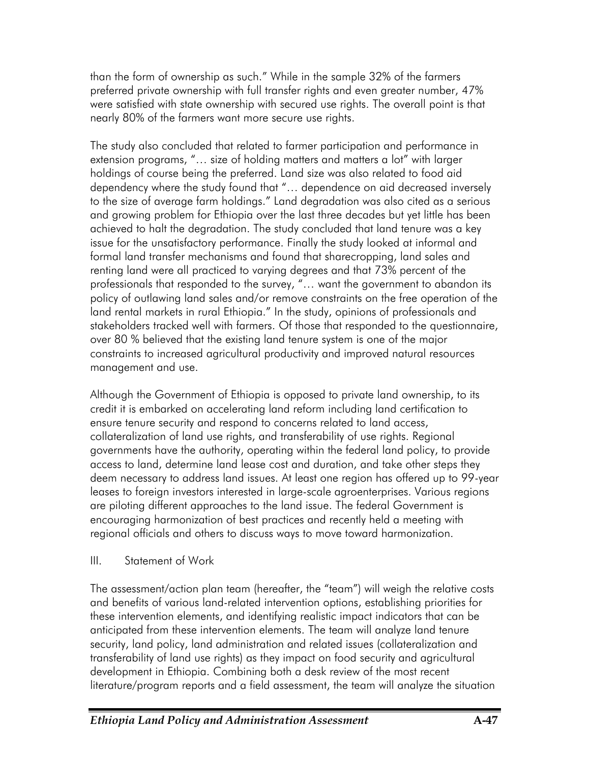than the form of ownership as such." While in the sample 32% of the farmers preferred private ownership with full transfer rights and even greater number, 47% were satisfied with state ownership with secured use rights. The overall point is that nearly 80% of the farmers want more secure use rights.

The study also concluded that related to farmer participation and performance in extension programs, "… size of holding matters and matters a lot" with larger holdings of course being the preferred. Land size was also related to food aid dependency where the study found that "… dependence on aid decreased inversely to the size of average farm holdings." Land degradation was also cited as a serious and growing problem for Ethiopia over the last three decades but yet little has been achieved to halt the degradation. The study concluded that land tenure was a key issue for the unsatisfactory performance. Finally the study looked at informal and formal land transfer mechanisms and found that sharecropping, land sales and renting land were all practiced to varying degrees and that 73% percent of the professionals that responded to the survey, "… want the government to abandon its policy of outlawing land sales and/or remove constraints on the free operation of the land rental markets in rural Ethiopia." In the study, opinions of professionals and stakeholders tracked well with farmers. Of those that responded to the questionnaire, over 80 % believed that the existing land tenure system is one of the major constraints to increased agricultural productivity and improved natural resources management and use.

Although the Government of Ethiopia is opposed to private land ownership, to its credit it is embarked on accelerating land reform including land certification to ensure tenure security and respond to concerns related to land access, collateralization of land use rights, and transferability of use rights. Regional governments have the authority, operating within the federal land policy, to provide access to land, determine land lease cost and duration, and take other steps they deem necessary to address land issues. At least one region has offered up to 99-year leases to foreign investors interested in large-scale agroenterprises. Various regions are piloting different approaches to the land issue. The federal Government is encouraging harmonization of best practices and recently held a meeting with regional officials and others to discuss ways to move toward harmonization.

III. Statement of Work

The assessment/action plan team (hereafter, the "team") will weigh the relative costs and benefits of various land-related intervention options, establishing priorities for these intervention elements, and identifying realistic impact indicators that can be anticipated from these intervention elements. The team will analyze land tenure security, land policy, land administration and related issues (collateralization and transferability of land use rights) as they impact on food security and agricultural development in Ethiopia. Combining both a desk review of the most recent literature/program reports and a field assessment, the team will analyze the situation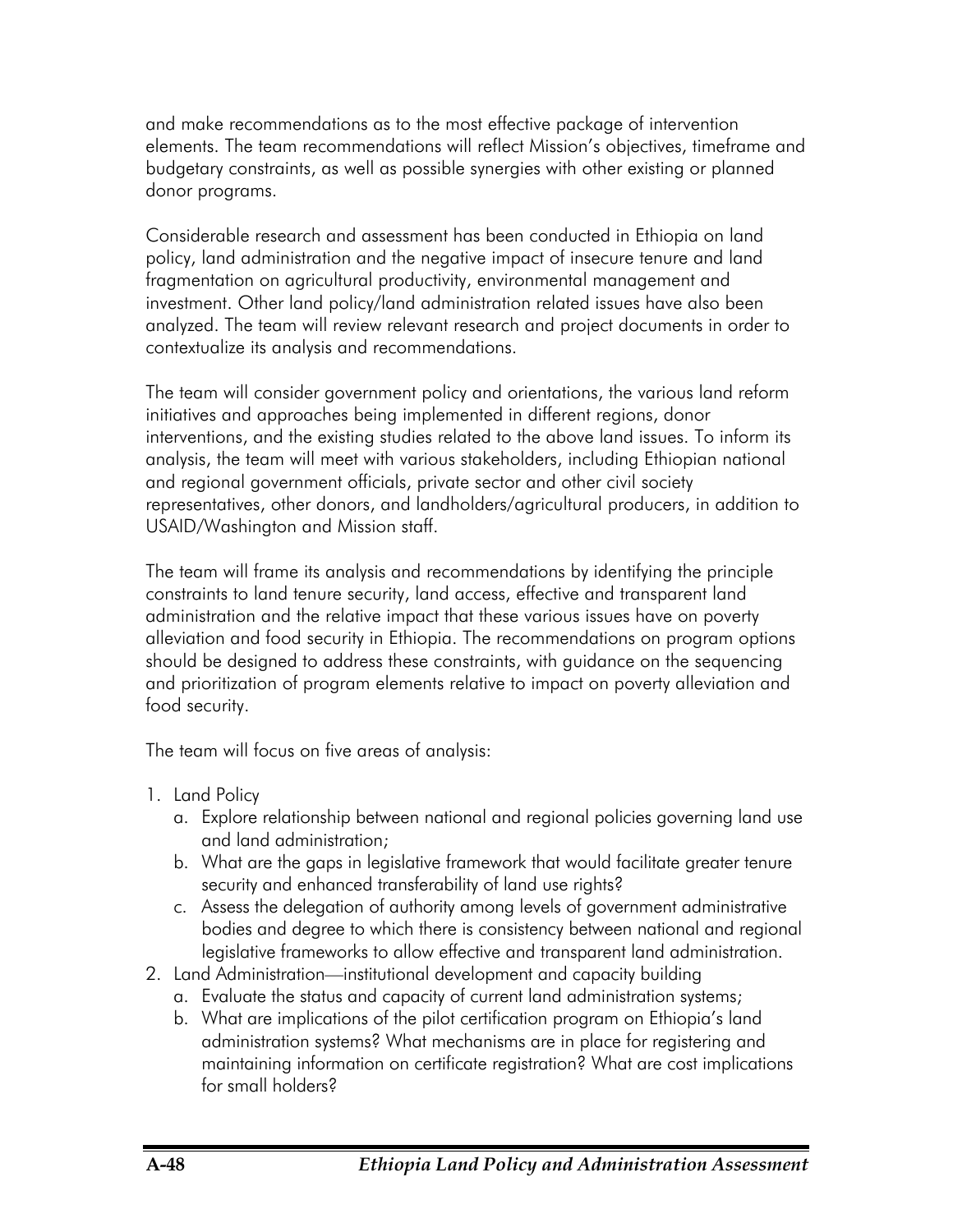and make recommendations as to the most effective package of intervention elements. The team recommendations will reflect Mission's objectives, timeframe and budgetary constraints, as well as possible synergies with other existing or planned donor programs.

Considerable research and assessment has been conducted in Ethiopia on land policy, land administration and the negative impact of insecure tenure and land fragmentation on agricultural productivity, environmental management and investment. Other land policy/land administration related issues have also been analyzed. The team will review relevant research and project documents in order to contextualize its analysis and recommendations.

The team will consider government policy and orientations, the various land reform initiatives and approaches being implemented in different regions, donor interventions, and the existing studies related to the above land issues. To inform its analysis, the team will meet with various stakeholders, including Ethiopian national and regional government officials, private sector and other civil society representatives, other donors, and landholders/agricultural producers, in addition to USAID/Washington and Mission staff.

The team will frame its analysis and recommendations by identifying the principle constraints to land tenure security, land access, effective and transparent land administration and the relative impact that these various issues have on poverty alleviation and food security in Ethiopia. The recommendations on program options should be designed to address these constraints, with guidance on the sequencing and prioritization of program elements relative to impact on poverty alleviation and food security.

The team will focus on five areas of analysis:

1. Land Policy
   a. Explore relationship between national and regional policies governing land use and land administration;
   b. What are the gaps in legislative framework that would facilitate greater tenure security and enhanced transferability of land use rights?
   c. Assess the delegation of authority among levels of government administrative bodies and degree to which there is consistency between national and regional legislative frameworks to allow effective and transparent land administration.
2. Land Administration—institutional development and capacity building
   a. Evaluate the status and capacity of current land administration systems;
   b. What are implications of the pilot certification program on Ethiopia's land administration systems? What mechanisms are in place for registering and maintaining information on certificate registration? What are cost implications for small holders?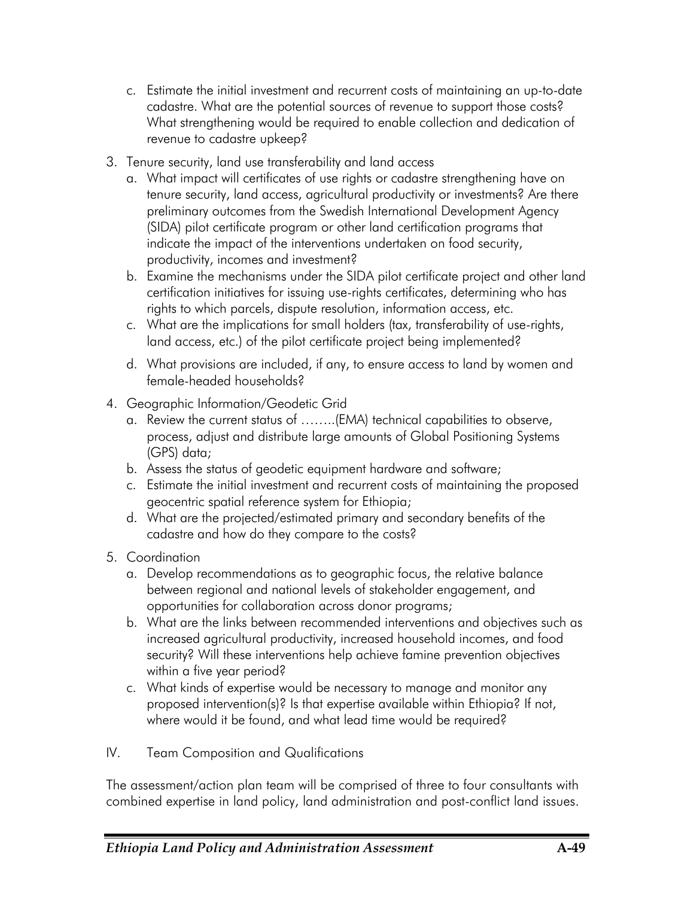c. Estimate the initial investment and recurrent costs of maintaining an up-to-date cadastre. What are the potential sources of revenue to support those costs? What strengthening would be required to enable collection and dedication of revenue to cadastre upkeep?

3. Tenure security, land use transferability and land access
   a. What impact will certificates of use rights or cadastre strengthening have on tenure security, land access, agricultural productivity or investments? Are there preliminary outcomes from the Swedish International Development Agency (SIDA) pilot certificate program or other land certification programs that indicate the impact of the interventions undertaken on food security, productivity, incomes and investment?
   b. Examine the mechanisms under the SIDA pilot certificate project and other land certification initiatives for issuing use-rights certificates, determining who has rights to which parcels, dispute resolution, information access, etc.
   c. What are the implications for small holders (tax, transferability of use-rights, land access, etc.) of the pilot certificate project being implemented?
   d. What provisions are included, if any, to ensure access to land by women and female-headed households?

4. Geographic Information/Geodetic Grid
   a. Review the current status of ……..(EMA) technical capabilities to observe, process, adjust and distribute large amounts of Global Positioning Systems (GPS) data;
   b. Assess the status of geodetic equipment hardware and software;
   c. Estimate the initial investment and recurrent costs of maintaining the proposed geocentric spatial reference system for Ethiopia;
   d. What are the projected/estimated primary and secondary benefits of the cadastre and how do they compare to the costs?

5. Coordination
   a. Develop recommendations as to geographic focus, the relative balance between regional and national levels of stakeholder engagement, and opportunities for collaboration across donor programs;
   b. What are the links between recommended interventions and objectives such as increased agricultural productivity, increased household incomes, and food security? Will these interventions help achieve famine prevention objectives within a five year period?
   c. What kinds of expertise would be necessary to manage and monitor any proposed intervention(s)? Is that expertise available within Ethiopia? If not, where would it be found, and what lead time would be required?

IV. Team Composition and Qualifications

The assessment/action plan team will be comprised of three to four consultants with combined expertise in land policy, land administration and post-conflict land issues.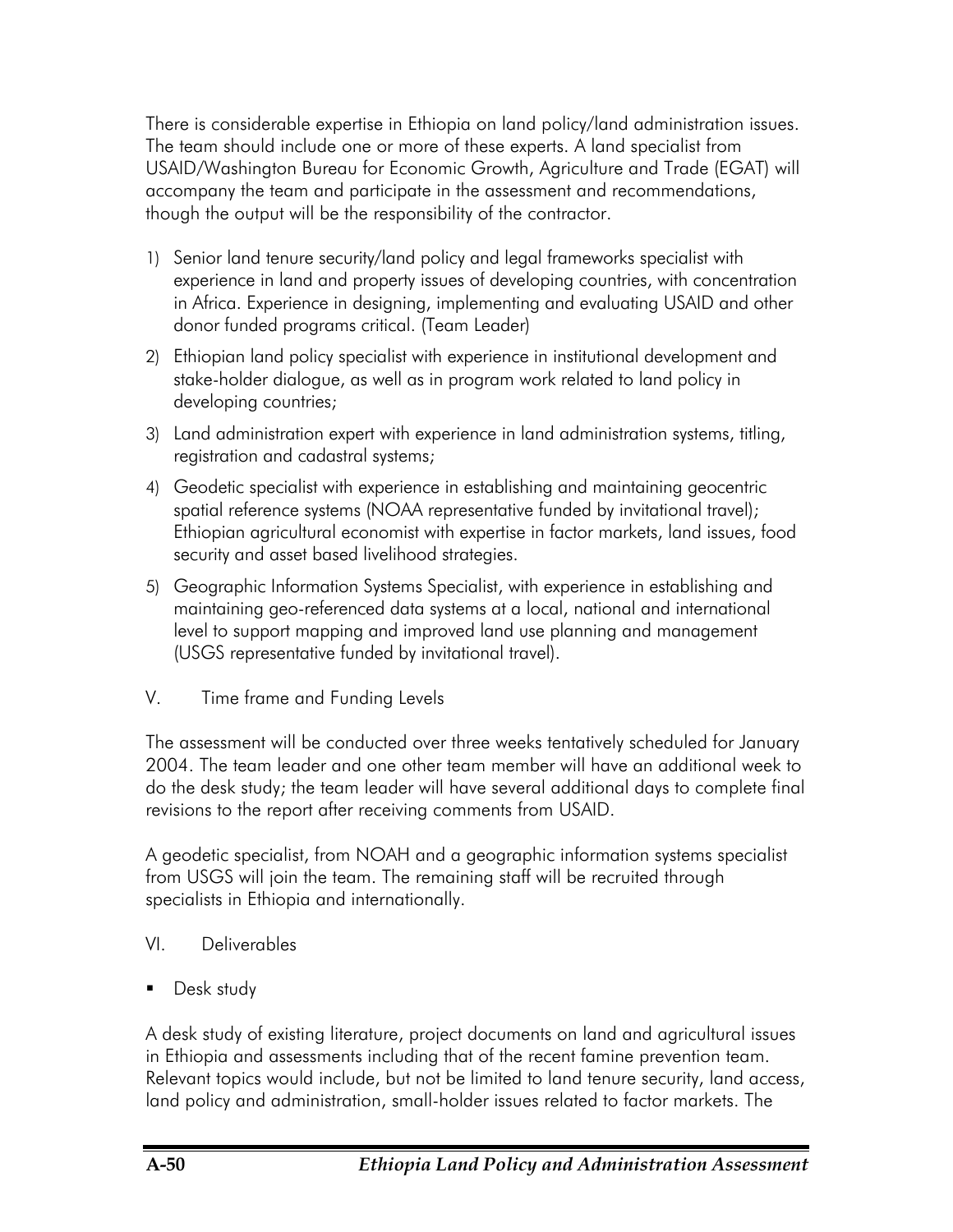There is considerable expertise in Ethiopia on land policy/land administration issues. The team should include one or more of these experts. A land specialist from USAID/Washington Bureau for Economic Growth, Agriculture and Trade (EGAT) will accompany the team and participate in the assessment and recommendations, though the output will be the responsibility of the contractor.

1) Senior land tenure security/land policy and legal frameworks specialist with experience in land and property issues of developing countries, with concentration in Africa. Experience in designing, implementing and evaluating USAID and other donor funded programs critical. (Team Leader)
2) Ethiopian land policy specialist with experience in institutional development and stake-holder dialogue, as well as in program work related to land policy in developing countries;
3) Land administration expert with experience in land administration systems, titling, registration and cadastral systems;
4) Geodetic specialist with experience in establishing and maintaining geocentric spatial reference systems (NOAA representative funded by invitational travel); Ethiopian agricultural economist with expertise in factor markets, land issues, food security and asset based livelihood strategies.
5) Geographic Information Systems Specialist, with experience in establishing and maintaining geo-referenced data systems at a local, national and international level to support mapping and improved land use planning and management (USGS representative funded by invitational travel).

V. Time frame and Funding Levels

The assessment will be conducted over three weeks tentatively scheduled for January 2004. The team leader and one other team member will have an additional week to do the desk study; the team leader will have several additional days to complete final revisions to the report after receiving comments from USAID.

A geodetic specialist, from NOAH and a geographic information systems specialist from USGS will join the team. The remaining staff will be recruited through specialists in Ethiopia and internationally.

VI. Deliverables

- Desk study

A desk study of existing literature, project documents on land and agricultural issues in Ethiopia and assessments including that of the recent famine prevention team. Relevant topics would include, but not be limited to land tenure security, land access, land policy and administration, small-holder issues related to factor markets. The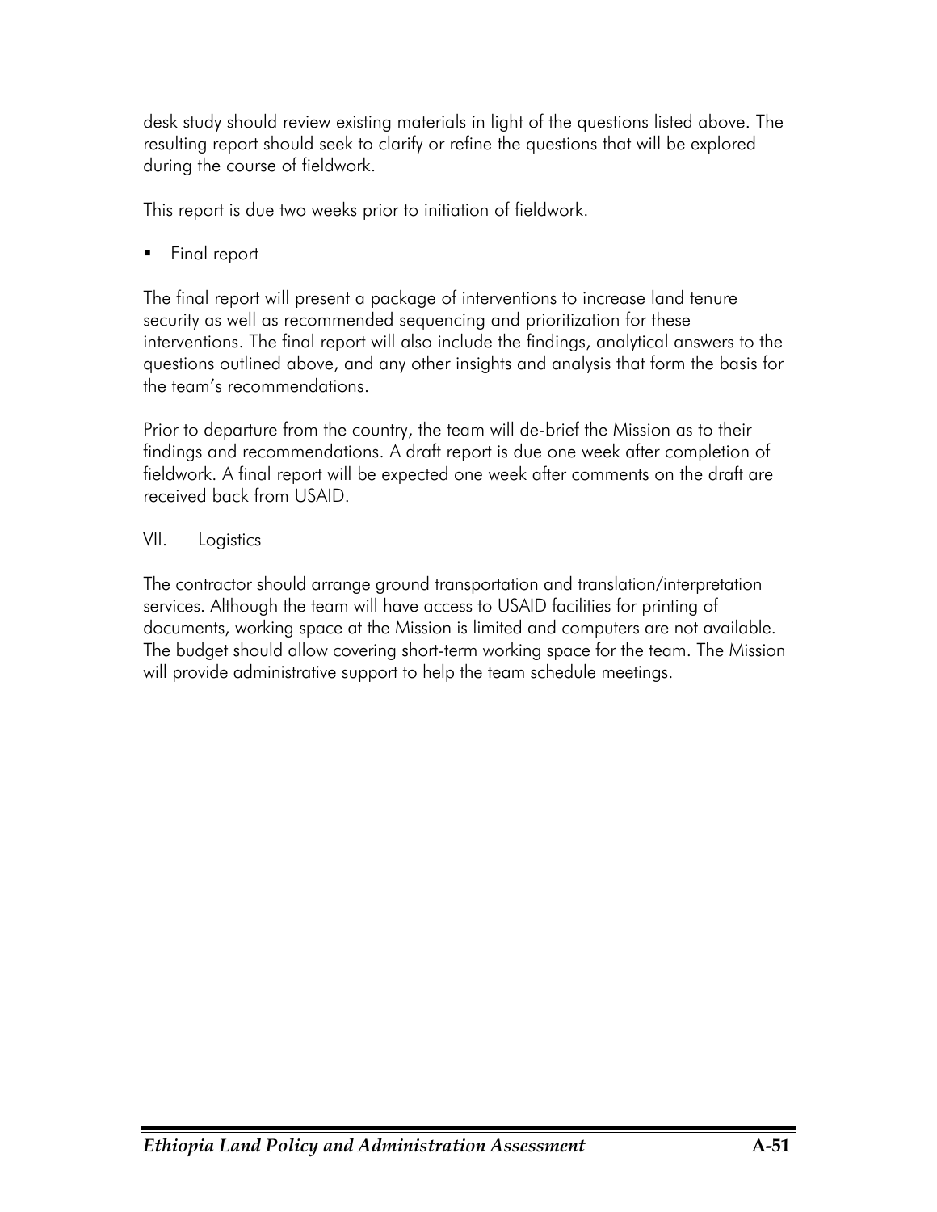desk study should review existing materials in light of the questions listed above. The resulting report should seek to clarify or refine the questions that will be explored during the course of fieldwork.

This report is due two weeks prior to initiation of fieldwork.

- Final report

The final report will present a package of interventions to increase land tenure security as well as recommended sequencing and prioritization for these interventions. The final report will also include the findings, analytical answers to the questions outlined above, and any other insights and analysis that form the basis for the team's recommendations.

Prior to departure from the country, the team will de-brief the Mission as to their findings and recommendations. A draft report is due one week after completion of fieldwork. A final report will be expected one week after comments on the draft are received back from USAID.

VII. Logistics

The contractor should arrange ground transportation and translation/interpretation services. Although the team will have access to USAID facilities for printing of documents, working space at the Mission is limited and computers are not available. The budget should allow covering short-term working space for the team. The Mission will provide administrative support to help the team schedule meetings.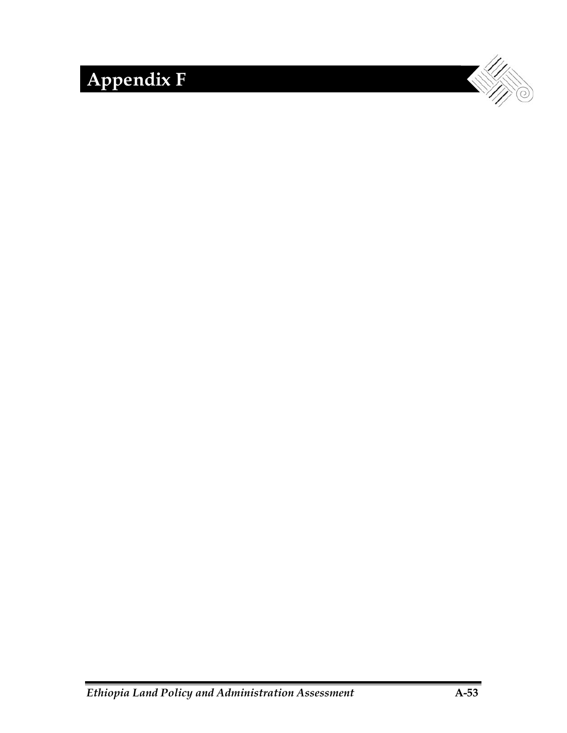# Appendix F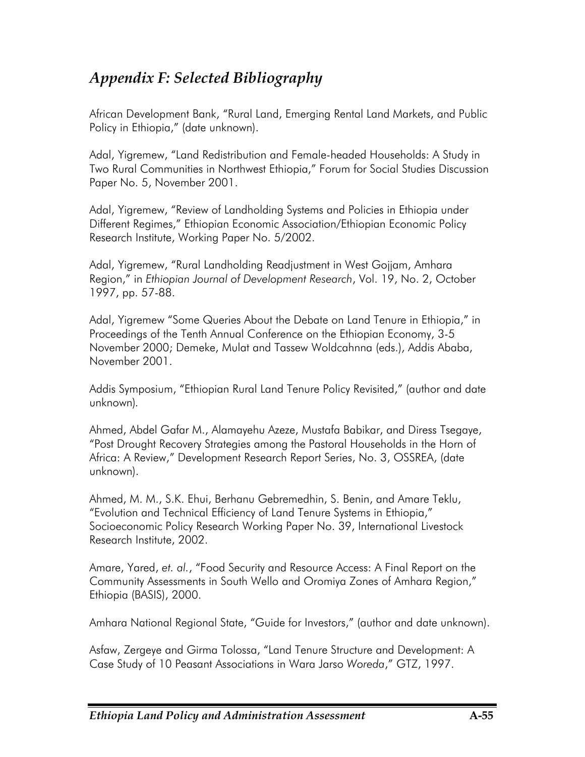## *Appendix F: Selected Bibliography*

African Development Bank, "Rural Land, Emerging Rental Land Markets, and Public Policy in Ethiopia," (date unknown).

Adal, Yigremew, "Land Redistribution and Female-headed Households: A Study in Two Rural Communities in Northwest Ethiopia," Forum for Social Studies Discussion Paper No. 5, November 2001.

Adal, Yigremew, "Review of Landholding Systems and Policies in Ethiopia under Different Regimes," Ethiopian Economic Association/Ethiopian Economic Policy Research Institute, Working Paper No. 5/2002.

Adal, Yigremew, "Rural Landholding Readjustment in West Gojjam, Amhara Region," in *Ethiopian Journal of Development Research*, Vol. 19, No. 2, October 1997, pp. 57-88.

Adal, Yigremew "Some Queries About the Debate on Land Tenure in Ethiopia," in Proceedings of the Tenth Annual Conference on the Ethiopian Economy, 3-5 November 2000; Demeke, Mulat and Tassew Woldcahnna (eds.), Addis Ababa, November 2001.

Addis Symposium, "Ethiopian Rural Land Tenure Policy Revisited," (author and date unknown).

Ahmed, Abdel Gafar M., Alamayehu Azeze, Mustafa Babikar, and Diress Tsegaye, "Post Drought Recovery Strategies among the Pastoral Households in the Horn of Africa: A Review," Development Research Report Series, No. 3, OSSREA, (date unknown).

Ahmed, M. M., S.K. Ehui, Berhanu Gebremedhin, S. Benin, and Amare Teklu, "Evolution and Technical Efficiency of Land Tenure Systems in Ethiopia," Socioeconomic Policy Research Working Paper No. 39, International Livestock Research Institute, 2002.

Amare, Yared, *et. al.*, "Food Security and Resource Access: A Final Report on the Community Assessments in South Wello and Oromiya Zones of Amhara Region," Ethiopia (BASIS), 2000.

Amhara National Regional State, "Guide for Investors," (author and date unknown).

Asfaw, Zergeye and Girma Tolossa, "Land Tenure Structure and Development: A Case Study of 10 Peasant Associations in Wara Jarso *Woreda*," GTZ, 1997.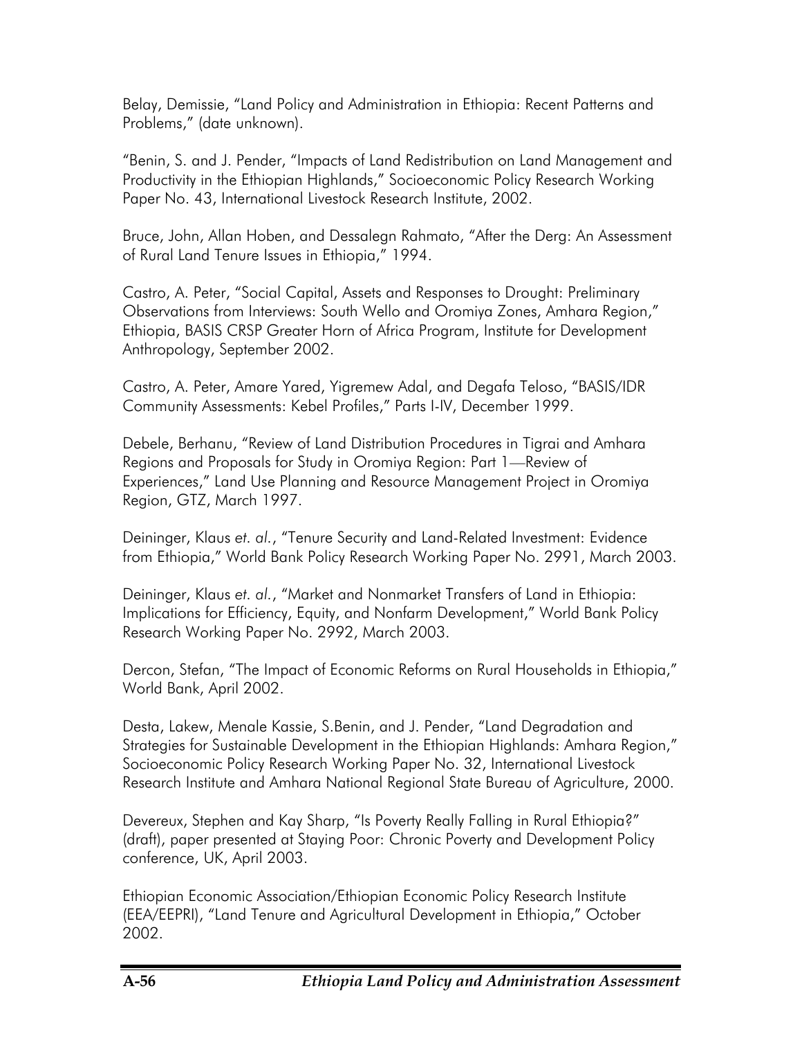Belay, Demissie, "Land Policy and Administration in Ethiopia: Recent Patterns and Problems," (date unknown).

"Benin, S. and J. Pender, "Impacts of Land Redistribution on Land Management and Productivity in the Ethiopian Highlands," Socioeconomic Policy Research Working Paper No. 43, International Livestock Research Institute, 2002.

Bruce, John, Allan Hoben, and Dessalegn Rahmato, "After the Derg: An Assessment of Rural Land Tenure Issues in Ethiopia," 1994.

Castro, A. Peter, "Social Capital, Assets and Responses to Drought: Preliminary Observations from Interviews: South Wello and Oromiya Zones, Amhara Region," Ethiopia, BASIS CRSP Greater Horn of Africa Program, Institute for Development Anthropology, September 2002.

Castro, A. Peter, Amare Yared, Yigremew Adal, and Degafa Teloso, "BASIS/IDR Community Assessments: Kebel Profiles," Parts I-IV, December 1999.

Debele, Berhanu, "Review of Land Distribution Procedures in Tigrai and Amhara Regions and Proposals for Study in Oromiya Region: Part 1—Review of Experiences," Land Use Planning and Resource Management Project in Oromiya Region, GTZ, March 1997.

Deininger, Klaus *et. al.*, "Tenure Security and Land-Related Investment: Evidence from Ethiopia," World Bank Policy Research Working Paper No. 2991, March 2003.

Deininger, Klaus *et. al.*, "Market and Nonmarket Transfers of Land in Ethiopia: Implications for Efficiency, Equity, and Nonfarm Development," World Bank Policy Research Working Paper No. 2992, March 2003.

Dercon, Stefan, "The Impact of Economic Reforms on Rural Households in Ethiopia," World Bank, April 2002.

Desta, Lakew, Menale Kassie, S.Benin, and J. Pender, "Land Degradation and Strategies for Sustainable Development in the Ethiopian Highlands: Amhara Region," Socioeconomic Policy Research Working Paper No. 32, International Livestock Research Institute and Amhara National Regional State Bureau of Agriculture, 2000.

Devereux, Stephen and Kay Sharp, "Is Poverty Really Falling in Rural Ethiopia?" (draft), paper presented at Staying Poor: Chronic Poverty and Development Policy conference, UK, April 2003.

Ethiopian Economic Association/Ethiopian Economic Policy Research Institute (EEA/EEPRI), "Land Tenure and Agricultural Development in Ethiopia," October 2002.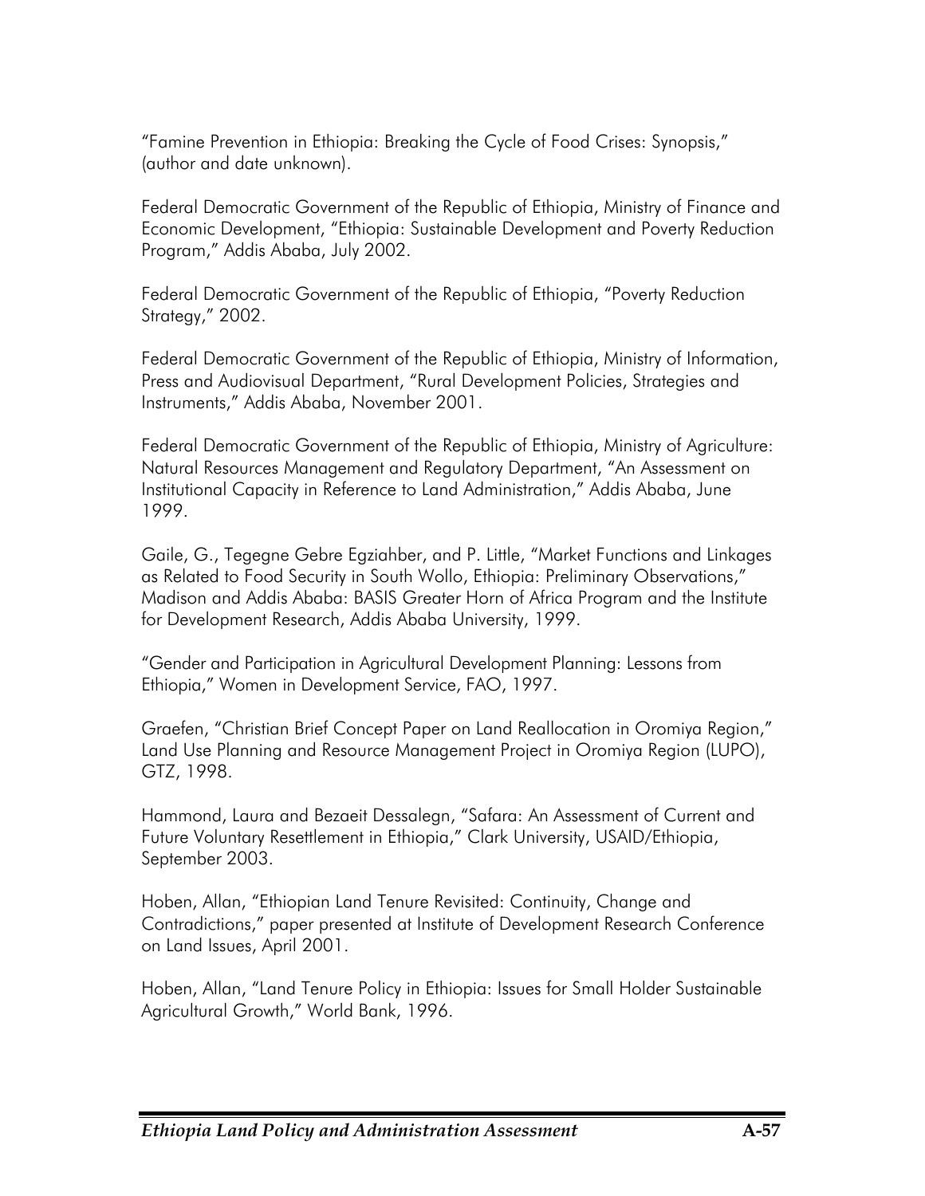"Famine Prevention in Ethiopia: Breaking the Cycle of Food Crises: Synopsis," (author and date unknown).

Federal Democratic Government of the Republic of Ethiopia, Ministry of Finance and Economic Development, "Ethiopia: Sustainable Development and Poverty Reduction Program," Addis Ababa, July 2002.

Federal Democratic Government of the Republic of Ethiopia, "Poverty Reduction Strategy," 2002.

Federal Democratic Government of the Republic of Ethiopia, Ministry of Information, Press and Audiovisual Department, "Rural Development Policies, Strategies and Instruments," Addis Ababa, November 2001.

Federal Democratic Government of the Republic of Ethiopia, Ministry of Agriculture: Natural Resources Management and Regulatory Department, "An Assessment on Institutional Capacity in Reference to Land Administration," Addis Ababa, June 1999.

Gaile, G., Tegegne Gebre Egziahber, and P. Little, "Market Functions and Linkages as Related to Food Security in South Wollo, Ethiopia: Preliminary Observations," Madison and Addis Ababa: BASIS Greater Horn of Africa Program and the Institute for Development Research, Addis Ababa University, 1999.

"Gender and Participation in Agricultural Development Planning: Lessons from Ethiopia," Women in Development Service, FAO, 1997.

Graefen, "Christian Brief Concept Paper on Land Reallocation in Oromiya Region," Land Use Planning and Resource Management Project in Oromiya Region (LUPO), GTZ, 1998.

Hammond, Laura and Bezaeit Dessalegn, "Safara: An Assessment of Current and Future Voluntary Resettlement in Ethiopia," Clark University, USAID/Ethiopia, September 2003.

Hoben, Allan, "Ethiopian Land Tenure Revisited: Continuity, Change and Contradictions," paper presented at Institute of Development Research Conference on Land Issues, April 2001.

Hoben, Allan, "Land Tenure Policy in Ethiopia: Issues for Small Holder Sustainable Agricultural Growth," World Bank, 1996.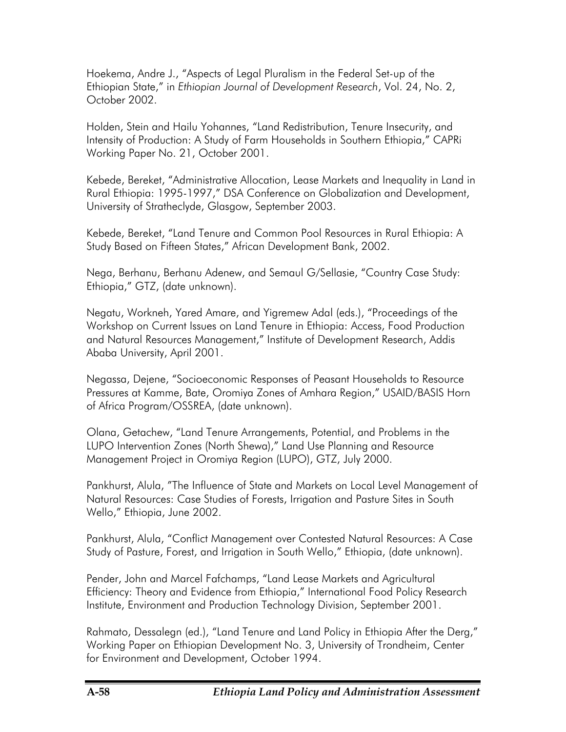Hoekema, Andre J., "Aspects of Legal Pluralism in the Federal Set-up of the Ethiopian State," in *Ethiopian Journal of Development Research*, Vol. 24, No. 2, October 2002.

Holden, Stein and Hailu Yohannes, "Land Redistribution, Tenure Insecurity, and Intensity of Production: A Study of Farm Households in Southern Ethiopia," CAPRi Working Paper No. 21, October 2001.

Kebede, Bereket, "Administrative Allocation, Lease Markets and Inequality in Land in Rural Ethiopia: 1995-1997," DSA Conference on Globalization and Development, University of Stratheclyde, Glasgow, September 2003.

Kebede, Bereket, "Land Tenure and Common Pool Resources in Rural Ethiopia: A Study Based on Fifteen States," African Development Bank, 2002.

Nega, Berhanu, Berhanu Adenew, and Semaul G/Sellasie, "Country Case Study: Ethiopia," GTZ, (date unknown).

Negatu, Workneh, Yared Amare, and Yigremew Adal (eds.), "Proceedings of the Workshop on Current Issues on Land Tenure in Ethiopia: Access, Food Production and Natural Resources Management," Institute of Development Research, Addis Ababa University, April 2001.

Negassa, Dejene, "Socioeconomic Responses of Peasant Households to Resource Pressures at Kamme, Bate, Oromiya Zones of Amhara Region," USAID/BASIS Horn of Africa Program/OSSREA, (date unknown).

Olana, Getachew, "Land Tenure Arrangements, Potential, and Problems in the LUPO Intervention Zones (North Shewa)," Land Use Planning and Resource Management Project in Oromiya Region (LUPO), GTZ, July 2000.

Pankhurst, Alula, "The Influence of State and Markets on Local Level Management of Natural Resources: Case Studies of Forests, Irrigation and Pasture Sites in South Wello," Ethiopia, June 2002.

Pankhurst, Alula, "Conflict Management over Contested Natural Resources: A Case Study of Pasture, Forest, and Irrigation in South Wello," Ethiopia, (date unknown).

Pender, John and Marcel Fafchamps, "Land Lease Markets and Agricultural Efficiency: Theory and Evidence from Ethiopia," International Food Policy Research Institute, Environment and Production Technology Division, September 2001.

Rahmato, Dessalegn (ed.), "Land Tenure and Land Policy in Ethiopia After the Derg," Working Paper on Ethiopian Development No. 3, University of Trondheim, Center for Environment and Development, October 1994.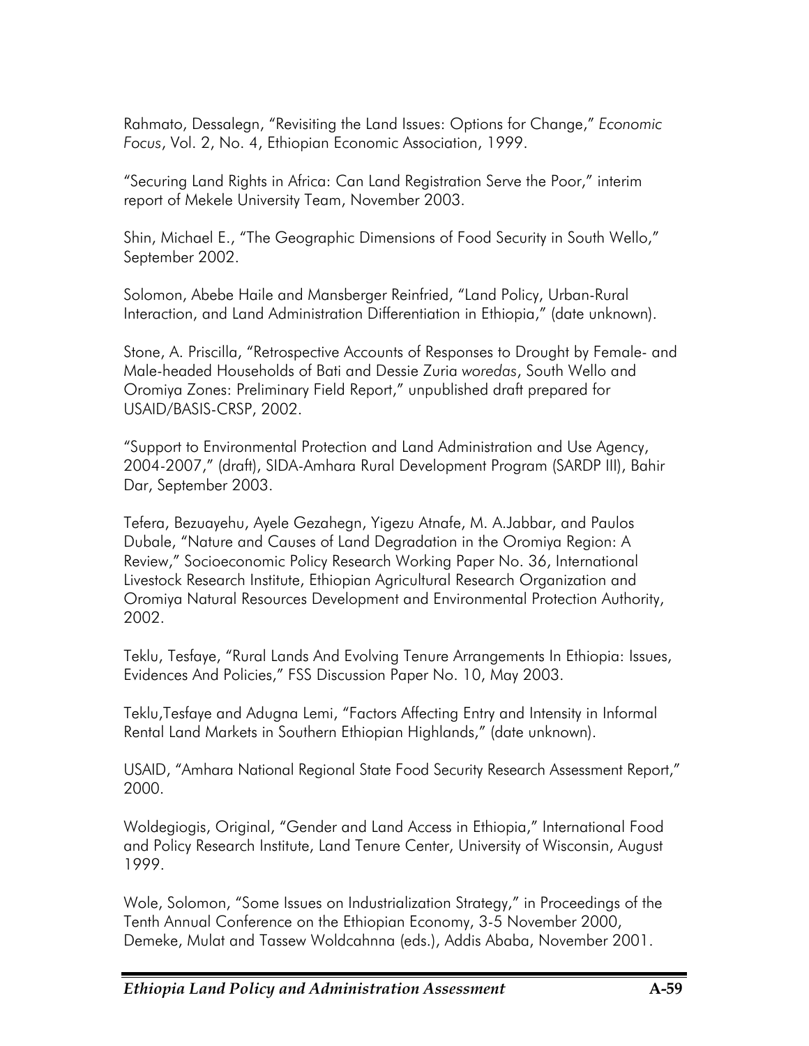Rahmato, Dessalegn, “Revisiting the Land Issues: Options for Change,” *Economic Focus*, Vol. 2, No. 4, Ethiopian Economic Association, 1999.

“Securing Land Rights in Africa: Can Land Registration Serve the Poor,” interim report of Mekele University Team, November 2003.

Shin, Michael E., “The Geographic Dimensions of Food Security in South Wello,” September 2002.

Solomon, Abebe Haile and Mansberger Reinfried, “Land Policy, Urban-Rural Interaction, and Land Administration Differentiation in Ethiopia,” (date unknown).

Stone, A. Priscilla, “Retrospective Accounts of Responses to Drought by Female- and Male-headed Households of Bati and Dessie Zuria *woredas*, South Wello and Oromiya Zones: Preliminary Field Report,” unpublished draft prepared for USAID/BASIS-CRSP, 2002.

“Support to Environmental Protection and Land Administration and Use Agency, 2004-2007,” (draft), SIDA-Amhara Rural Development Program (SARDP III), Bahir Dar, September 2003.

Tefera, Bezuayehu, Ayele Gezahegn, Yigezu Atnafe, M. A.Jabbar, and Paulos Dubale, “Nature and Causes of Land Degradation in the Oromiya Region: A Review,” Socioeconomic Policy Research Working Paper No. 36, International Livestock Research Institute, Ethiopian Agricultural Research Organization and Oromiya Natural Resources Development and Environmental Protection Authority, 2002.

Teklu, Tesfaye, “Rural Lands And Evolving Tenure Arrangements In Ethiopia: Issues, Evidences And Policies,” FSS Discussion Paper No. 10, May 2003.

Teklu,Tesfaye and Adugna Lemi, “Factors Affecting Entry and Intensity in Informal Rental Land Markets in Southern Ethiopian Highlands,” (date unknown).

USAID, “Amhara National Regional State Food Security Research Assessment Report,” 2000.

Woldegiogis, Original, “Gender and Land Access in Ethiopia,” International Food and Policy Research Institute, Land Tenure Center, University of Wisconsin, August 1999.

Wole, Solomon, “Some Issues on Industrialization Strategy,” in Proceedings of the Tenth Annual Conference on the Ethiopian Economy, 3-5 November 2000, Demeke, Mulat and Tassew Woldcahnna (eds.), Addis Ababa, November 2001.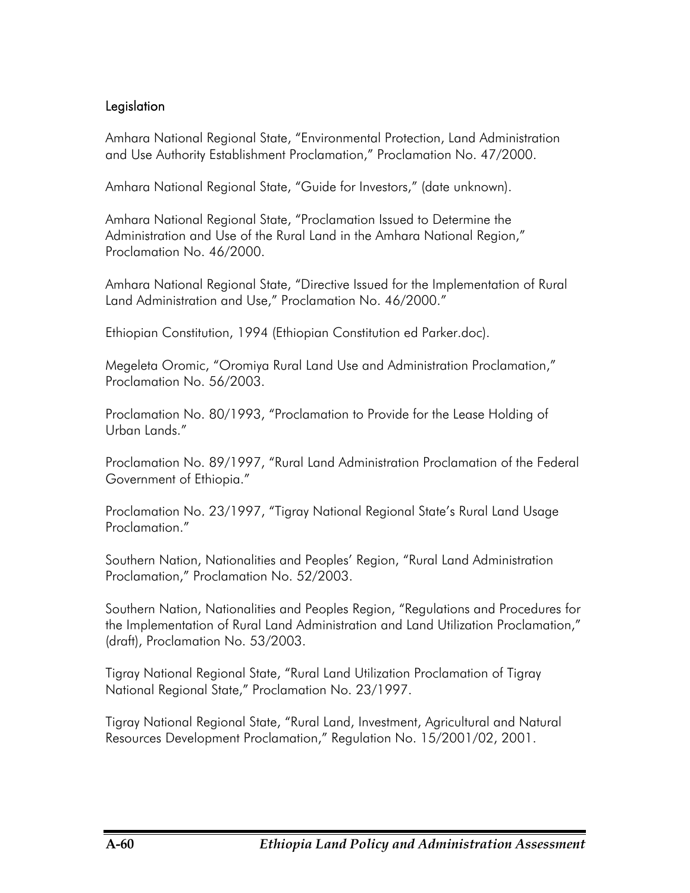## Legislation

Amhara National Regional State, "Environmental Protection, Land Administration and Use Authority Establishment Proclamation," Proclamation No. 47/2000.

Amhara National Regional State, "Guide for Investors," (date unknown).

Amhara National Regional State, "Proclamation Issued to Determine the Administration and Use of the Rural Land in the Amhara National Region," Proclamation No. 46/2000.

Amhara National Regional State, "Directive Issued for the Implementation of Rural Land Administration and Use," Proclamation No. 46/2000."

Ethiopian Constitution, 1994 (Ethiopian Constitution ed Parker.doc).

Megeleta Oromic, "Oromiya Rural Land Use and Administration Proclamation," Proclamation No. 56/2003.

Proclamation No. 80/1993, "Proclamation to Provide for the Lease Holding of Urban Lands."

Proclamation No. 89/1997, "Rural Land Administration Proclamation of the Federal Government of Ethiopia."

Proclamation No. 23/1997, "Tigray National Regional State's Rural Land Usage Proclamation."

Southern Nation, Nationalities and Peoples' Region, "Rural Land Administration Proclamation," Proclamation No. 52/2003.

Southern Nation, Nationalities and Peoples Region, "Regulations and Procedures for the Implementation of Rural Land Administration and Land Utilization Proclamation," (draft), Proclamation No. 53/2003.

Tigray National Regional State, "Rural Land Utilization Proclamation of Tigray National Regional State," Proclamation No. 23/1997.

Tigray National Regional State, "Rural Land, Investment, Agricultural and Natural Resources Development Proclamation," Regulation No. 15/2001/02, 2001.